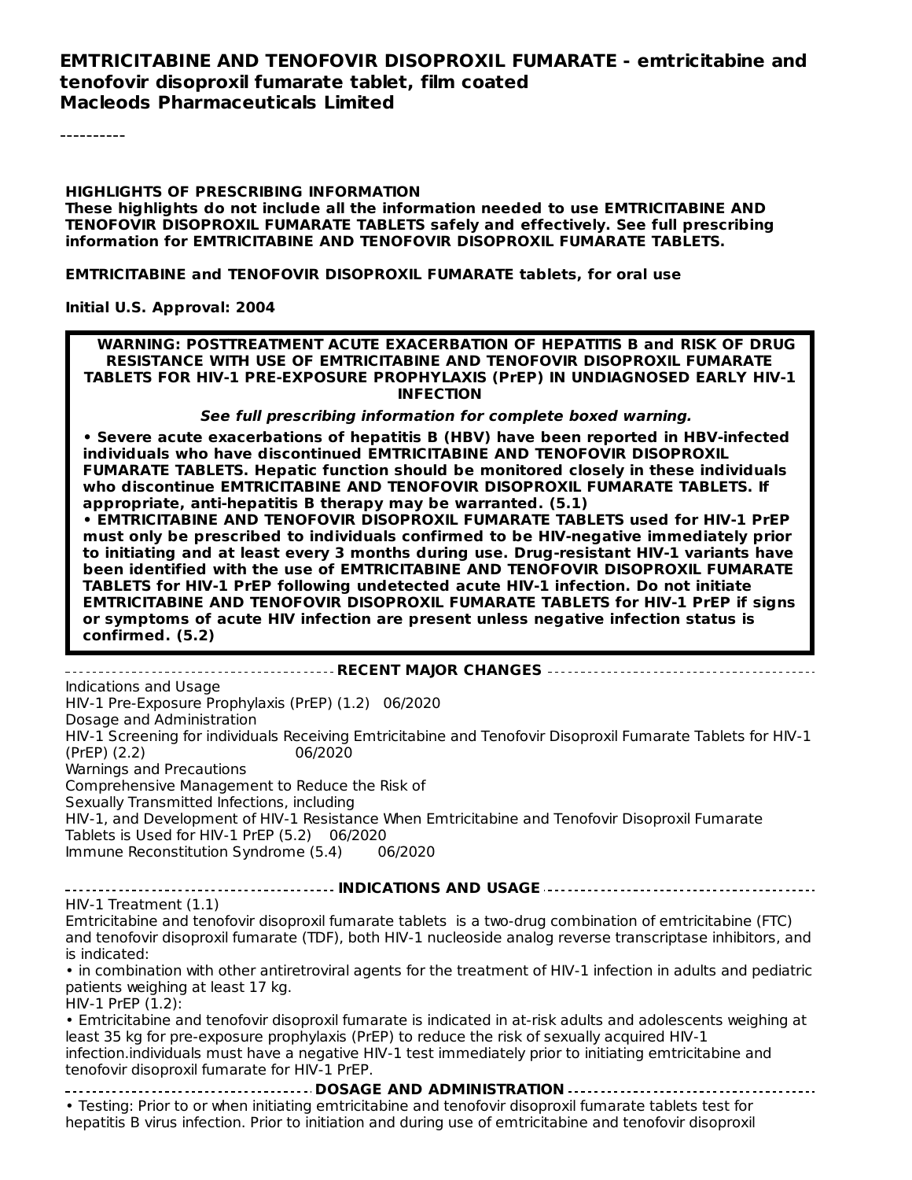# EMTRICITABINE AND TENOFOVIR DISOPROXIL FUMARATE - emtricitabine and tenofovir disoproxil fumarate tablet, film coated
**Macleods Pharmaceuticals Limited**

----------

**HIGHLIGHTS OF PRESCRIBING INFORMATION**
**These highlights do not include all the information needed to use EMTRICITABINE AND TENOFOVIR DISOPROXIL FUMARATE TABLETS safely and effectively. See full prescribing information for EMTRICITABINE AND TENOFOVIR DISOPROXIL FUMARATE TABLETS.**

**EMTRICITABINE and TENOFOVIR DISOPROXIL FUMARATE tablets, for oral use**

**Initial U.S. Approval: 2004**

**WARNING: POSTTREATMENT ACUTE EXACERBATION OF HEPATITIS B and RISK OF DRUG RESISTANCE WITH USE OF EMTRICITABINE AND TENOFOVIR DISOPROXIL FUMARATE TABLETS FOR HIV-1 PRE-EXPOSURE PROPHYLAXIS (PrEP) IN UNDIAGNOSED EARLY HIV-1 INFECTION**

***See full prescribing information for complete boxed warning.***

- **Severe acute exacerbations of hepatitis B (HBV) have been reported in HBV-infected individuals who have discontinued EMTRICITABINE AND TENOFOVIR DISOPROXIL FUMARATE TABLETS. Hepatic function should be monitored closely in these individuals who discontinue EMTRICITABINE AND TENOFOVIR DISOPROXIL FUMARATE TABLETS. If appropriate, anti-hepatitis B therapy may be warranted. (5.1)**
- **EMTRICITABINE AND TENOFOVIR DISOPROXIL FUMARATE TABLETS used for HIV-1 PrEP must only be prescribed to individuals confirmed to be HIV-negative immediately prior to initiating and at least every 3 months during use. Drug-resistant HIV-1 variants have been identified with the use of EMTRICITABINE AND TENOFOVIR DISOPROXIL FUMARATE TABLETS for HIV-1 PrEP following undetected acute HIV-1 infection. Do not initiate EMTRICITABINE AND TENOFOVIR DISOPROXIL FUMARATE TABLETS for HIV-1 PrEP if signs or symptoms of acute HIV infection are present unless negative infection status is confirmed. (5.2)**

**RECENT MAJOR CHANGES**

Indications and Usage
HIV-1 Pre-Exposure Prophylaxis (PrEP) (1.2) 06/2020
Dosage and Administration
HIV-1 Screening for individuals Receiving Emtricitabine and Tenofovir Disoproxil Fumarate Tablets for HIV-1 (PrEP) (2.2) 06/2020
Warnings and Precautions
Comprehensive Management to Reduce the Risk of Sexually Transmitted Infections, including HIV-1, and Development of HIV-1 Resistance When Emtricitabine and Tenofovir Disoproxil Fumarate Tablets is Used for HIV-1 PrEP (5.2) 06/2020
Immune Reconstitution Syndrome (5.4) 06/2020

**INDICATIONS AND USAGE**

HIV-1 Treatment (1.1)
Emtricitabine and tenofovir disoproxil fumarate tablets is a two-drug combination of emtricitabine (FTC) and tenofovir disoproxil fumarate (TDF), both HIV-1 nucleoside analog reverse transcriptase inhibitors, and is indicated:

- in combination with other antiretroviral agents for the treatment of HIV-1 infection in adults and pediatric patients weighing at least 17 kg.

HIV-1 PrEP (1.2):

- Emtricitabine and tenofovir disoproxil fumarate is indicated in at-risk adults and adolescents weighing at least 35 kg for pre-exposure prophylaxis (PrEP) to reduce the risk of sexually acquired HIV-1 infection.individuals must have a negative HIV-1 test immediately prior to initiating emtricitabine and tenofovir disoproxil fumarate for HIV-1 PrEP.

**DOSAGE AND ADMINISTRATION**

- Testing: Prior to or when initiating emtricitabine and tenofovir disoproxil fumarate tablets test for hepatitis B virus infection. Prior to initiation and during use of emtricitabine and tenofovir disoproxil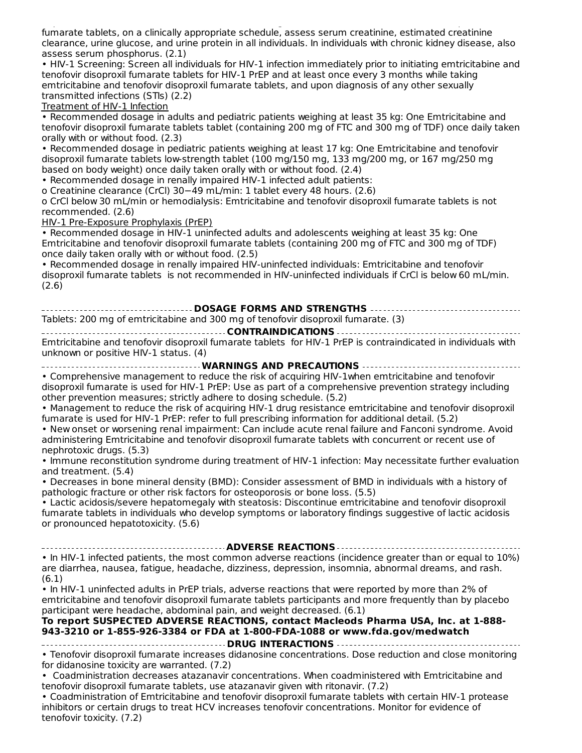fumarate tablets, on a clinically appropriate schedule, assess serum creatinine, estimated creatinine clearance, urine glucose, and urine protein in all individuals. In individuals with chronic kidney disease, also assess serum phosphorus. (2.1)

- HIV-1 Screening: Screen all individuals for HIV-1 infection immediately prior to initiating emtricitabine and tenofovir disoproxil fumarate tablets for HIV-1 PrEP and at least once every 3 months while taking emtricitabine and tenofovir disoproxil fumarate tablets, and upon diagnosis of any other sexually transmitted infections (STIs) (2.2)

Treatment of HIV-1 Infection

- Recommended dosage in adults and pediatric patients weighing at least 35 kg: One Emtricitabine and tenofovir disoproxil fumarate tablets tablet (containing 200 mg of FTC and 300 mg of TDF) once daily taken orally with or without food. (2.3)
- Recommended dosage in pediatric patients weighing at least 17 kg: One Emtricitabine and tenofovir disoproxil fumarate tablets low-strength tablet (100 mg/150 mg, 133 mg/200 mg, or 167 mg/250 mg based on body weight) once daily taken orally with or without food. (2.4)
- Recommended dosage in renally impaired HIV-1 infected adult patients:
  - o Creatinine clearance (CrCl) 30−49 mL/min: 1 tablet every 48 hours. (2.6)
  - o CrCl below 30 mL/min or hemodialysis: Emtricitabine and tenofovir disoproxil fumarate tablets is not recommended. (2.6)

HIV-1 Pre-Exposure Prophylaxis (PrEP)

- Recommended dosage in HIV-1 uninfected adults and adolescents weighing at least 35 kg: One Emtricitabine and tenofovir disoproxil fumarate tablets (containing 200 mg of FTC and 300 mg of TDF) once daily taken orally with or without food. (2.5)
- Recommended dosage in renally impaired HIV-uninfected individuals: Emtricitabine and tenofovir disoproxil fumarate tablets is not recommended in HIV-uninfected individuals if CrCl is below 60 mL/min. (2.6)

## DOSAGE FORMS AND STRENGTHS

Tablets: 200 mg of emtricitabine and 300 mg of tenofovir disoproxil fumarate. (3)

## CONTRAINDICATIONS

Emtricitabine and tenofovir disoproxil fumarate tablets for HIV-1 PrEP is contraindicated in individuals with unknown or positive HIV-1 status. (4)

## WARNINGS AND PRECAUTIONS

- Comprehensive management to reduce the risk of acquiring HIV-1when emtricitabine and tenofovir disoproxil fumarate is used for HIV-1 PrEP: Use as part of a comprehensive prevention strategy including other prevention measures; strictly adhere to dosing schedule. (5.2)
- Management to reduce the risk of acquiring HIV-1 drug resistance emtricitabine and tenofovir disoproxil fumarate is used for HIV-1 PrEP: refer to full prescribing information for additional detail. (5.2)
- New onset or worsening renal impairment: Can include acute renal failure and Fanconi syndrome. Avoid administering Emtricitabine and tenofovir disoproxil fumarate tablets with concurrent or recent use of nephrotoxic drugs. (5.3)
- Immune reconstitution syndrome during treatment of HIV-1 infection: May necessitate further evaluation and treatment. (5.4)
- Decreases in bone mineral density (BMD): Consider assessment of BMD in individuals with a history of pathologic fracture or other risk factors for osteoporosis or bone loss. (5.5)
- Lactic acidosis/severe hepatomegaly with steatosis: Discontinue emtricitabine and tenofovir disoproxil fumarate tablets in individuals who develop symptoms or laboratory findings suggestive of lactic acidosis or pronounced hepatotoxicity. (5.6)

## ADVERSE REACTIONS

- In HIV-1 infected patients, the most common adverse reactions (incidence greater than or equal to 10%) are diarrhea, nausea, fatigue, headache, dizziness, depression, insomnia, abnormal dreams, and rash. (6.1)
- In HIV-1 uninfected adults in PrEP trials, adverse reactions that were reported by more than 2% of emtricitabine and tenofovir disoproxil fumarate tablets participants and more frequently than by placebo participant were headache, abdominal pain, and weight decreased. (6.1)

**To report SUSPECTED ADVERSE REACTIONS, contact Macleods Pharma USA, Inc. at 1-888-943-3210 or 1-855-926-3384 or FDA at 1-800-FDA-1088 or www.fda.gov/medwatch**

## DRUG INTERACTIONS

- Tenofovir disoproxil fumarate increases didanosine concentrations. Dose reduction and close monitoring for didanosine toxicity are warranted. (7.2)
- Coadministration decreases atazanavir concentrations. When coadministered with Emtricitabine and tenofovir disoproxil fumarate tablets, use atazanavir given with ritonavir. (7.2)
- Coadministration of Emtricitabine and tenofovir disoproxil fumarate tablets with certain HIV-1 protease inhibitors or certain drugs to treat HCV increases tenofovir concentrations. Monitor for evidence of tenofovir toxicity. (7.2)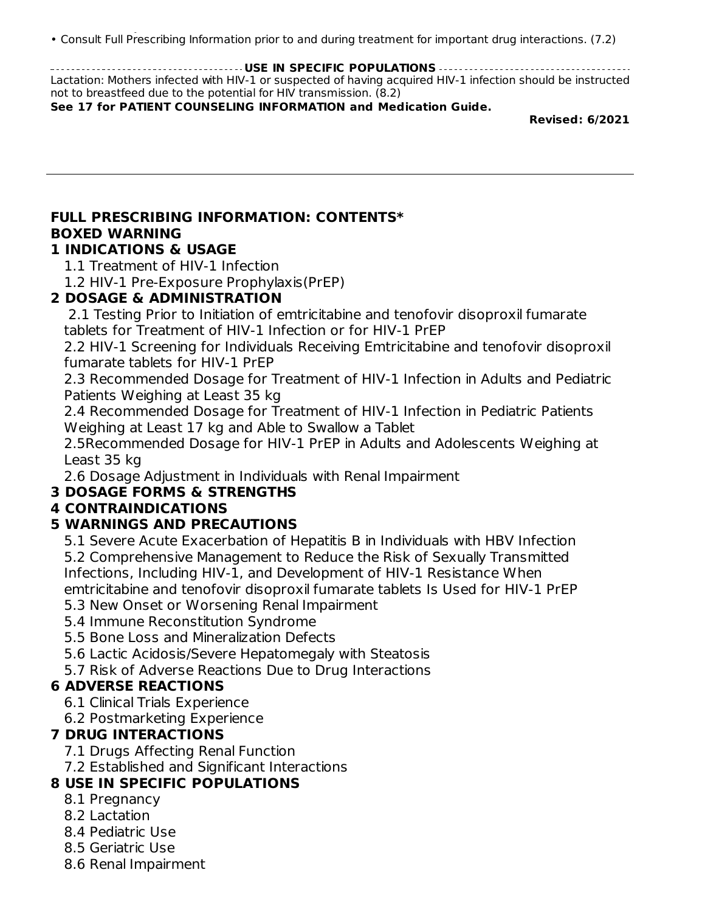• Consult Full Prescribing Information prior to and during treatment for important drug interactions. (7.2)

**USE IN SPECIFIC POPULATIONS**

Lactation: Mothers infected with HIV-1 or suspected of having acquired HIV-1 infection should be instructed not to breastfeed due to the potential for HIV transmission. (8.2)

**See 17 for PATIENT COUNSELING INFORMATION and Medication Guide.**

**Revised: 6/2021**

---

## FULL PRESCRIBING INFORMATION: CONTENTS*

**BOXED WARNING**

**1 INDICATIONS & USAGE**
- 1.1 Treatment of HIV-1 Infection
- 1.2 HIV-1 Pre-Exposure Prophylaxis(PrEP)

**2 DOSAGE & ADMINISTRATION**
- 2.1 Testing Prior to Initiation of emtricitabine and tenofovir disoproxil fumarate tablets for Treatment of HIV-1 Infection or for HIV-1 PrEP
- 2.2 HIV-1 Screening for Individuals Receiving Emtricitabine and tenofovir disoproxil fumarate tablets for HIV-1 PrEP
- 2.3 Recommended Dosage for Treatment of HIV-1 Infection in Adults and Pediatric Patients Weighing at Least 35 kg
- 2.4 Recommended Dosage for Treatment of HIV-1 Infection in Pediatric Patients Weighing at Least 17 kg and Able to Swallow a Tablet
- 2.5Recommended Dosage for HIV-1 PrEP in Adults and Adolescents Weighing at Least 35 kg
- 2.6 Dosage Adjustment in Individuals with Renal Impairment

**3 DOSAGE FORMS & STRENGTHS**

**4 CONTRAINDICATIONS**

**5 WARNINGS AND PRECAUTIONS**
- 5.1 Severe Acute Exacerbation of Hepatitis B in Individuals with HBV Infection
- 5.2 Comprehensive Management to Reduce the Risk of Sexually Transmitted Infections, Including HIV-1, and Development of HIV-1 Resistance When emtricitabine and tenofovir disoproxil fumarate tablets Is Used for HIV-1 PrEP
- 5.3 New Onset or Worsening Renal Impairment
- 5.4 Immune Reconstitution Syndrome
- 5.5 Bone Loss and Mineralization Defects
- 5.6 Lactic Acidosis/Severe Hepatomegaly with Steatosis
- 5.7 Risk of Adverse Reactions Due to Drug Interactions

**6 ADVERSE REACTIONS**
- 6.1 Clinical Trials Experience
- 6.2 Postmarketing Experience

**7 DRUG INTERACTIONS**
- 7.1 Drugs Affecting Renal Function
- 7.2 Established and Significant Interactions

**8 USE IN SPECIFIC POPULATIONS**
- 8.1 Pregnancy
- 8.2 Lactation
- 8.4 Pediatric Use
- 8.5 Geriatric Use
- 8.6 Renal Impairment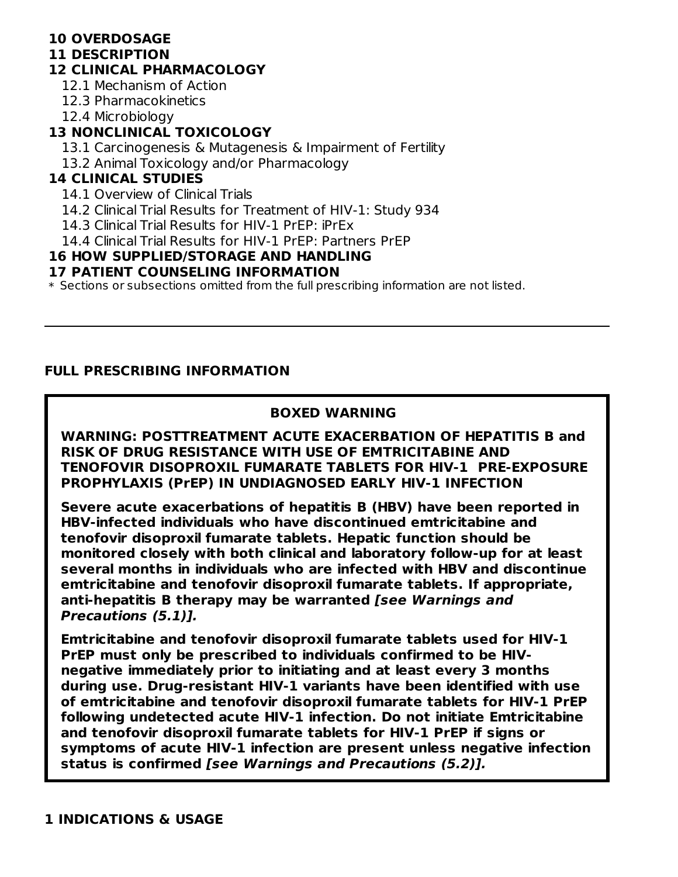**10 OVERDOSAGE**

**11 DESCRIPTION**

**12 CLINICAL PHARMACOLOGY**

12.1 Mechanism of Action

12.3 Pharmacokinetics

12.4 Microbiology

**13 NONCLINICAL TOXICOLOGY**

13.1 Carcinogenesis & Mutagenesis & Impairment of Fertility

13.2 Animal Toxicology and/or Pharmacology

**14 CLINICAL STUDIES**

14.1 Overview of Clinical Trials

14.2 Clinical Trial Results for Treatment of HIV-1: Study 934

14.3 Clinical Trial Results for HIV-1 PrEP: iPrEx

14.4 Clinical Trial Results for HIV-1 PrEP: Partners PrEP

**16 HOW SUPPLIED/STORAGE AND HANDLING**

**17 PATIENT COUNSELING INFORMATION**

* Sections or subsections omitted from the full prescribing information are not listed.

---

**FULL PRESCRIBING INFORMATION**

**BOXED WARNING**

**WARNING: POSTTREATMENT ACUTE EXACERBATION OF HEPATITIS B and RISK OF DRUG RESISTANCE WITH USE OF EMTRICITABINE AND TENOFOVIR DISOPROXIL FUMARATE TABLETS FOR HIV-1 PRE-EXPOSURE PROPHYLAXIS (PrEP) IN UNDIAGNOSED EARLY HIV-1 INFECTION**

**Severe acute exacerbations of hepatitis B (HBV) have been reported in HBV-infected individuals who have discontinued emtricitabine and tenofovir disoproxil fumarate tablets. Hepatic function should be monitored closely with both clinical and laboratory follow-up for at least several months in individuals who are infected with HBV and discontinue emtricitabine and tenofovir disoproxil fumarate tablets. If appropriate, anti-hepatitis B therapy may be warranted *[see Warnings and Precautions (5.1)].***

**Emtricitabine and tenofovir disoproxil fumarate tablets used for HIV-1 PrEP must only be prescribed to individuals confirmed to be HIV-negative immediately prior to initiating and at least every 3 months during use. Drug-resistant HIV-1 variants have been identified with use of emtricitabine and tenofovir disoproxil fumarate tablets for HIV-1 PrEP following undetected acute HIV-1 infection. Do not initiate Emtricitabine and tenofovir disoproxil fumarate tablets for HIV-1 PrEP if signs or symptoms of acute HIV-1 infection are present unless negative infection status is confirmed *[see Warnings and Precautions (5.2)].***

## 1 INDICATIONS & USAGE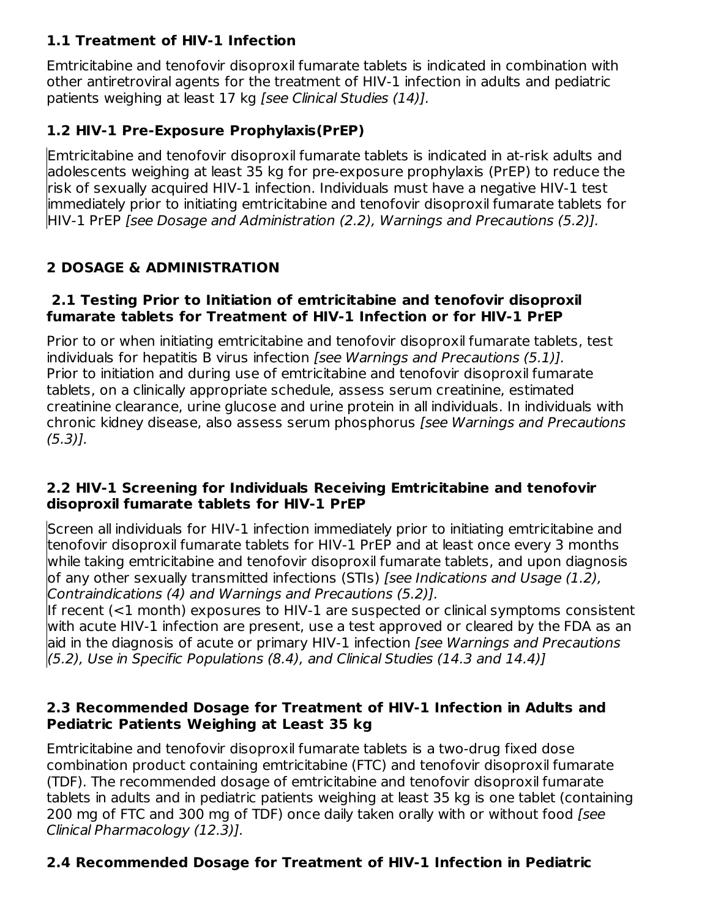### 1.1 Treatment of HIV-1 Infection

Emtricitabine and tenofovir disoproxil fumarate tablets is indicated in combination with other antiretroviral agents for the treatment of HIV-1 infection in adults and pediatric patients weighing at least 17 kg *[see Clinical Studies (14)].*

### 1.2 HIV-1 Pre-Exposure Prophylaxis(PrEP)

Emtricitabine and tenofovir disoproxil fumarate tablets is indicated in at-risk adults and adolescents weighing at least 35 kg for pre-exposure prophylaxis (PrEP) to reduce the risk of sexually acquired HIV-1 infection. Individuals must have a negative HIV-1 test immediately prior to initiating emtricitabine and tenofovir disoproxil fumarate tablets for HIV-1 PrEP *[see Dosage and Administration (2.2), Warnings and Precautions (5.2)].*

## 2 DOSAGE & ADMINISTRATION

### 2.1 Testing Prior to Initiation of emtricitabine and tenofovir disoproxil fumarate tablets for Treatment of HIV-1 Infection or for HIV-1 PrEP

Prior to or when initiating emtricitabine and tenofovir disoproxil fumarate tablets, test individuals for hepatitis B virus infection *[see Warnings and Precautions (5.1)].*
Prior to initiation and during use of emtricitabine and tenofovir disoproxil fumarate tablets, on a clinically appropriate schedule, assess serum creatinine, estimated creatinine clearance, urine glucose and urine protein in all individuals. In individuals with chronic kidney disease, also assess serum phosphorus *[see Warnings and Precautions (5.3)].*

### 2.2 HIV-1 Screening for Individuals Receiving Emtricitabine and tenofovir disoproxil fumarate tablets for HIV-1 PrEP

Screen all individuals for HIV-1 infection immediately prior to initiating emtricitabine and tenofovir disoproxil fumarate tablets for HIV-1 PrEP and at least once every 3 months while taking emtricitabine and tenofovir disoproxil fumarate tablets, and upon diagnosis of any other sexually transmitted infections (STIs) *[see Indications and Usage (1.2), Contraindications (4) and Warnings and Precautions (5.2)].*
If recent (<1 month) exposures to HIV-1 are suspected or clinical symptoms consistent with acute HIV-1 infection are present, use a test approved or cleared by the FDA as an aid in the diagnosis of acute or primary HIV-1 infection *[see Warnings and Precautions (5.2), Use in Specific Populations (8.4), and Clinical Studies (14.3 and 14.4)]*

### 2.3 Recommended Dosage for Treatment of HIV-1 Infection in Adults and Pediatric Patients Weighing at Least 35 kg

Emtricitabine and tenofovir disoproxil fumarate tablets is a two-drug fixed dose combination product containing emtricitabine (FTC) and tenofovir disoproxil fumarate (TDF). The recommended dosage of emtricitabine and tenofovir disoproxil fumarate tablets in adults and in pediatric patients weighing at least 35 kg is one tablet (containing 200 mg of FTC and 300 mg of TDF) once daily taken orally with or without food *[see Clinical Pharmacology (12.3)].*

### 2.4 Recommended Dosage for Treatment of HIV-1 Infection in Pediatric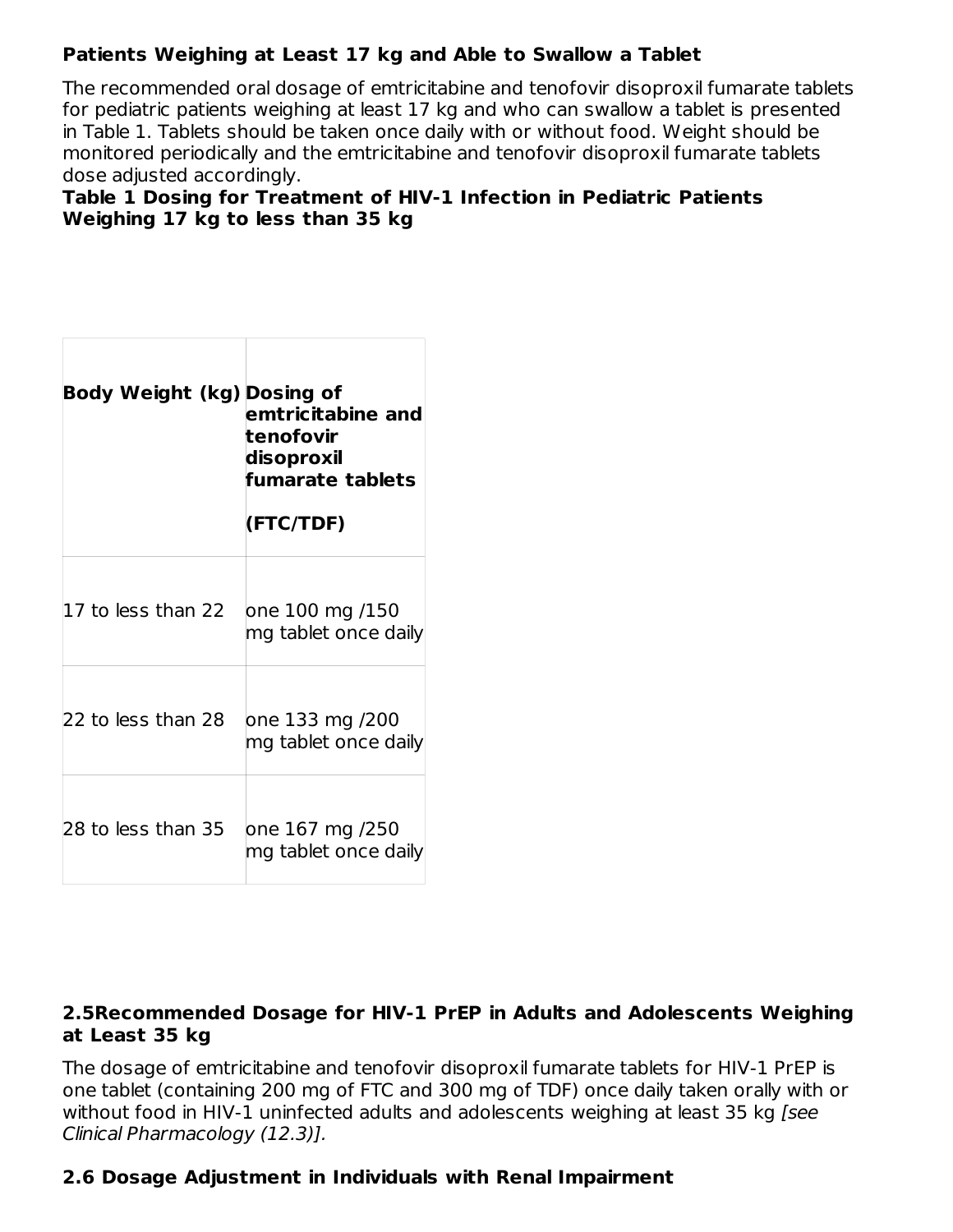**Patients Weighing at Least 17 kg and Able to Swallow a Tablet**

The recommended oral dosage of emtricitabine and tenofovir disoproxil fumarate tablets for pediatric patients weighing at least 17 kg and who can swallow a tablet is presented in Table 1. Tablets should be taken once daily with or without food. Weight should be monitored periodically and the emtricitabine and tenofovir disoproxil fumarate tablets dose adjusted accordingly.

**Table 1 Dosing for Treatment of HIV-1 Infection in Pediatric Patients Weighing 17 kg to less than 35 kg**

| **Body Weight (kg)** | **Dosing of emtricitabine and tenofovir disoproxil fumarate tablets (FTC/TDF)** |
|---|---|
| 17 to less than 22 | one 100 mg /150 mg tablet once daily |
| 22 to less than 28 | one 133 mg /200 mg tablet once daily |
| 28 to less than 35 | one 167 mg /250 mg tablet once daily |

### 2.5Recommended Dosage for HIV-1 PrEP in Adults and Adolescents Weighing at Least 35 kg

The dosage of emtricitabine and tenofovir disoproxil fumarate tablets for HIV-1 PrEP is one tablet (containing 200 mg of FTC and 300 mg of TDF) once daily taken orally with or without food in HIV-1 uninfected adults and adolescents weighing at least 35 kg *[see Clinical Pharmacology (12.3)].*

### 2.6 Dosage Adjustment in Individuals with Renal Impairment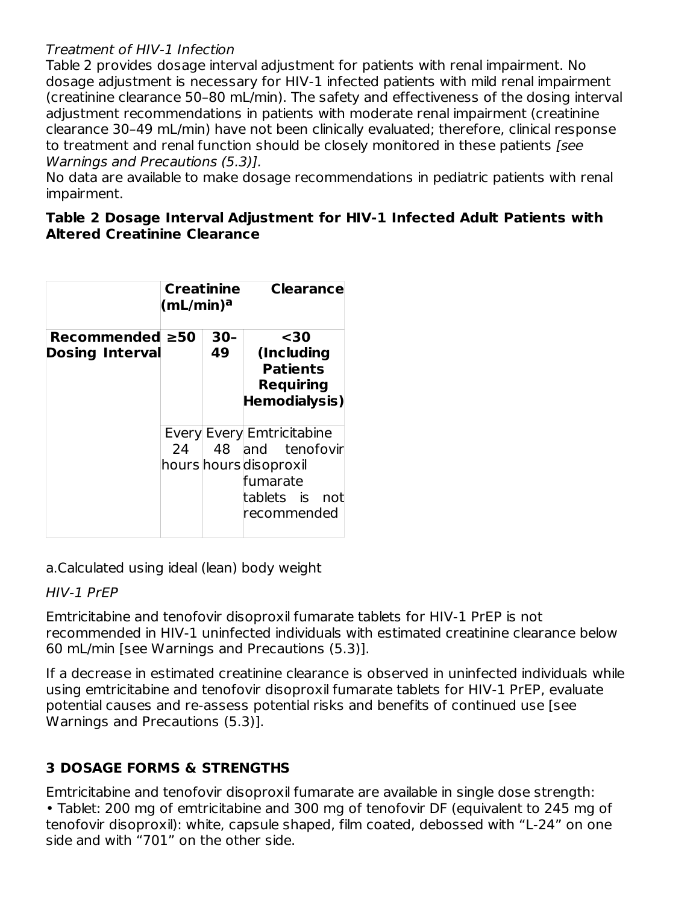*Treatment of HIV-1 Infection*

Table 2 provides dosage interval adjustment for patients with renal impairment. No dosage adjustment is necessary for HIV-1 infected patients with mild renal impairment (creatinine clearance 50–80 mL/min). The safety and effectiveness of the dosing interval adjustment recommendations in patients with moderate renal impairment (creatinine clearance 30–49 mL/min) have not been clinically evaluated; therefore, clinical response to treatment and renal function should be closely monitored in these patients *[see Warnings and Precautions (5.3)]*.

No data are available to make dosage recommendations in pediatric patients with renal impairment.

**Table 2 Dosage Interval Adjustment for HIV-1 Infected Adult Patients with Altered Creatinine Clearance**

| | **Creatinine Clearance (mL/min)[a]** | | |
|---|---|---|---|
| **Recommended Dosing Interval** | **≥50** | **30–49** | **<30 (Including Patients Requiring Hemodialysis)** |
| | Every 24 hours | Every 48 hours | Emtricitabine and tenofovir disoproxil fumarate tablets is not recommended |

a.Calculated using ideal (lean) body weight

*HIV-1 PrEP*

Emtricitabine and tenofovir disoproxil fumarate tablets for HIV-1 PrEP is not recommended in HIV-1 uninfected individuals with estimated creatinine clearance below 60 mL/min [see Warnings and Precautions (5.3)].

If a decrease in estimated creatinine clearance is observed in uninfected individuals while using emtricitabine and tenofovir disoproxil fumarate tablets for HIV-1 PrEP, evaluate potential causes and re-assess potential risks and benefits of continued use [see Warnings and Precautions (5.3)].

## 3 DOSAGE FORMS & STRENGTHS

Emtricitabine and tenofovir disoproxil fumarate are available in single dose strength:

- Tablet: 200 mg of emtricitabine and 300 mg of tenofovir DF (equivalent to 245 mg of tenofovir disoproxil): white, capsule shaped, film coated, debossed with “L-24” on one side and with “701” on the other side.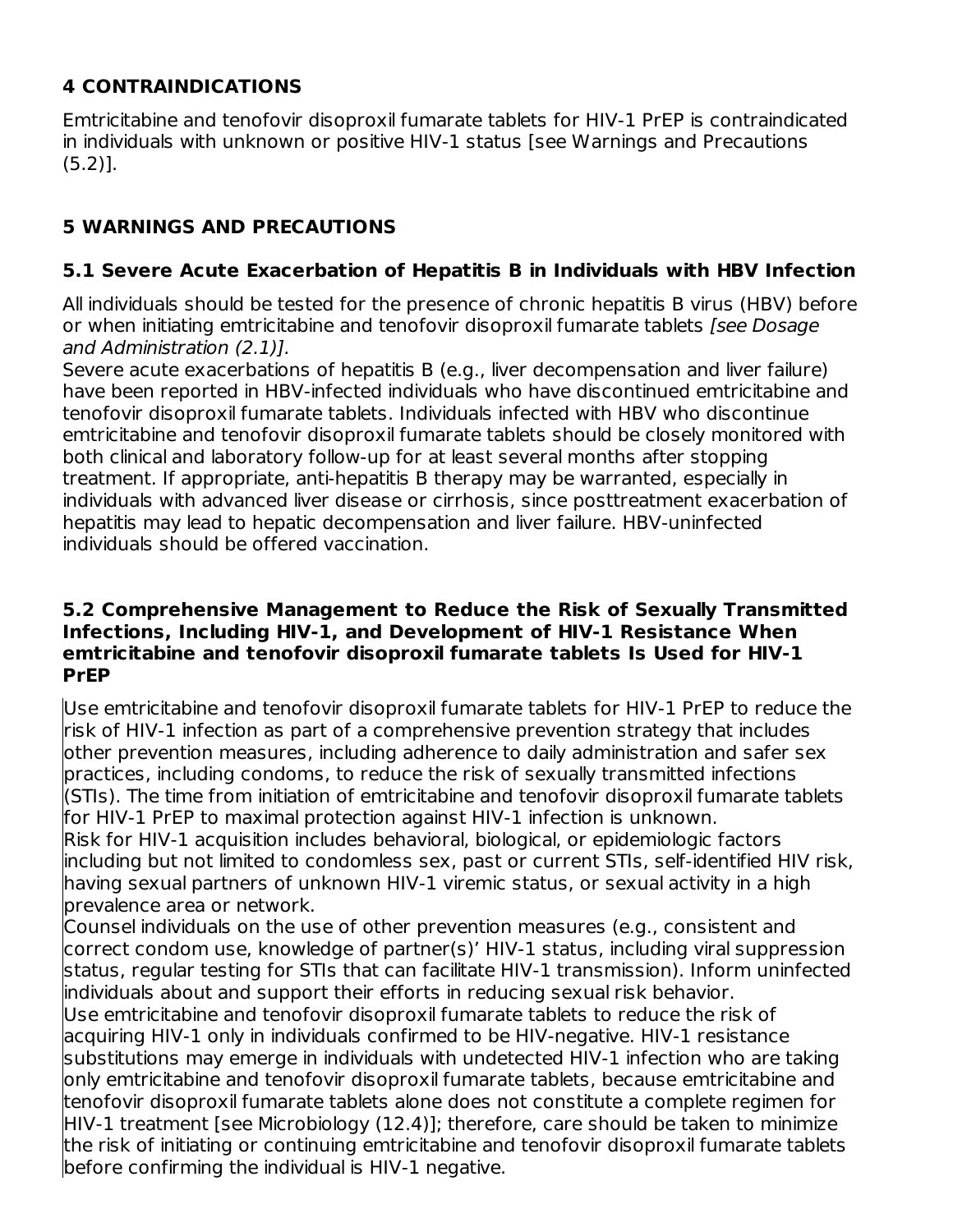## 4 CONTRAINDICATIONS

Emtricitabine and tenofovir disoproxil fumarate tablets for HIV-1 PrEP is contraindicated in individuals with unknown or positive HIV-1 status [see Warnings and Precautions (5.2)].

## 5 WARNINGS AND PRECAUTIONS

### 5.1 Severe Acute Exacerbation of Hepatitis B in Individuals with HBV Infection

All individuals should be tested for the presence of chronic hepatitis B virus (HBV) before or when initiating emtricitabine and tenofovir disoproxil fumarate tablets *[see Dosage and Administration (2.1)].*

Severe acute exacerbations of hepatitis B (e.g., liver decompensation and liver failure) have been reported in HBV-infected individuals who have discontinued emtricitabine and tenofovir disoproxil fumarate tablets. Individuals infected with HBV who discontinue emtricitabine and tenofovir disoproxil fumarate tablets should be closely monitored with both clinical and laboratory follow-up for at least several months after stopping treatment. If appropriate, anti-hepatitis B therapy may be warranted, especially in individuals with advanced liver disease or cirrhosis, since posttreatment exacerbation of hepatitis may lead to hepatic decompensation and liver failure. HBV-uninfected individuals should be offered vaccination.

### 5.2 Comprehensive Management to Reduce the Risk of Sexually Transmitted Infections, Including HIV-1, and Development of HIV-1 Resistance When emtricitabine and tenofovir disoproxil fumarate tablets Is Used for HIV-1 PrEP

Use emtricitabine and tenofovir disoproxil fumarate tablets for HIV-1 PrEP to reduce the risk of HIV-1 infection as part of a comprehensive prevention strategy that includes other prevention measures, including adherence to daily administration and safer sex practices, including condoms, to reduce the risk of sexually transmitted infections (STIs). The time from initiation of emtricitabine and tenofovir disoproxil fumarate tablets for HIV-1 PrEP to maximal protection against HIV-1 infection is unknown.

Risk for HIV-1 acquisition includes behavioral, biological, or epidemiologic factors including but not limited to condomless sex, past or current STIs, self-identified HIV risk, having sexual partners of unknown HIV-1 viremic status, or sexual activity in a high prevalence area or network.

Counsel individuals on the use of other prevention measures (e.g., consistent and correct condom use, knowledge of partner(s)' HIV-1 status, including viral suppression status, regular testing for STIs that can facilitate HIV-1 transmission). Inform uninfected individuals about and support their efforts in reducing sexual risk behavior.

Use emtricitabine and tenofovir disoproxil fumarate tablets to reduce the risk of acquiring HIV-1 only in individuals confirmed to be HIV-negative. HIV-1 resistance substitutions may emerge in individuals with undetected HIV-1 infection who are taking only emtricitabine and tenofovir disoproxil fumarate tablets, because emtricitabine and tenofovir disoproxil fumarate tablets alone does not constitute a complete regimen for HIV-1 treatment [see Microbiology (12.4)]; therefore, care should be taken to minimize the risk of initiating or continuing emtricitabine and tenofovir disoproxil fumarate tablets before confirming the individual is HIV-1 negative.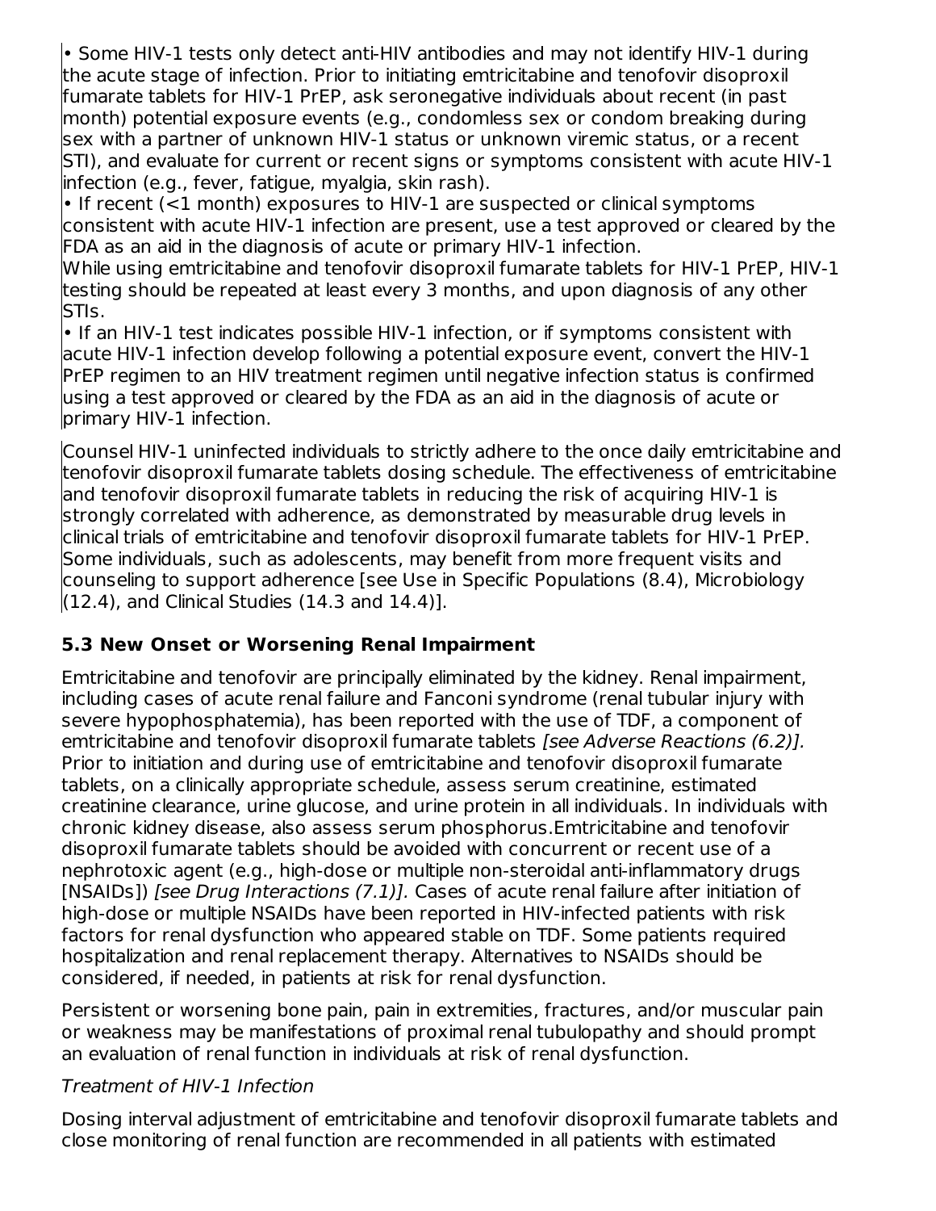- Some HIV-1 tests only detect anti-HIV antibodies and may not identify HIV-1 during the acute stage of infection. Prior to initiating emtricitabine and tenofovir disoproxil fumarate tablets for HIV-1 PrEP, ask seronegative individuals about recent (in past month) potential exposure events (e.g., condomless sex or condom breaking during sex with a partner of unknown HIV-1 status or unknown viremic status, or a recent STI), and evaluate for current or recent signs or symptoms consistent with acute HIV-1 infection (e.g., fever, fatigue, myalgia, skin rash).
- If recent (<1 month) exposures to HIV-1 are suspected or clinical symptoms consistent with acute HIV-1 infection are present, use a test approved or cleared by the FDA as an aid in the diagnosis of acute or primary HIV-1 infection.

While using emtricitabine and tenofovir disoproxil fumarate tablets for HIV-1 PrEP, HIV-1 testing should be repeated at least every 3 months, and upon diagnosis of any other STIs.

- If an HIV-1 test indicates possible HIV-1 infection, or if symptoms consistent with acute HIV-1 infection develop following a potential exposure event, convert the HIV-1 PrEP regimen to an HIV treatment regimen until negative infection status is confirmed using a test approved or cleared by the FDA as an aid in the diagnosis of acute or primary HIV-1 infection.

Counsel HIV-1 uninfected individuals to strictly adhere to the once daily emtricitabine and tenofovir disoproxil fumarate tablets dosing schedule. The effectiveness of emtricitabine and tenofovir disoproxil fumarate tablets in reducing the risk of acquiring HIV-1 is strongly correlated with adherence, as demonstrated by measurable drug levels in clinical trials of emtricitabine and tenofovir disoproxil fumarate tablets for HIV-1 PrEP. Some individuals, such as adolescents, may benefit from more frequent visits and counseling to support adherence [see Use in Specific Populations (8.4), Microbiology (12.4), and Clinical Studies (14.3 and 14.4)].

### 5.3 New Onset or Worsening Renal Impairment

Emtricitabine and tenofovir are principally eliminated by the kidney. Renal impairment, including cases of acute renal failure and Fanconi syndrome (renal tubular injury with severe hypophosphatemia), has been reported with the use of TDF, a component of emtricitabine and tenofovir disoproxil fumarate tablets *[see Adverse Reactions (6.2)]*. Prior to initiation and during use of emtricitabine and tenofovir disoproxil fumarate tablets, on a clinically appropriate schedule, assess serum creatinine, estimated creatinine clearance, urine glucose, and urine protein in all individuals. In individuals with chronic kidney disease, also assess serum phosphorus.Emtricitabine and tenofovir disoproxil fumarate tablets should be avoided with concurrent or recent use of a nephrotoxic agent (e.g., high-dose or multiple non-steroidal anti-inflammatory drugs [NSAIDs]) *[see Drug Interactions (7.1)]*. Cases of acute renal failure after initiation of high-dose or multiple NSAIDs have been reported in HIV-infected patients with risk factors for renal dysfunction who appeared stable on TDF. Some patients required hospitalization and renal replacement therapy. Alternatives to NSAIDs should be considered, if needed, in patients at risk for renal dysfunction.

Persistent or worsening bone pain, pain in extremities, fractures, and/or muscular pain or weakness may be manifestations of proximal renal tubulopathy and should prompt an evaluation of renal function in individuals at risk of renal dysfunction.

*Treatment of HIV-1 Infection*

Dosing interval adjustment of emtricitabine and tenofovir disoproxil fumarate tablets and close monitoring of renal function are recommended in all patients with estimated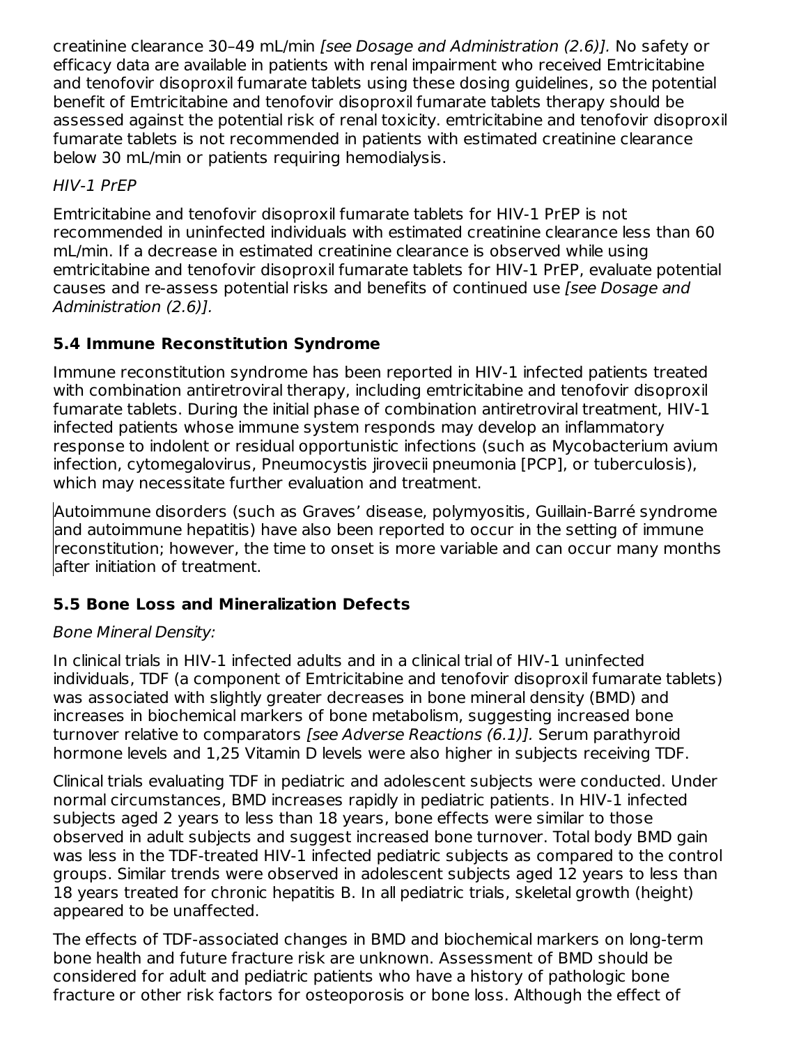creatinine clearance 30–49 mL/min *[see Dosage and Administration (2.6)].* No safety or efficacy data are available in patients with renal impairment who received Emtricitabine and tenofovir disoproxil fumarate tablets using these dosing guidelines, so the potential benefit of Emtricitabine and tenofovir disoproxil fumarate tablets therapy should be assessed against the potential risk of renal toxicity. emtricitabine and tenofovir disoproxil fumarate tablets is not recommended in patients with estimated creatinine clearance below 30 mL/min or patients requiring hemodialysis.

*HIV-1 PrEP*

Emtricitabine and tenofovir disoproxil fumarate tablets for HIV-1 PrEP is not recommended in uninfected individuals with estimated creatinine clearance less than 60 mL/min. If a decrease in estimated creatinine clearance is observed while using emtricitabine and tenofovir disoproxil fumarate tablets for HIV-1 PrEP, evaluate potential causes and re-assess potential risks and benefits of continued use *[see Dosage and Administration (2.6)].*

### 5.4 Immune Reconstitution Syndrome

Immune reconstitution syndrome has been reported in HIV-1 infected patients treated with combination antiretroviral therapy, including emtricitabine and tenofovir disoproxil fumarate tablets. During the initial phase of combination antiretroviral treatment, HIV-1 infected patients whose immune system responds may develop an inflammatory response to indolent or residual opportunistic infections (such as Mycobacterium avium infection, cytomegalovirus, Pneumocystis jirovecii pneumonia [PCP], or tuberculosis), which may necessitate further evaluation and treatment.

Autoimmune disorders (such as Graves' disease, polymyositis, Guillain-Barré syndrome and autoimmune hepatitis) have also been reported to occur in the setting of immune reconstitution; however, the time to onset is more variable and can occur many months after initiation of treatment.

### 5.5 Bone Loss and Mineralization Defects

*Bone Mineral Density:*

In clinical trials in HIV-1 infected adults and in a clinical trial of HIV-1 uninfected individuals, TDF (a component of Emtricitabine and tenofovir disoproxil fumarate tablets) was associated with slightly greater decreases in bone mineral density (BMD) and increases in biochemical markers of bone metabolism, suggesting increased bone turnover relative to comparators *[see Adverse Reactions (6.1)].* Serum parathyroid hormone levels and 1,25 Vitamin D levels were also higher in subjects receiving TDF.

Clinical trials evaluating TDF in pediatric and adolescent subjects were conducted. Under normal circumstances, BMD increases rapidly in pediatric patients. In HIV-1 infected subjects aged 2 years to less than 18 years, bone effects were similar to those observed in adult subjects and suggest increased bone turnover. Total body BMD gain was less in the TDF-treated HIV-1 infected pediatric subjects as compared to the control groups. Similar trends were observed in adolescent subjects aged 12 years to less than 18 years treated for chronic hepatitis B. In all pediatric trials, skeletal growth (height) appeared to be unaffected.

The effects of TDF-associated changes in BMD and biochemical markers on long-term bone health and future fracture risk are unknown. Assessment of BMD should be considered for adult and pediatric patients who have a history of pathologic bone fracture or other risk factors for osteoporosis or bone loss. Although the effect of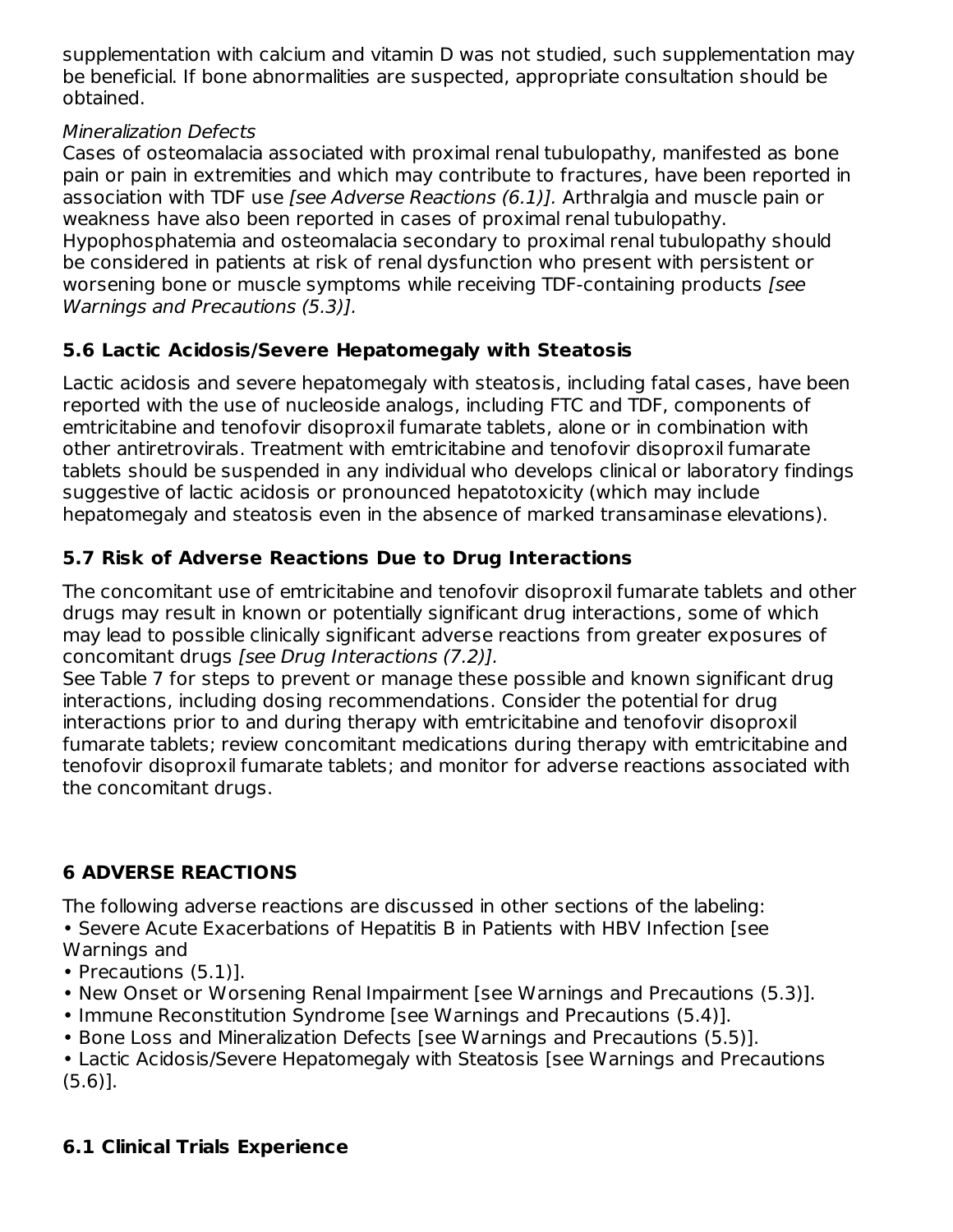supplementation with calcium and vitamin D was not studied, such supplementation may be beneficial. If bone abnormalities are suspected, appropriate consultation should be obtained.

*Mineralization Defects*

Cases of osteomalacia associated with proximal renal tubulopathy, manifested as bone pain or pain in extremities and which may contribute to fractures, have been reported in association with TDF use *[see Adverse Reactions (6.1)].* Arthralgia and muscle pain or weakness have also been reported in cases of proximal renal tubulopathy. Hypophosphatemia and osteomalacia secondary to proximal renal tubulopathy should be considered in patients at risk of renal dysfunction who present with persistent or worsening bone or muscle symptoms while receiving TDF-containing products *[see Warnings and Precautions (5.3)].*

### 5.6 Lactic Acidosis/Severe Hepatomegaly with Steatosis

Lactic acidosis and severe hepatomegaly with steatosis, including fatal cases, have been reported with the use of nucleoside analogs, including FTC and TDF, components of emtricitabine and tenofovir disoproxil fumarate tablets, alone or in combination with other antiretrovirals. Treatment with emtricitabine and tenofovir disoproxil fumarate tablets should be suspended in any individual who develops clinical or laboratory findings suggestive of lactic acidosis or pronounced hepatotoxicity (which may include hepatomegaly and steatosis even in the absence of marked transaminase elevations).

### 5.7 Risk of Adverse Reactions Due to Drug Interactions

The concomitant use of emtricitabine and tenofovir disoproxil fumarate tablets and other drugs may result in known or potentially significant drug interactions, some of which may lead to possible clinically significant adverse reactions from greater exposures of concomitant drugs *[see Drug Interactions (7.2)].*

See Table 7 for steps to prevent or manage these possible and known significant drug interactions, including dosing recommendations. Consider the potential for drug interactions prior to and during therapy with emtricitabine and tenofovir disoproxil fumarate tablets; review concomitant medications during therapy with emtricitabine and tenofovir disoproxil fumarate tablets; and monitor for adverse reactions associated with the concomitant drugs.

## 6 ADVERSE REACTIONS

The following adverse reactions are discussed in other sections of the labeling:

- Severe Acute Exacerbations of Hepatitis B in Patients with HBV Infection [see Warnings and
- Precautions (5.1)].
- New Onset or Worsening Renal Impairment [see Warnings and Precautions (5.3)].
- Immune Reconstitution Syndrome [see Warnings and Precautions (5.4)].
- Bone Loss and Mineralization Defects [see Warnings and Precautions (5.5)].
- Lactic Acidosis/Severe Hepatomegaly with Steatosis [see Warnings and Precautions (5.6)].

### 6.1 Clinical Trials Experience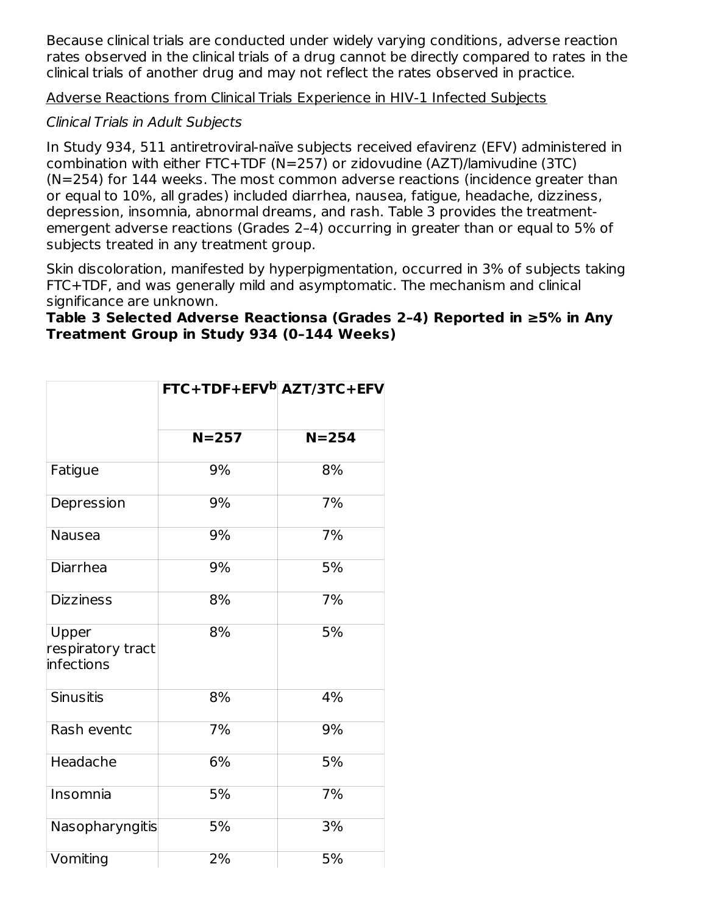Because clinical trials are conducted under widely varying conditions, adverse reaction rates observed in the clinical trials of a drug cannot be directly compared to rates in the clinical trials of another drug and may not reflect the rates observed in practice.

Adverse Reactions from Clinical Trials Experience in HIV-1 Infected Subjects

*Clinical Trials in Adult Subjects*

In Study 934, 511 antiretroviral-naïve subjects received efavirenz (EFV) administered in combination with either FTC+TDF (N=257) or zidovudine (AZT)/lamivudine (3TC) (N=254) for 144 weeks. The most common adverse reactions (incidence greater than or equal to 10%, all grades) included diarrhea, nausea, fatigue, headache, dizziness, depression, insomnia, abnormal dreams, and rash. Table 3 provides the treatment-emergent adverse reactions (Grades 2–4) occurring in greater than or equal to 5% of subjects treated in any treatment group.

Skin discoloration, manifested by hyperpigmentation, occurred in 3% of subjects taking FTC+TDF, and was generally mild and asymptomatic. The mechanism and clinical significance are unknown.

**Table 3 Selected Adverse Reactions[a] (Grades 2–4) Reported in ≥5% in Any Treatment Group in Study 934 (0–144 Weeks)**

| | FTC+TDF+EFV[b] | AZT/3TC+EFV |
|---|---|---|
| | N=257 | N=254 |
| Fatigue | 9% | 8% |
| Depression | 9% | 7% |
| Nausea | 9% | 7% |
| Diarrhea | 9% | 5% |
| Dizziness | 8% | 7% |
| Upper respiratory tract infections | 8% | 5% |
| Sinusitis | 8% | 4% |
| Rash event[c] | 7% | 9% |
| Headache | 6% | 5% |
| Insomnia | 5% | 7% |
| Nasopharyngitis | 5% | 3% |
| Vomiting | 2% | 5% |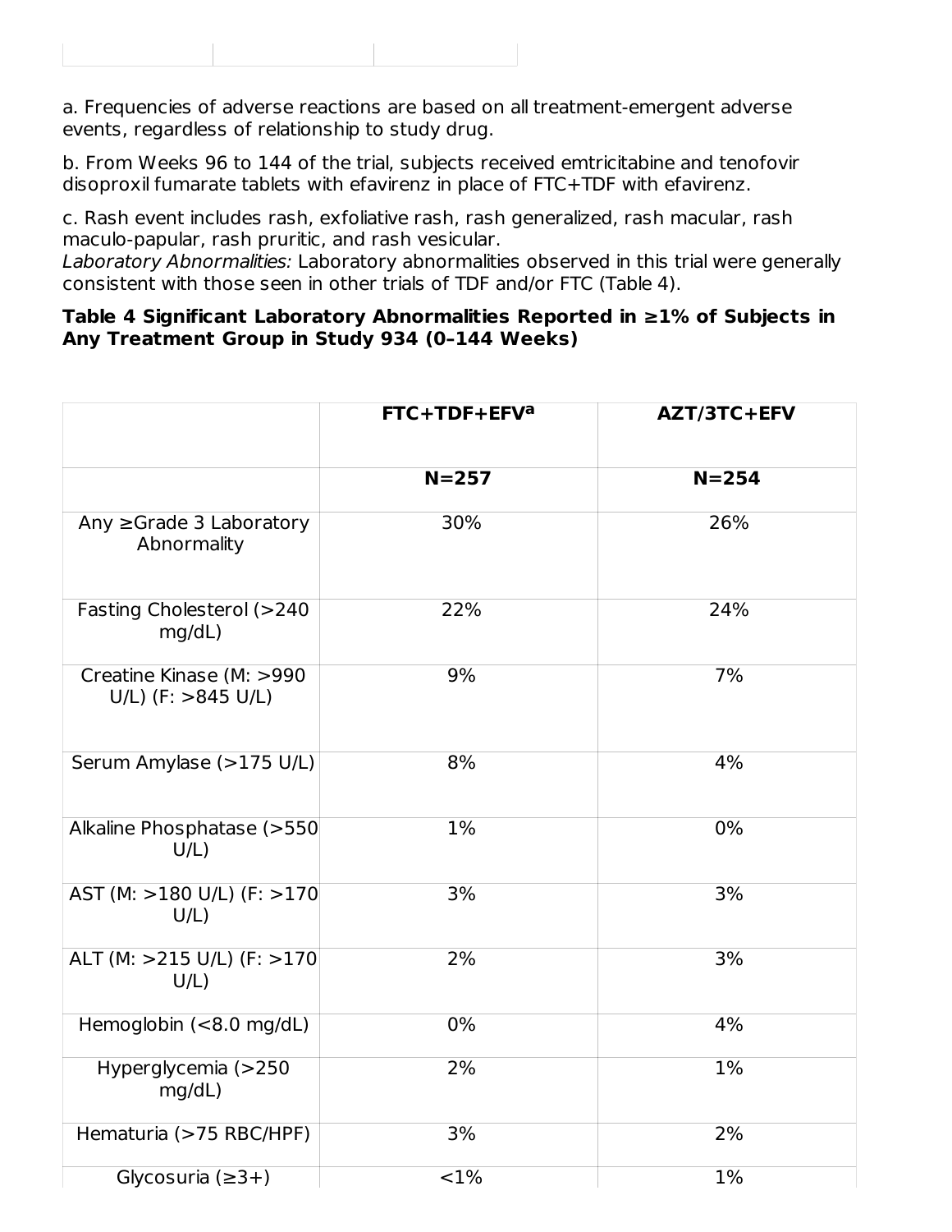a. Frequencies of adverse reactions are based on all treatment-emergent adverse events, regardless of relationship to study drug.

b. From Weeks 96 to 144 of the trial, subjects received emtricitabine and tenofovir disoproxil fumarate tablets with efavirenz in place of FTC+TDF with efavirenz.

c. Rash event includes rash, exfoliative rash, rash generalized, rash macular, rash maculo-papular, rash pruritic, and rash vesicular.

*Laboratory Abnormalities:* Laboratory abnormalities observed in this trial were generally consistent with those seen in other trials of TDF and/or FTC (Table 4).

**Table 4 Significant Laboratory Abnormalities Reported in ≥1% of Subjects in Any Treatment Group in Study 934 (0–144 Weeks)**

| | FTC+TDF+EFV[a] | AZT/3TC+EFV |
|---|---|---|
| | N=257 | N=254 |
| Any ≥Grade 3 Laboratory Abnormality | 30% | 26% |
| Fasting Cholesterol (>240 mg/dL) | 22% | 24% |
| Creatine Kinase (M: >990 U/L) (F: >845 U/L) | 9% | 7% |
| Serum Amylase (>175 U/L) | 8% | 4% |
| Alkaline Phosphatase (>550 U/L) | 1% | 0% |
| AST (M: >180 U/L) (F: >170 U/L) | 3% | 3% |
| ALT (M: >215 U/L) (F: >170 U/L) | 2% | 3% |
| Hemoglobin (<8.0 mg/dL) | 0% | 4% |
| Hyperglycemia (>250 mg/dL) | 2% | 1% |
| Hematuria (>75 RBC/HPF) | 3% | 2% |
| Glycosuria (≥3+) | <1% | 1% |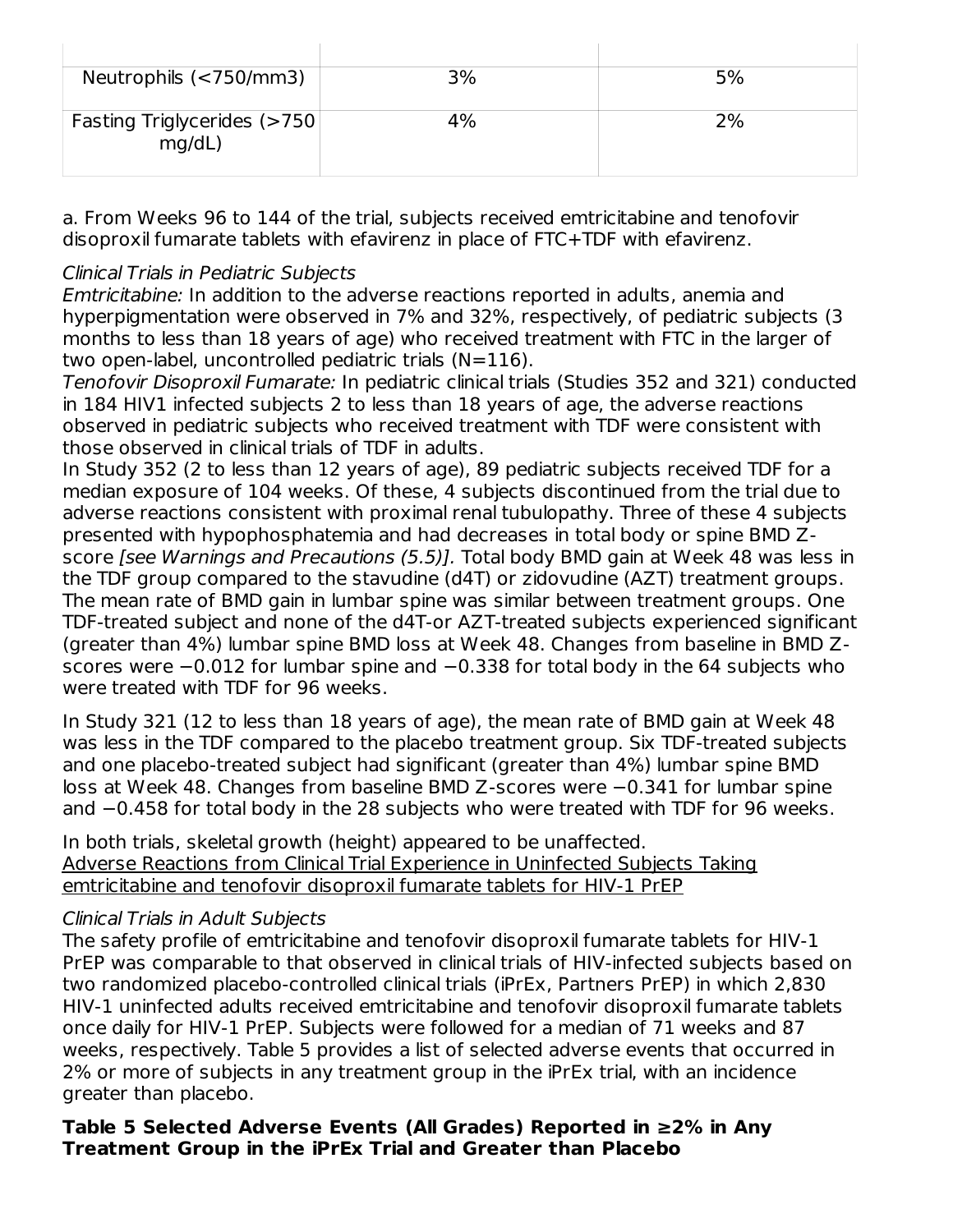| | | |
|---|---|---|
| Neutrophils (<750/mm3) | 3% | 5% |
| Fasting Triglycerides (>750 mg/dL) | 4% | 2% |

a. From Weeks 96 to 144 of the trial, subjects received emtricitabine and tenofovir disoproxil fumarate tablets with efavirenz in place of FTC+TDF with efavirenz.

*Clinical Trials in Pediatric Subjects*

*Emtricitabine:* In addition to the adverse reactions reported in adults, anemia and hyperpigmentation were observed in 7% and 32%, respectively, of pediatric subjects (3 months to less than 18 years of age) who received treatment with FTC in the larger of two open-label, uncontrolled pediatric trials (N=116).

*Tenofovir Disoproxil Fumarate:* In pediatric clinical trials (Studies 352 and 321) conducted in 184 HIV1 infected subjects 2 to less than 18 years of age, the adverse reactions observed in pediatric subjects who received treatment with TDF were consistent with those observed in clinical trials of TDF in adults.

In Study 352 (2 to less than 12 years of age), 89 pediatric subjects received TDF for a median exposure of 104 weeks. Of these, 4 subjects discontinued from the trial due to adverse reactions consistent with proximal renal tubulopathy. Three of these 4 subjects presented with hypophosphatemia and had decreases in total body or spine BMD Z-score *[see Warnings and Precautions (5.5)].* Total body BMD gain at Week 48 was less in the TDF group compared to the stavudine (d4T) or zidovudine (AZT) treatment groups. The mean rate of BMD gain in lumbar spine was similar between treatment groups. One TDF-treated subject and none of the d4T-or AZT-treated subjects experienced significant (greater than 4%) lumbar spine BMD loss at Week 48. Changes from baseline in BMD Z-scores were −0.012 for lumbar spine and −0.338 for total body in the 64 subjects who were treated with TDF for 96 weeks.

In Study 321 (12 to less than 18 years of age), the mean rate of BMD gain at Week 48 was less in the TDF compared to the placebo treatment group. Six TDF-treated subjects and one placebo-treated subject had significant (greater than 4%) lumbar spine BMD loss at Week 48. Changes from baseline BMD Z-scores were −0.341 for lumbar spine and −0.458 for total body in the 28 subjects who were treated with TDF for 96 weeks.

In both trials, skeletal growth (height) appeared to be unaffected.

Adverse Reactions from Clinical Trial Experience in Uninfected Subjects Taking emtricitabine and tenofovir disoproxil fumarate tablets for HIV-1 PrEP

*Clinical Trials in Adult Subjects*

The safety profile of emtricitabine and tenofovir disoproxil fumarate tablets for HIV-1 PrEP was comparable to that observed in clinical trials of HIV-infected subjects based on two randomized placebo-controlled clinical trials (iPrEx, Partners PrEP) in which 2,830 HIV-1 uninfected adults received emtricitabine and tenofovir disoproxil fumarate tablets once daily for HIV-1 PrEP. Subjects were followed for a median of 71 weeks and 87 weeks, respectively. Table 5 provides a list of selected adverse events that occurred in 2% or more of subjects in any treatment group in the iPrEx trial, with an incidence greater than placebo.

**Table 5 Selected Adverse Events (All Grades) Reported in ≥2% in Any Treatment Group in the iPrEx Trial and Greater than Placebo**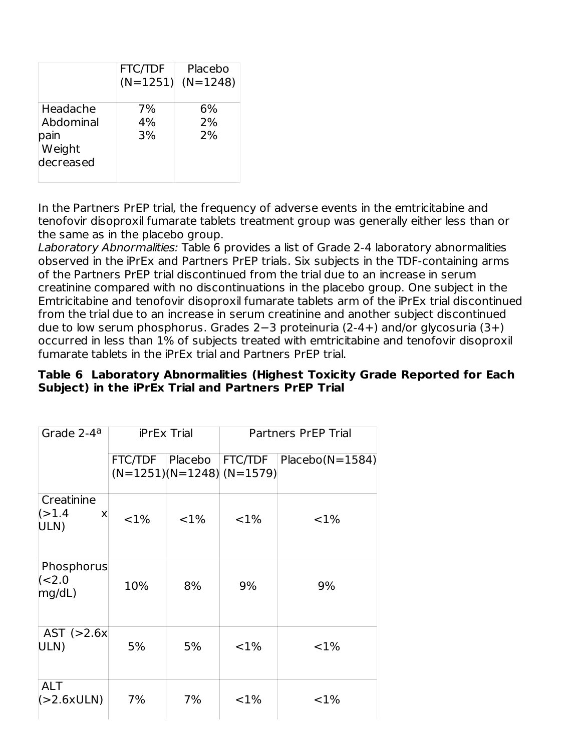| | FTC/TDF (N=1251) | Placebo (N=1248) |
|---|---|---|
| Headache | 7% | 6% |
| Abdominal pain | 4% | 2% |
| Weight decreased | 3% | 2% |

In the Partners PrEP trial, the frequency of adverse events in the emtricitabine and tenofovir disoproxil fumarate tablets treatment group was generally either less than or the same as in the placebo group.

*Laboratory Abnormalities:* Table 6 provides a list of Grade 2-4 laboratory abnormalities observed in the iPrEx and Partners PrEP trials. Six subjects in the TDF-containing arms of the Partners PrEP trial discontinued from the trial due to an increase in serum creatinine compared with no discontinuations in the placebo group. One subject in the Emtricitabine and tenofovir disoproxil fumarate tablets arm of the iPrEx trial discontinued from the trial due to an increase in serum creatinine and another subject discontinued due to low serum phosphorus. Grades 2−3 proteinuria (2-4+) and/or glycosuria (3+) occurred in less than 1% of subjects treated with emtricitabine and tenofovir disoproxil fumarate tablets in the iPrEx trial and Partners PrEP trial.

**Table 6 Laboratory Abnormalities (Highest Toxicity Grade Reported for Each Subject) in the iPrEx Trial and Partners PrEP Trial**

| Grade 2-4[a] | iPrEx Trial | | Partners PrEP Trial | |
|---|---|---|---|---|
| | FTC/TDF (N=1251) | Placebo (N=1248) | FTC/TDF (N=1579) | Placebo(N=1584) |
| Creatinine (>1.4 x ULN) | <1% | <1% | <1% | <1% |
| Phosphorus (<2.0 mg/dL) | 10% | 8% | 9% | 9% |
| AST (>2.6x ULN) | 5% | 5% | <1% | <1% |
| ALT (>2.6xULN) | 7% | 7% | <1% | <1% |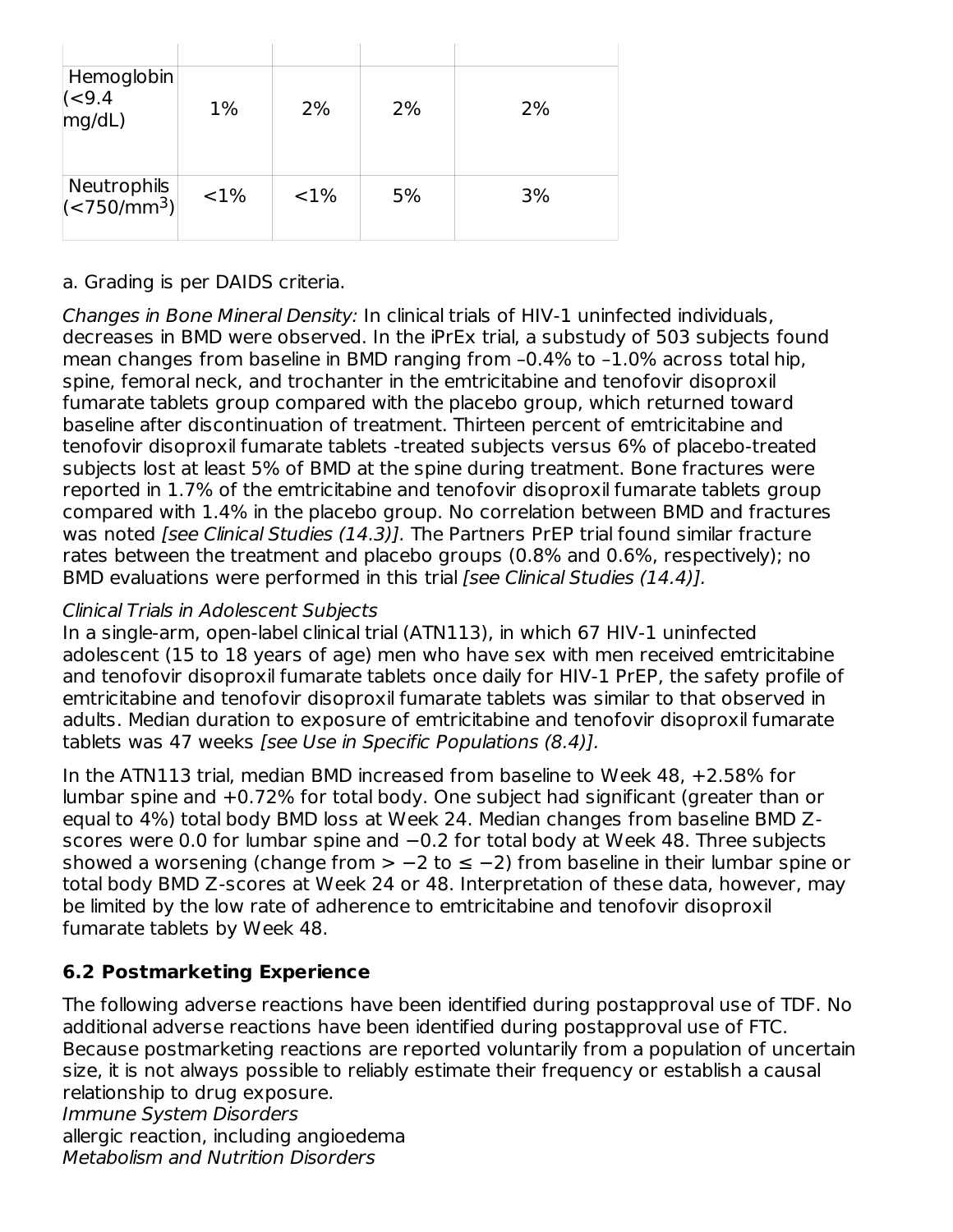| | | | | |
|---|---|---|---|---|
| Hemoglobin (<9.4 mg/dL) | 1% | 2% | 2% | 2% |
| Neutrophils (<750/mm$^3$) | <1% | <1% | 5% | 3% |

a. Grading is per DAIDS criteria.

*Changes in Bone Mineral Density:* In clinical trials of HIV-1 uninfected individuals, decreases in BMD were observed. In the iPrEx trial, a substudy of 503 subjects found mean changes from baseline in BMD ranging from –0.4% to –1.0% across total hip, spine, femoral neck, and trochanter in the emtricitabine and tenofovir disoproxil fumarate tablets group compared with the placebo group, which returned toward baseline after discontinuation of treatment. Thirteen percent of emtricitabine and tenofovir disoproxil fumarate tablets -treated subjects versus 6% of placebo-treated subjects lost at least 5% of BMD at the spine during treatment. Bone fractures were reported in 1.7% of the emtricitabine and tenofovir disoproxil fumarate tablets group compared with 1.4% in the placebo group. No correlation between BMD and fractures was noted *[see Clinical Studies (14.3)]*. The Partners PrEP trial found similar fracture rates between the treatment and placebo groups (0.8% and 0.6%, respectively); no BMD evaluations were performed in this trial *[see Clinical Studies (14.4)]*.

*Clinical Trials in Adolescent Subjects*

In a single-arm, open-label clinical trial (ATN113), in which 67 HIV-1 uninfected adolescent (15 to 18 years of age) men who have sex with men received emtricitabine and tenofovir disoproxil fumarate tablets once daily for HIV-1 PrEP, the safety profile of emtricitabine and tenofovir disoproxil fumarate tablets was similar to that observed in adults. Median duration to exposure of emtricitabine and tenofovir disoproxil fumarate tablets was 47 weeks *[see Use in Specific Populations (8.4)]*.

In the ATN113 trial, median BMD increased from baseline to Week 48, +2.58% for lumbar spine and +0.72% for total body. One subject had significant (greater than or equal to 4%) total body BMD loss at Week 24. Median changes from baseline BMD Z-scores were 0.0 for lumbar spine and −0.2 for total body at Week 48. Three subjects showed a worsening (change from > −2 to ≤ −2) from baseline in their lumbar spine or total body BMD Z-scores at Week 24 or 48. Interpretation of these data, however, may be limited by the low rate of adherence to emtricitabine and tenofovir disoproxil fumarate tablets by Week 48.

### 6.2 Postmarketing Experience

The following adverse reactions have been identified during postapproval use of TDF. No additional adverse reactions have been identified during postapproval use of FTC. Because postmarketing reactions are reported voluntarily from a population of uncertain size, it is not always possible to reliably estimate their frequency or establish a causal relationship to drug exposure.

*Immune System Disorders*

allergic reaction, including angioedema

*Metabolism and Nutrition Disorders*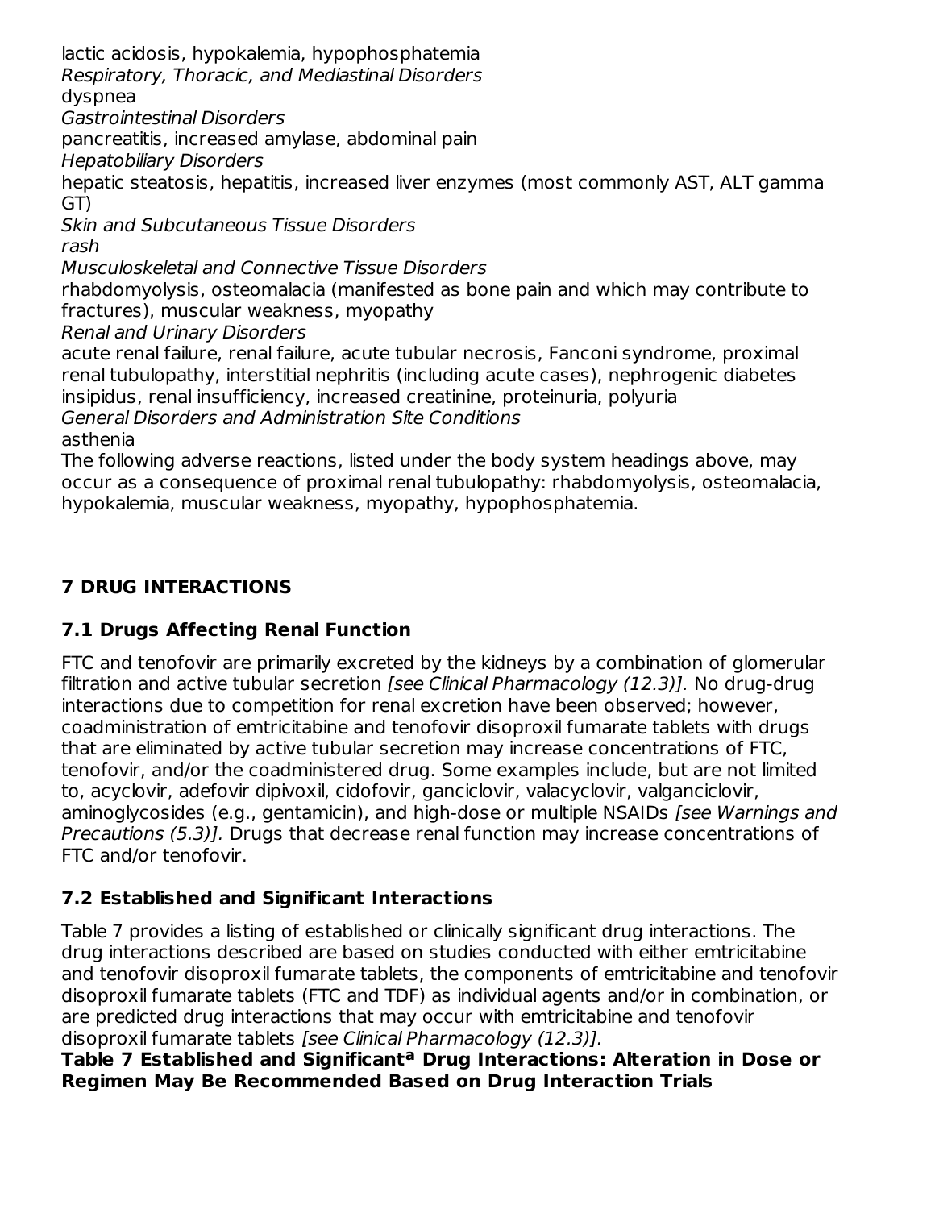lactic acidosis, hypokalemia, hypophosphatemia

*Respiratory, Thoracic, and Mediastinal Disorders*

dyspnea

*Gastrointestinal Disorders*

pancreatitis, increased amylase, abdominal pain

*Hepatobiliary Disorders*

hepatic steatosis, hepatitis, increased liver enzymes (most commonly AST, ALT gamma GT)

*Skin and Subcutaneous Tissue Disorders*

*rash*

*Musculoskeletal and Connective Tissue Disorders*

rhabdomyolysis, osteomalacia (manifested as bone pain and which may contribute to fractures), muscular weakness, myopathy

*Renal and Urinary Disorders*

acute renal failure, renal failure, acute tubular necrosis, Fanconi syndrome, proximal renal tubulopathy, interstitial nephritis (including acute cases), nephrogenic diabetes insipidus, renal insufficiency, increased creatinine, proteinuria, polyuria

*General Disorders and Administration Site Conditions*

asthenia

The following adverse reactions, listed under the body system headings above, may occur as a consequence of proximal renal tubulopathy: rhabdomyolysis, osteomalacia, hypokalemia, muscular weakness, myopathy, hypophosphatemia.

## 7 DRUG INTERACTIONS

### 7.1 Drugs Affecting Renal Function

FTC and tenofovir are primarily excreted by the kidneys by a combination of glomerular filtration and active tubular secretion *[see Clinical Pharmacology (12.3)]*. No drug-drug interactions due to competition for renal excretion have been observed; however, coadministration of emtricitabine and tenofovir disoproxil fumarate tablets with drugs that are eliminated by active tubular secretion may increase concentrations of FTC, tenofovir, and/or the coadministered drug. Some examples include, but are not limited to, acyclovir, adefovir dipivoxil, cidofovir, ganciclovir, valacyclovir, valganciclovir, aminoglycosides (e.g., gentamicin), and high-dose or multiple NSAIDs *[see Warnings and Precautions (5.3)]*. Drugs that decrease renal function may increase concentrations of FTC and/or tenofovir.

### 7.2 Established and Significant Interactions

Table 7 provides a listing of established or clinically significant drug interactions. The drug interactions described are based on studies conducted with either emtricitabine and tenofovir disoproxil fumarate tablets, the components of emtricitabine and tenofovir disoproxil fumarate tablets (FTC and TDF) as individual agents and/or in combination, or are predicted drug interactions that may occur with emtricitabine and tenofovir disoproxil fumarate tablets *[see Clinical Pharmacology (12.3)]*.

**Table 7 Established and Significant[a] Drug Interactions: Alteration in Dose or Regimen May Be Recommended Based on Drug Interaction Trials**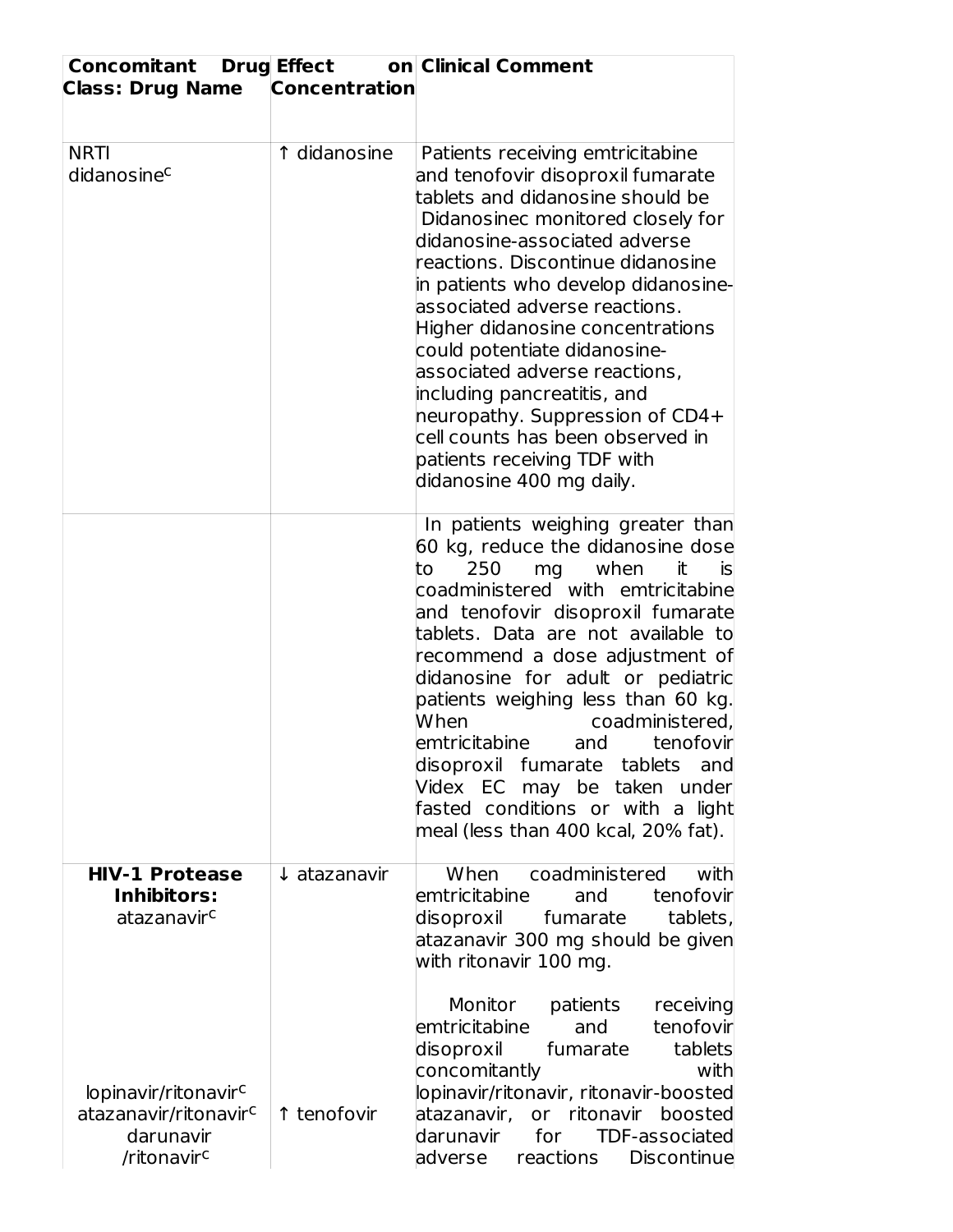| Concomitant Drug Class: Drug Name | Effect on Concentration | Clinical Comment |
| --- | --- | --- |
| NRTI didanosine[c] | ↑ didanosine | Patients receiving emtricitabine and tenofovir disoproxil fumarate tablets and didanosine should be Didanosinec monitored closely for didanosine-associated adverse reactions. Discontinue didanosine in patients who develop didanosine-associated adverse reactions. Higher didanosine concentrations could potentiate didanosine-associated adverse reactions, including pancreatitis, and neuropathy. Suppression of CD4+ cell counts has been observed in patients receiving TDF with didanosine 400 mg daily. |
| | | In patients weighing greater than 60 kg, reduce the didanosine dose to 250 mg when it is coadministered with emtricitabine and tenofovir disoproxil fumarate tablets. Data are not available to recommend a dose adjustment of didanosine for adult or pediatric patients weighing less than 60 kg. When coadministered, emtricitabine and tenofovir disoproxil fumarate tablets and Videx EC may be taken under fasted conditions or with a light meal (less than 400 kcal, 20% fat). |
| **HIV-1 Protease Inhibitors:** atazanavir[c] | ↓ atazanavir | When coadministered with emtricitabine and tenofovir disoproxil fumarate tablets, atazanavir 300 mg should be given with ritonavir 100 mg. |
| lopinavir/ritonavir[c] atazanavir/ritonavir[c] darunavir /ritonavir[c] | ↑ tenofovir | Monitor patients receiving emtricitabine and tenofovir disoproxil fumarate tablets concomitantly with lopinavir/ritonavir, ritonavir-boosted atazanavir, or ritonavir boosted darunavir for TDF-associated adverse reactions Discontinue |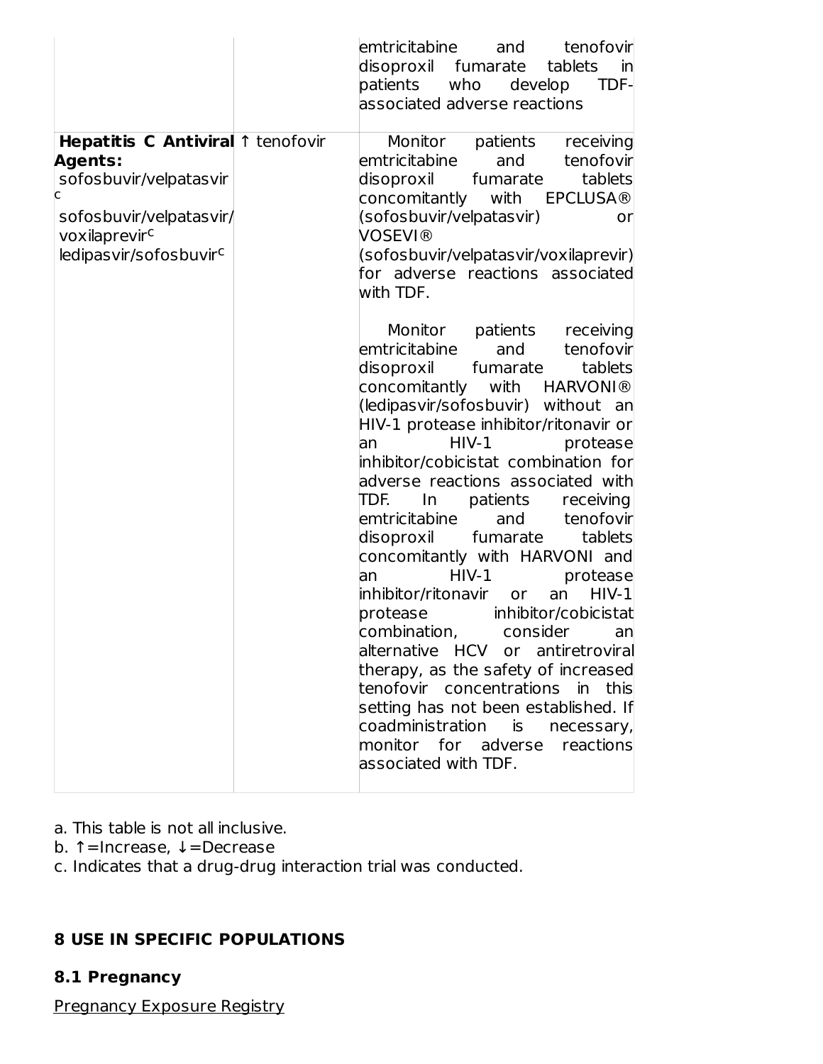| | | emtricitabine and tenofovir disoproxil fumarate tablets in patients who develop TDF-associated adverse reactions |
|---|---|---|
| **Hepatitis C Antiviral Agents:** sofosbuvir/velpatasvir[c] sofosbuvir/velpatasvir/voxilaprevir[c] ledipasvir/sofosbuvir[c] | ↑ tenofovir | Monitor patients receiving emtricitabine and tenofovir disoproxil fumarate tablets concomitantly with EPCLUSA® (sofosbuvir/velpatasvir) or VOSEVI® (sofosbuvir/velpatasvir/voxilaprevir) for adverse reactions associated with TDF. <br><br> Monitor patients receiving emtricitabine and tenofovir disoproxil fumarate tablets concomitantly with HARVONI® (ledipasvir/sofosbuvir) without an HIV-1 protease inhibitor/ritonavir or an HIV-1 protease inhibitor/cobicistat combination for adverse reactions associated with TDF. In patients receiving emtricitabine and tenofovir disoproxil fumarate tablets concomitantly with HARVONI and an HIV-1 protease inhibitor/ritonavir or an HIV-1 protease inhibitor/cobicistat combination, consider an alternative HCV or antiretroviral therapy, as the safety of increased tenofovir concentrations in this setting has not been established. If coadministration is necessary, monitor for adverse reactions associated with TDF. |

a. This table is not all inclusive.
b. ↑=Increase, ↓=Decrease
c. Indicates that a drug-drug interaction trial was conducted.

## 8 USE IN SPECIFIC POPULATIONS

### 8.1 Pregnancy

Pregnancy Exposure Registry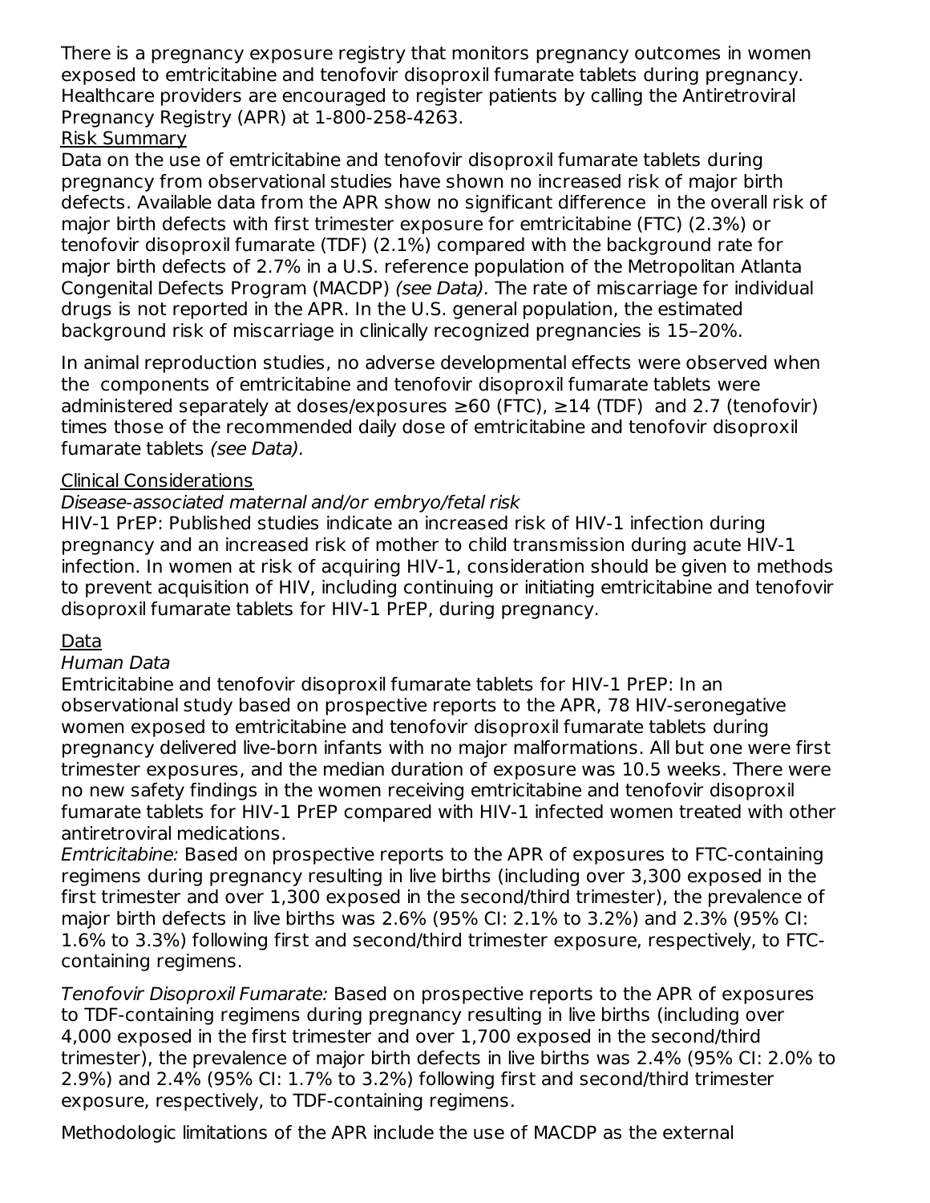There is a pregnancy exposure registry that monitors pregnancy outcomes in women exposed to emtricitabine and tenofovir disoproxil fumarate tablets during pregnancy. Healthcare providers are encouraged to register patients by calling the Antiretroviral Pregnancy Registry (APR) at 1-800-258-4263.

Risk Summary

Data on the use of emtricitabine and tenofovir disoproxil fumarate tablets during pregnancy from observational studies have shown no increased risk of major birth defects. Available data from the APR show no significant difference in the overall risk of major birth defects with first trimester exposure for emtricitabine (FTC) (2.3%) or tenofovir disoproxil fumarate (TDF) (2.1%) compared with the background rate for major birth defects of 2.7% in a U.S. reference population of the Metropolitan Atlanta Congenital Defects Program (MACDP) *(see Data).* The rate of miscarriage for individual drugs is not reported in the APR. In the U.S. general population, the estimated background risk of miscarriage in clinically recognized pregnancies is 15–20%.

In animal reproduction studies, no adverse developmental effects were observed when the components of emtricitabine and tenofovir disoproxil fumarate tablets were administered separately at doses/exposures ≥60 (FTC), ≥14 (TDF) and 2.7 (tenofovir) times those of the recommended daily dose of emtricitabine and tenofovir disoproxil fumarate tablets *(see Data).*

Clinical Considerations

*Disease-associated maternal and/or embryo/fetal risk*

HIV-1 PrEP: Published studies indicate an increased risk of HIV-1 infection during pregnancy and an increased risk of mother to child transmission during acute HIV-1 infection. In women at risk of acquiring HIV-1, consideration should be given to methods to prevent acquisition of HIV, including continuing or initiating emtricitabine and tenofovir disoproxil fumarate tablets for HIV-1 PrEP, during pregnancy.

Data

*Human Data*

Emtricitabine and tenofovir disoproxil fumarate tablets for HIV-1 PrEP: In an observational study based on prospective reports to the APR, 78 HIV-seronegative women exposed to emtricitabine and tenofovir disoproxil fumarate tablets during pregnancy delivered live-born infants with no major malformations. All but one were first trimester exposures, and the median duration of exposure was 10.5 weeks. There were no new safety findings in the women receiving emtricitabine and tenofovir disoproxil fumarate tablets for HIV-1 PrEP compared with HIV-1 infected women treated with other antiretroviral medications.

*Emtricitabine:* Based on prospective reports to the APR of exposures to FTC-containing regimens during pregnancy resulting in live births (including over 3,300 exposed in the first trimester and over 1,300 exposed in the second/third trimester), the prevalence of major birth defects in live births was 2.6% (95% CI: 2.1% to 3.2%) and 2.3% (95% CI: 1.6% to 3.3%) following first and second/third trimester exposure, respectively, to FTC-containing regimens.

*Tenofovir Disoproxil Fumarate:* Based on prospective reports to the APR of exposures to TDF-containing regimens during pregnancy resulting in live births (including over 4,000 exposed in the first trimester and over 1,700 exposed in the second/third trimester), the prevalence of major birth defects in live births was 2.4% (95% CI: 2.0% to 2.9%) and 2.4% (95% CI: 1.7% to 3.2%) following first and second/third trimester exposure, respectively, to TDF-containing regimens.

Methodologic limitations of the APR include the use of MACDP as the external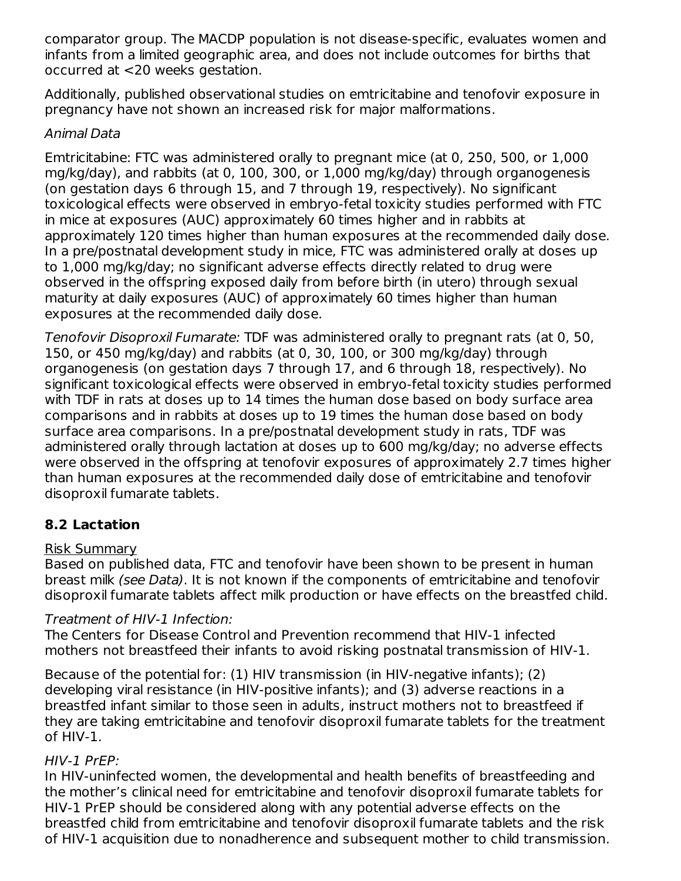comparator group. The MACDP population is not disease-specific, evaluates women and infants from a limited geographic area, and does not include outcomes for births that occurred at <20 weeks gestation.

Additionally, published observational studies on emtricitabine and tenofovir exposure in pregnancy have not shown an increased risk for major malformations.

*Animal Data*

Emtricitabine: FTC was administered orally to pregnant mice (at 0, 250, 500, or 1,000 mg/kg/day), and rabbits (at 0, 100, 300, or 1,000 mg/kg/day) through organogenesis (on gestation days 6 through 15, and 7 through 19, respectively). No significant toxicological effects were observed in embryo-fetal toxicity studies performed with FTC in mice at exposures (AUC) approximately 60 times higher and in rabbits at approximately 120 times higher than human exposures at the recommended daily dose. In a pre/postnatal development study in mice, FTC was administered orally at doses up to 1,000 mg/kg/day; no significant adverse effects directly related to drug were observed in the offspring exposed daily from before birth (in utero) through sexual maturity at daily exposures (AUC) of approximately 60 times higher than human exposures at the recommended daily dose.

*Tenofovir Disoproxil Fumarate:* TDF was administered orally to pregnant rats (at 0, 50, 150, or 450 mg/kg/day) and rabbits (at 0, 30, 100, or 300 mg/kg/day) through organogenesis (on gestation days 7 through 17, and 6 through 18, respectively). No significant toxicological effects were observed in embryo-fetal toxicity studies performed with TDF in rats at doses up to 14 times the human dose based on body surface area comparisons and in rabbits at doses up to 19 times the human dose based on body surface area comparisons. In a pre/postnatal development study in rats, TDF was administered orally through lactation at doses up to 600 mg/kg/day; no adverse effects were observed in the offspring at tenofovir exposures of approximately 2.7 times higher than human exposures at the recommended daily dose of emtricitabine and tenofovir disoproxil fumarate tablets.

## 8.2 Lactation

Risk Summary

Based on published data, FTC and tenofovir have been shown to be present in human breast milk *(see Data)*. It is not known if the components of emtricitabine and tenofovir disoproxil fumarate tablets affect milk production or have effects on the breastfed child.

*Treatment of HIV-1 Infection:*

The Centers for Disease Control and Prevention recommend that HIV-1 infected mothers not breastfeed their infants to avoid risking postnatal transmission of HIV-1.

Because of the potential for: (1) HIV transmission (in HIV-negative infants); (2) developing viral resistance (in HIV-positive infants); and (3) adverse reactions in a breastfed infant similar to those seen in adults, instruct mothers not to breastfeed if they are taking emtricitabine and tenofovir disoproxil fumarate tablets for the treatment of HIV-1.

*HIV-1 PrEP:*

In HIV-uninfected women, the developmental and health benefits of breastfeeding and the mother's clinical need for emtricitabine and tenofovir disoproxil fumarate tablets for HIV-1 PrEP should be considered along with any potential adverse effects on the breastfed child from emtricitabine and tenofovir disoproxil fumarate tablets and the risk of HIV-1 acquisition due to nonadherence and subsequent mother to child transmission.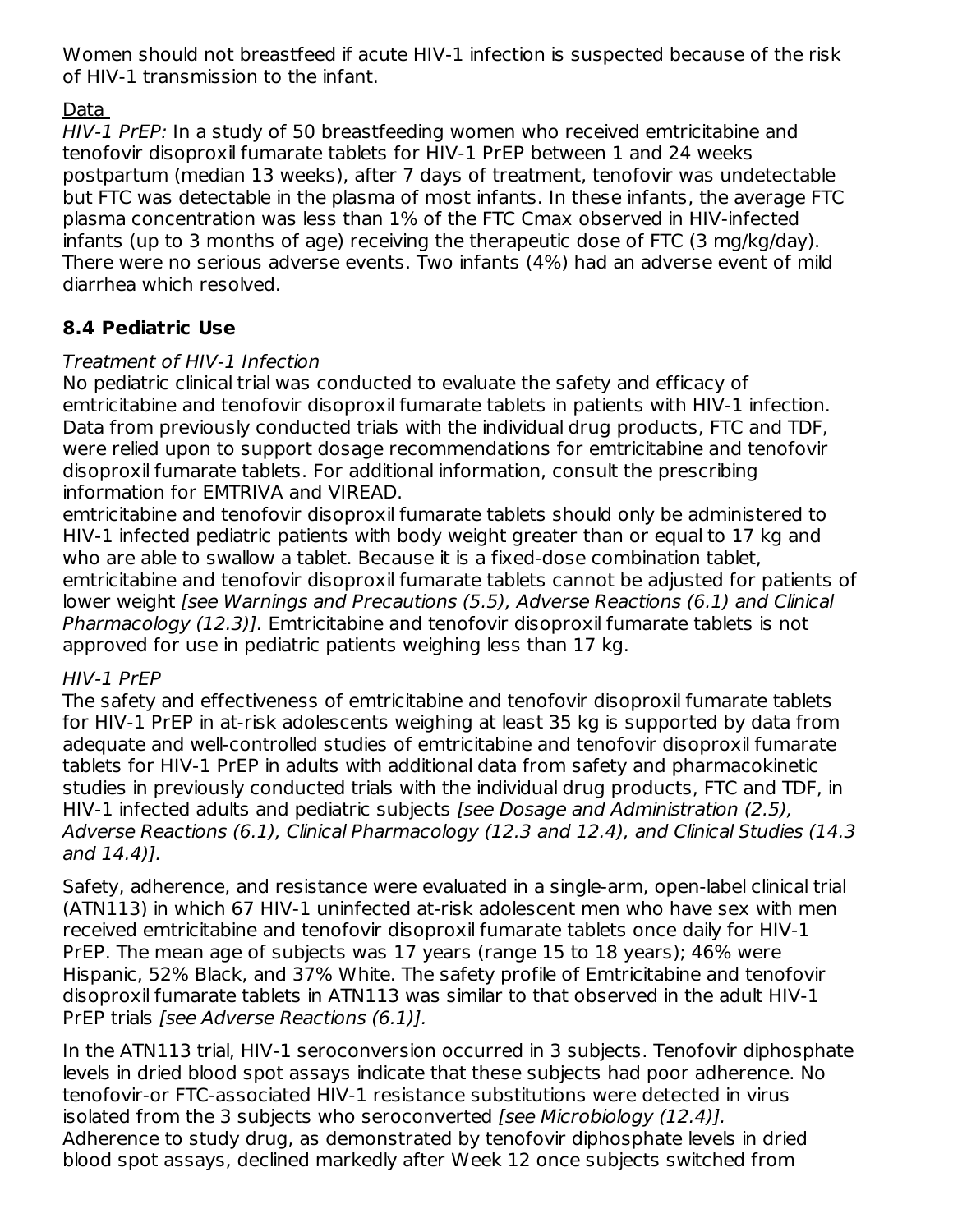Women should not breastfeed if acute HIV-1 infection is suspected because of the risk of HIV-1 transmission to the infant.

Data

*HIV-1 PrEP:* In a study of 50 breastfeeding women who received emtricitabine and tenofovir disoproxil fumarate tablets for HIV-1 PrEP between 1 and 24 weeks postpartum (median 13 weeks), after 7 days of treatment, tenofovir was undetectable but FTC was detectable in the plasma of most infants. In these infants, the average FTC plasma concentration was less than 1% of the FTC Cmax observed in HIV-infected infants (up to 3 months of age) receiving the therapeutic dose of FTC (3 mg/kg/day). There were no serious adverse events. Two infants (4%) had an adverse event of mild diarrhea which resolved.

### 8.4 Pediatric Use

*Treatment of HIV-1 Infection*

No pediatric clinical trial was conducted to evaluate the safety and efficacy of emtricitabine and tenofovir disoproxil fumarate tablets in patients with HIV-1 infection. Data from previously conducted trials with the individual drug products, FTC and TDF, were relied upon to support dosage recommendations for emtricitabine and tenofovir disoproxil fumarate tablets. For additional information, consult the prescribing information for EMTRIVA and VIREAD.

emtricitabine and tenofovir disoproxil fumarate tablets should only be administered to HIV-1 infected pediatric patients with body weight greater than or equal to 17 kg and who are able to swallow a tablet. Because it is a fixed-dose combination tablet, emtricitabine and tenofovir disoproxil fumarate tablets cannot be adjusted for patients of lower weight *[see Warnings and Precautions (5.5), Adverse Reactions (6.1) and Clinical Pharmacology (12.3)].* Emtricitabine and tenofovir disoproxil fumarate tablets is not approved for use in pediatric patients weighing less than 17 kg.

*HIV-1 PrEP*

The safety and effectiveness of emtricitabine and tenofovir disoproxil fumarate tablets for HIV-1 PrEP in at-risk adolescents weighing at least 35 kg is supported by data from adequate and well-controlled studies of emtricitabine and tenofovir disoproxil fumarate tablets for HIV-1 PrEP in adults with additional data from safety and pharmacokinetic studies in previously conducted trials with the individual drug products, FTC and TDF, in HIV-1 infected adults and pediatric subjects *[see Dosage and Administration (2.5), Adverse Reactions (6.1), Clinical Pharmacology (12.3 and 12.4), and Clinical Studies (14.3 and 14.4)].*

Safety, adherence, and resistance were evaluated in a single-arm, open-label clinical trial (ATN113) in which 67 HIV-1 uninfected at-risk adolescent men who have sex with men received emtricitabine and tenofovir disoproxil fumarate tablets once daily for HIV-1 PrEP. The mean age of subjects was 17 years (range 15 to 18 years); 46% were Hispanic, 52% Black, and 37% White. The safety profile of Emtricitabine and tenofovir disoproxil fumarate tablets in ATN113 was similar to that observed in the adult HIV-1 PrEP trials *[see Adverse Reactions (6.1)].*

In the ATN113 trial, HIV-1 seroconversion occurred in 3 subjects. Tenofovir diphosphate levels in dried blood spot assays indicate that these subjects had poor adherence. No tenofovir-or FTC-associated HIV-1 resistance substitutions were detected in virus isolated from the 3 subjects who seroconverted *[see Microbiology (12.4)].*
Adherence to study drug, as demonstrated by tenofovir diphosphate levels in dried blood spot assays, declined markedly after Week 12 once subjects switched from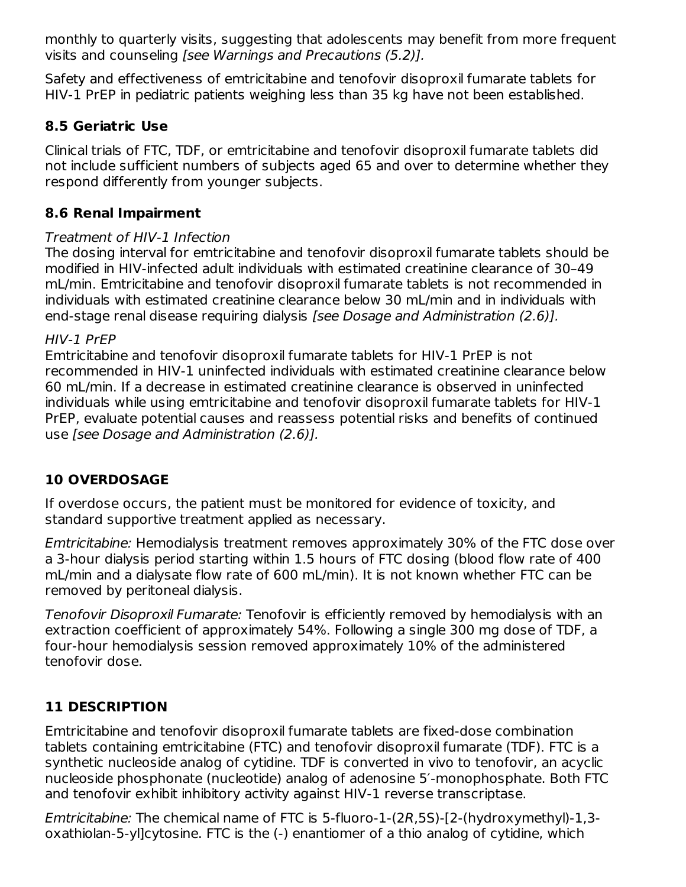monthly to quarterly visits, suggesting that adolescents may benefit from more frequent visits and counseling *[see Warnings and Precautions (5.2)].*

Safety and effectiveness of emtricitabine and tenofovir disoproxil fumarate tablets for HIV-1 PrEP in pediatric patients weighing less than 35 kg have not been established.

### 8.5 Geriatric Use

Clinical trials of FTC, TDF, or emtricitabine and tenofovir disoproxil fumarate tablets did not include sufficient numbers of subjects aged 65 and over to determine whether they respond differently from younger subjects.

### 8.6 Renal Impairment

*Treatment of HIV-1 Infection*

The dosing interval for emtricitabine and tenofovir disoproxil fumarate tablets should be modified in HIV-infected adult individuals with estimated creatinine clearance of 30–49 mL/min. Emtricitabine and tenofovir disoproxil fumarate tablets is not recommended in individuals with estimated creatinine clearance below 30 mL/min and in individuals with end-stage renal disease requiring dialysis *[see Dosage and Administration (2.6)].*

*HIV-1 PrEP*

Emtricitabine and tenofovir disoproxil fumarate tablets for HIV-1 PrEP is not recommended in HIV-1 uninfected individuals with estimated creatinine clearance below 60 mL/min. If a decrease in estimated creatinine clearance is observed in uninfected individuals while using emtricitabine and tenofovir disoproxil fumarate tablets for HIV-1 PrEP, evaluate potential causes and reassess potential risks and benefits of continued use *[see Dosage and Administration (2.6)].*

## 10 OVERDOSAGE

If overdose occurs, the patient must be monitored for evidence of toxicity, and standard supportive treatment applied as necessary.

*Emtricitabine:* Hemodialysis treatment removes approximately 30% of the FTC dose over a 3-hour dialysis period starting within 1.5 hours of FTC dosing (blood flow rate of 400 mL/min and a dialysate flow rate of 600 mL/min). It is not known whether FTC can be removed by peritoneal dialysis.

*Tenofovir Disoproxil Fumarate:* Tenofovir is efficiently removed by hemodialysis with an extraction coefficient of approximately 54%. Following a single 300 mg dose of TDF, a four-hour hemodialysis session removed approximately 10% of the administered tenofovir dose.

## 11 DESCRIPTION

Emtricitabine and tenofovir disoproxil fumarate tablets are fixed-dose combination tablets containing emtricitabine (FTC) and tenofovir disoproxil fumarate (TDF). FTC is a synthetic nucleoside analog of cytidine. TDF is converted in vivo to tenofovir, an acyclic nucleoside phosphonate (nucleotide) analog of adenosine 5′-monophosphate. Both FTC and tenofovir exhibit inhibitory activity against HIV-1 reverse transcriptase.

*Emtricitabine:* The chemical name of FTC is 5-fluoro-1-(2*R*,5S)-[2-(hydroxymethyl)-1,3-oxathiolan-5-yl]cytosine. FTC is the (-) enantiomer of a thio analog of cytidine, which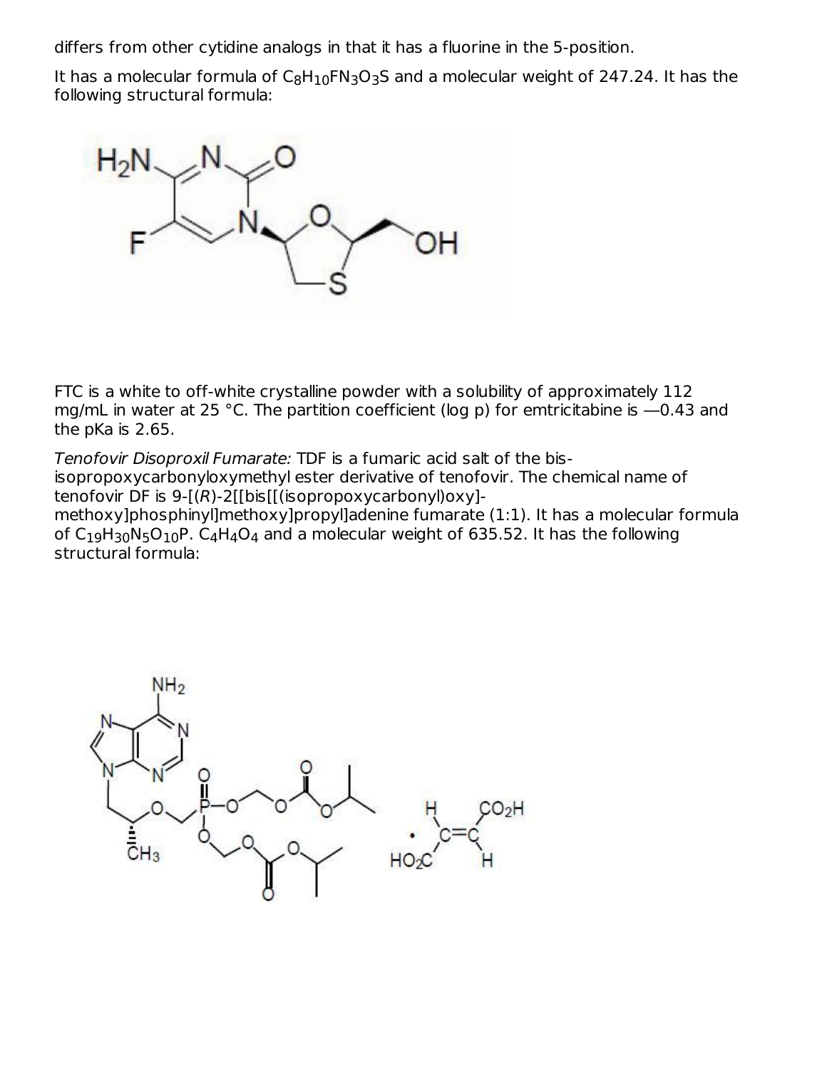differs from other cytidine analogs in that it has a fluorine in the 5-position.

It has a molecular formula of $C_8H_{10}FN_3O_3S$ and a molecular weight of 247.24. It has the following structural formula:

FTC is a white to off-white crystalline powder with a solubility of approximately 112 mg/mL in water at 25 °C. The partition coefficient (log p) for emtricitabine is —0.43 and the pKa is 2.65.

*Tenofovir Disoproxil Fumarate:* TDF is a fumaric acid salt of the bis-isopropoxycarbonyloxymethyl ester derivative of tenofovir. The chemical name of tenofovir DF is 9-[(*R*)-2[[bis[[(isopropoxycarbonyl)oxy]-methoxy]phosphinyl]methoxy]propyl]adenine fumarate (1:1). It has a molecular formula of $C_{19}H_{30}N_5O_{10}P$. $C_4H_4O_4$ and a molecular weight of 635.52. It has the following structural formula: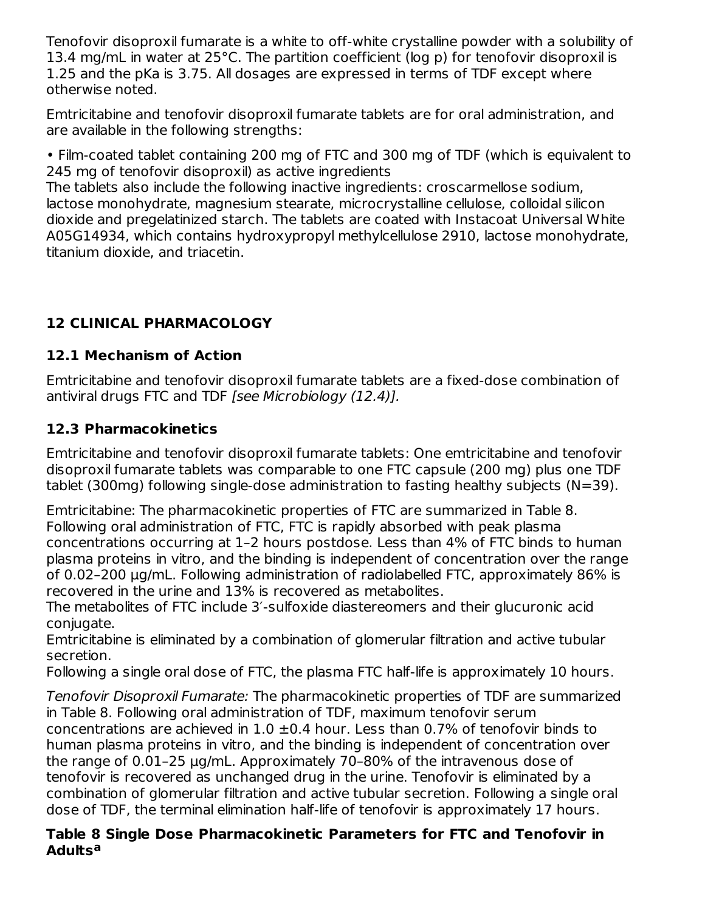Tenofovir disoproxil fumarate is a white to off-white crystalline powder with a solubility of 13.4 mg/mL in water at 25°C. The partition coefficient (log p) for tenofovir disoproxil is 1.25 and the pKa is 3.75. All dosages are expressed in terms of TDF except where otherwise noted.

Emtricitabine and tenofovir disoproxil fumarate tablets are for oral administration, and are available in the following strengths:

- Film-coated tablet containing 200 mg of FTC and 300 mg of TDF (which is equivalent to 245 mg of tenofovir disoproxil) as active ingredients

The tablets also include the following inactive ingredients: croscarmellose sodium, lactose monohydrate, magnesium stearate, microcrystalline cellulose, colloidal silicon dioxide and pregelatinized starch. The tablets are coated with Instacoat Universal White A05G14934, which contains hydroxypropyl methylcellulose 2910, lactose monohydrate, titanium dioxide, and triacetin.

## 12 CLINICAL PHARMACOLOGY

### 12.1 Mechanism of Action

Emtricitabine and tenofovir disoproxil fumarate tablets are a fixed-dose combination of antiviral drugs FTC and TDF *[see Microbiology (12.4)].*

### 12.3 Pharmacokinetics

Emtricitabine and tenofovir disoproxil fumarate tablets: One emtricitabine and tenofovir disoproxil fumarate tablets was comparable to one FTC capsule (200 mg) plus one TDF tablet (300mg) following single-dose administration to fasting healthy subjects (N=39).

Emtricitabine: The pharmacokinetic properties of FTC are summarized in Table 8. Following oral administration of FTC, FTC is rapidly absorbed with peak plasma concentrations occurring at 1–2 hours postdose. Less than 4% of FTC binds to human plasma proteins in vitro, and the binding is independent of concentration over the range of 0.02–200 µg/mL. Following administration of radiolabelled FTC, approximately 86% is recovered in the urine and 13% is recovered as metabolites.
The metabolites of FTC include 3′-sulfoxide diastereomers and their glucuronic acid conjugate.
Emtricitabine is eliminated by a combination of glomerular filtration and active tubular secretion.
Following a single oral dose of FTC, the plasma FTC half-life is approximately 10 hours.

*Tenofovir Disoproxil Fumarate:* The pharmacokinetic properties of TDF are summarized in Table 8. Following oral administration of TDF, maximum tenofovir serum concentrations are achieved in 1.0 ±0.4 hour. Less than 0.7% of tenofovir binds to human plasma proteins in vitro, and the binding is independent of concentration over the range of 0.01–25 µg/mL. Approximately 70–80% of the intravenous dose of tenofovir is recovered as unchanged drug in the urine. Tenofovir is eliminated by a combination of glomerular filtration and active tubular secretion. Following a single oral dose of TDF, the terminal elimination half-life of tenofovir is approximately 17 hours.

**Table 8 Single Dose Pharmacokinetic Parameters for FTC and Tenofovir in Adults[a]**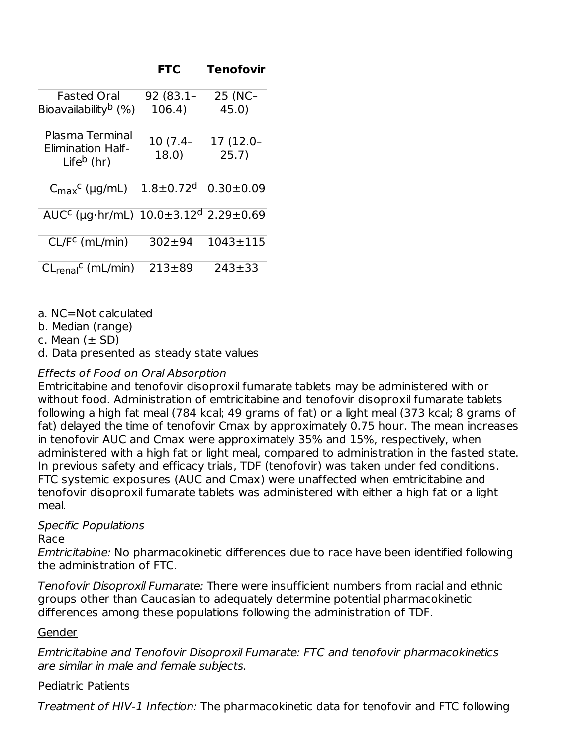| | FTC | Tenofovir |
|---|---|---|
| Fasted Oral Bioavailability[b] (%) | 92 (83.1–106.4) | 25 (NC–45.0) |
| Plasma Terminal Elimination Half-Life[b] (hr) | 10 (7.4–18.0) | 17 (12.0–25.7) |
| $C_{max}$[c] (μg/mL) | 1.8±0.72[d] | 0.30±0.09 |
| AUC[c] (μg•hr/mL) | 10.0±3.12[d] | 2.29±0.69 |
| CL/F[c] (mL/min) | 302±94 | 1043±115 |
| $CL_{renal}$[c] (mL/min) | 213±89 | 243±33 |

a. NC=Not calculated
b. Median (range)
c. Mean (± SD)
d. Data presented as steady state values

*Effects of Food on Oral Absorption*

Emtricitabine and tenofovir disoproxil fumarate tablets may be administered with or without food. Administration of emtricitabine and tenofovir disoproxil fumarate tablets following a high fat meal (784 kcal; 49 grams of fat) or a light meal (373 kcal; 8 grams of fat) delayed the time of tenofovir Cmax by approximately 0.75 hour. The mean increases in tenofovir AUC and Cmax were approximately 35% and 15%, respectively, when administered with a high fat or light meal, compared to administration in the fasted state. In previous safety and efficacy trials, TDF (tenofovir) was taken under fed conditions. FTC systemic exposures (AUC and Cmax) were unaffected when emtricitabine and tenofovir disoproxil fumarate tablets was administered with either a high fat or a light meal.

*Specific Populations*

Race

*Emtricitabine:* No pharmacokinetic differences due to race have been identified following the administration of FTC.

*Tenofovir Disoproxil Fumarate:* There were insufficient numbers from racial and ethnic groups other than Caucasian to adequately determine potential pharmacokinetic differences among these populations following the administration of TDF.

Gender

*Emtricitabine and Tenofovir Disoproxil Fumarate: FTC and tenofovir pharmacokinetics are similar in male and female subjects.*

Pediatric Patients

*Treatment of HIV-1 Infection:* The pharmacokinetic data for tenofovir and FTC following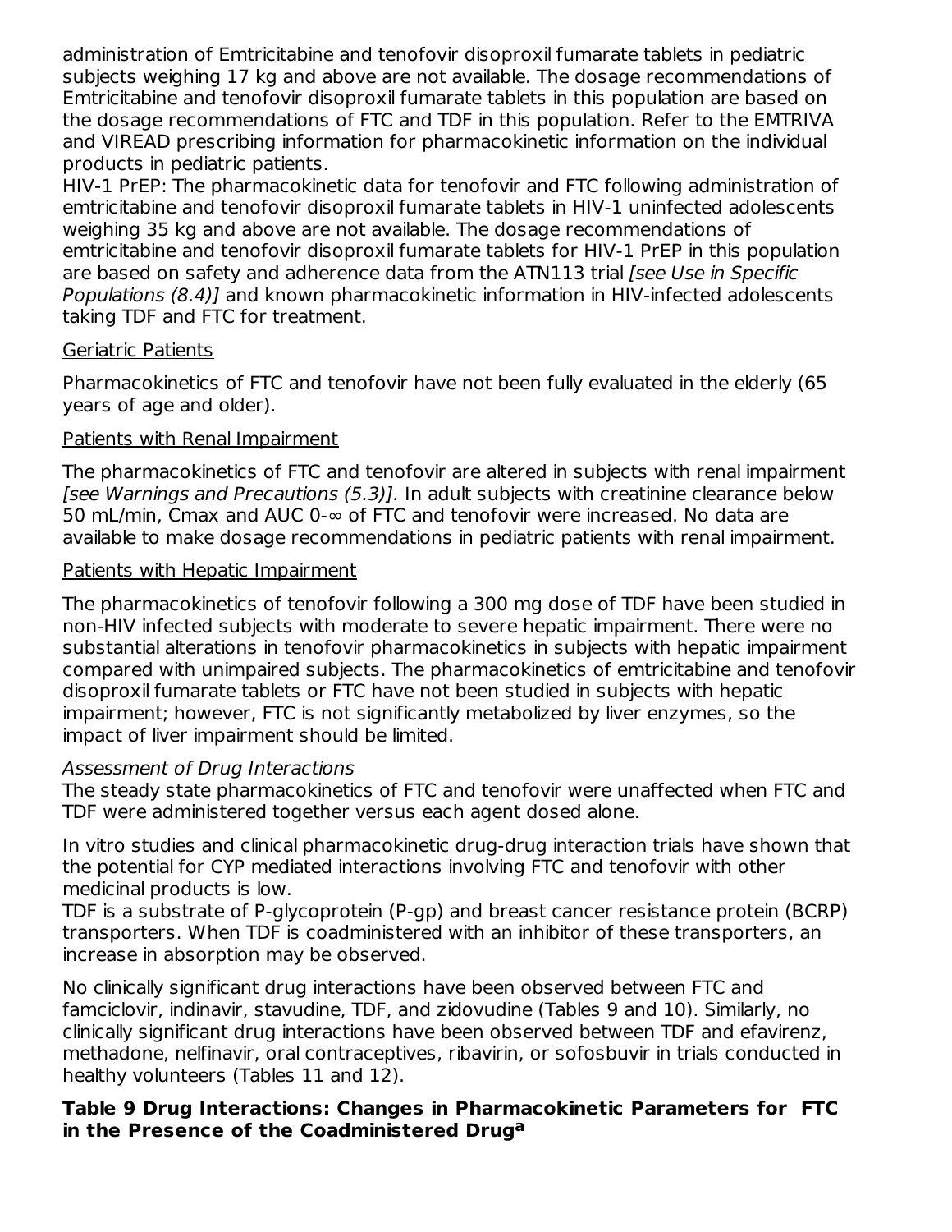administration of Emtricitabine and tenofovir disoproxil fumarate tablets in pediatric subjects weighing 17 kg and above are not available. The dosage recommendations of Emtricitabine and tenofovir disoproxil fumarate tablets in this population are based on the dosage recommendations of FTC and TDF in this population. Refer to the EMTRIVA and VIREAD prescribing information for pharmacokinetic information on the individual products in pediatric patients.

HIV-1 PrEP: The pharmacokinetic data for tenofovir and FTC following administration of emtricitabine and tenofovir disoproxil fumarate tablets in HIV-1 uninfected adolescents weighing 35 kg and above are not available. The dosage recommendations of emtricitabine and tenofovir disoproxil fumarate tablets for HIV-1 PrEP in this population are based on safety and adherence data from the ATN113 trial *[see Use in Specific Populations (8.4)]* and known pharmacokinetic information in HIV-infected adolescents taking TDF and FTC for treatment.

Geriatric Patients

Pharmacokinetics of FTC and tenofovir have not been fully evaluated in the elderly (65 years of age and older).

Patients with Renal Impairment

The pharmacokinetics of FTC and tenofovir are altered in subjects with renal impairment *[see Warnings and Precautions (5.3)].* In adult subjects with creatinine clearance below 50 mL/min, Cmax and AUC 0-∞ of FTC and tenofovir were increased. No data are available to make dosage recommendations in pediatric patients with renal impairment.

Patients with Hepatic Impairment

The pharmacokinetics of tenofovir following a 300 mg dose of TDF have been studied in non-HIV infected subjects with moderate to severe hepatic impairment. There were no substantial alterations in tenofovir pharmacokinetics in subjects with hepatic impairment compared with unimpaired subjects. The pharmacokinetics of emtricitabine and tenofovir disoproxil fumarate tablets or FTC have not been studied in subjects with hepatic impairment; however, FTC is not significantly metabolized by liver enzymes, so the impact of liver impairment should be limited.

*Assessment of Drug Interactions*

The steady state pharmacokinetics of FTC and tenofovir were unaffected when FTC and TDF were administered together versus each agent dosed alone.

In vitro studies and clinical pharmacokinetic drug-drug interaction trials have shown that the potential for CYP mediated interactions involving FTC and tenofovir with other medicinal products is low.

TDF is a substrate of P-glycoprotein (P-gp) and breast cancer resistance protein (BCRP) transporters. When TDF is coadministered with an inhibitor of these transporters, an increase in absorption may be observed.

No clinically significant drug interactions have been observed between FTC and famciclovir, indinavir, stavudine, TDF, and zidovudine (Tables 9 and 10). Similarly, no clinically significant drug interactions have been observed between TDF and efavirenz, methadone, nelfinavir, oral contraceptives, ribavirin, or sofosbuvir in trials conducted in healthy volunteers (Tables 11 and 12).

**Table 9 Drug Interactions: Changes in Pharmacokinetic Parameters for FTC in the Presence of the Coadministered Drug[a]**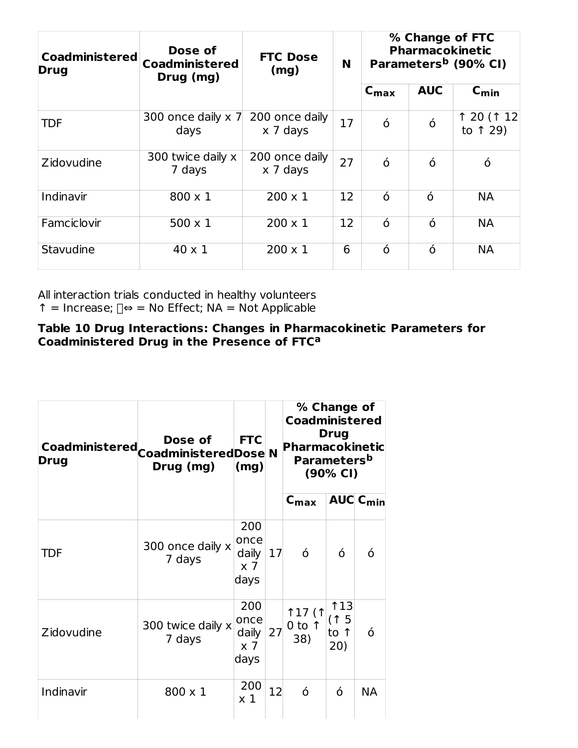| Coadministered Drug | Dose of Coadministered Drug (mg) | FTC Dose (mg) | N | % Change of FTC Pharmacokinetic Parameters[b] (90% CI) | | |
|---|---|---|---|---|---|---|
| | | | | $C_{max}$ | AUC | $C_{min}$ |
| TDF | 300 once daily x 7 days | 200 once daily x 7 days | 17 | ó | ó | ↑ 20 (↑ 12 to ↑ 29) |
| Zidovudine | 300 twice daily x 7 days | 200 once daily x 7 days | 27 | ó | ó | ó |
| Indinavir | 800 x 1 | 200 x 1 | 12 | ó | ó | NA |
| Famciclovir | 500 x 1 | 200 x 1 | 12 | ó | ó | NA |
| Stavudine | 40 x 1 | 200 x 1 | 6 | ó | ó | NA |

All interaction trials conducted in healthy volunteers
↑ = Increase; ⇔ = No Effect; NA = Not Applicable

**Table 10 Drug Interactions: Changes in Pharmacokinetic Parameters for Coadministered Drug in the Presence of FTC[a]**

| Coadministered Drug | Dose of Coadministered Drug (mg) | FTC Dose (mg) | N | % Change of Coadministered Drug Pharmacokinetic Parameters[b] (90% CI) | | |
|---|---|---|---|---|---|---|
| | | | | $C_{max}$ | AUC | $C_{min}$ |
| TDF | 300 once daily x 7 days | 200 once daily x 7 days | 17 | ó | ó | ó |
| Zidovudine | 300 twice daily x 7 days | 200 once daily x 7 days | 27 | ↑17 (↑ 0 to ↑ 38) | ↑13 (↑ 5 to ↑ 20) | ó |
| Indinavir | 800 x 1 | 200 x 1 | 12 | ó | ó | NA |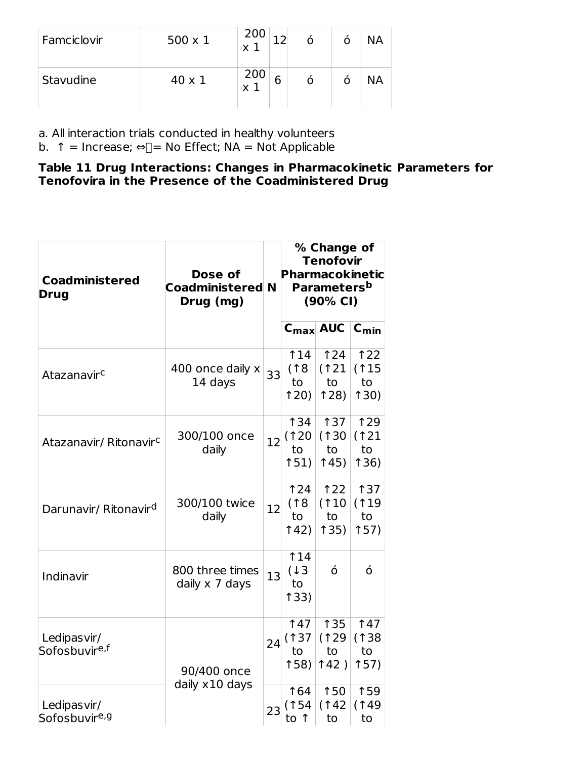| Famciclovir | 500 x 1 | 200 x 1 | 12 | ó | ó | NA |
|---|---|---|---|---|---|---|
| Stavudine | 40 x 1 | 200 x 1 | 6 | ó | ó | NA |

a. All interaction trials conducted in healthy volunteers
b. ↑ = Increase; ⇔ = No Effect; NA = Not Applicable

**Table 11 Drug Interactions: Changes in Pharmacokinetic Parameters for Tenofovira in the Presence of the Coadministered Drug**

| Coadministered Drug | Dose of Coadministered Drug (mg) | N | % Change of Tenofovir Pharmacokinetic Parameters[b] (90% CI) | | |
|---|---|---|---|---|---|
| | | | $C_{max}$ | AUC | $C_{min}$ |
| Atazanavir[c] | 400 once daily x 14 days | 33 | ↑14 (↑8 to ↑20) | ↑24 (↑21 to ↑28) | ↑22 (↑15 to ↑30) |
| Atazanavir/ Ritonavir[c] | 300/100 once daily | 12 | ↑34 (↑20 to ↑51) | ↑37 (↑30 to ↑45) | ↑29 (↑21 to ↑36) |
| Darunavir/ Ritonavir[d] | 300/100 twice daily | 12 | ↑24 (↑8 to ↑42) | ↑22 (↑10 to ↑35) | ↑37 (↑19 to ↑57) |
| Indinavir | 800 three times daily x 7 days | 13 | ↑14 (↓3 to ↑33) | ó | ó |
| Ledipasvir/ Sofosbuvir[e,f] | 90/400 once daily x10 days | 24 | ↑47 (↑37 to ↑58) | ↑35 (↑29 to ↑42 ) | ↑47 (↑38 to ↑57) |
| Ledipasvir/ Sofosbuvir[e,g] | | 23 | ↑64 (↑54 to ↑ | ↑50 (↑42 to | ↑59 (↑49 to |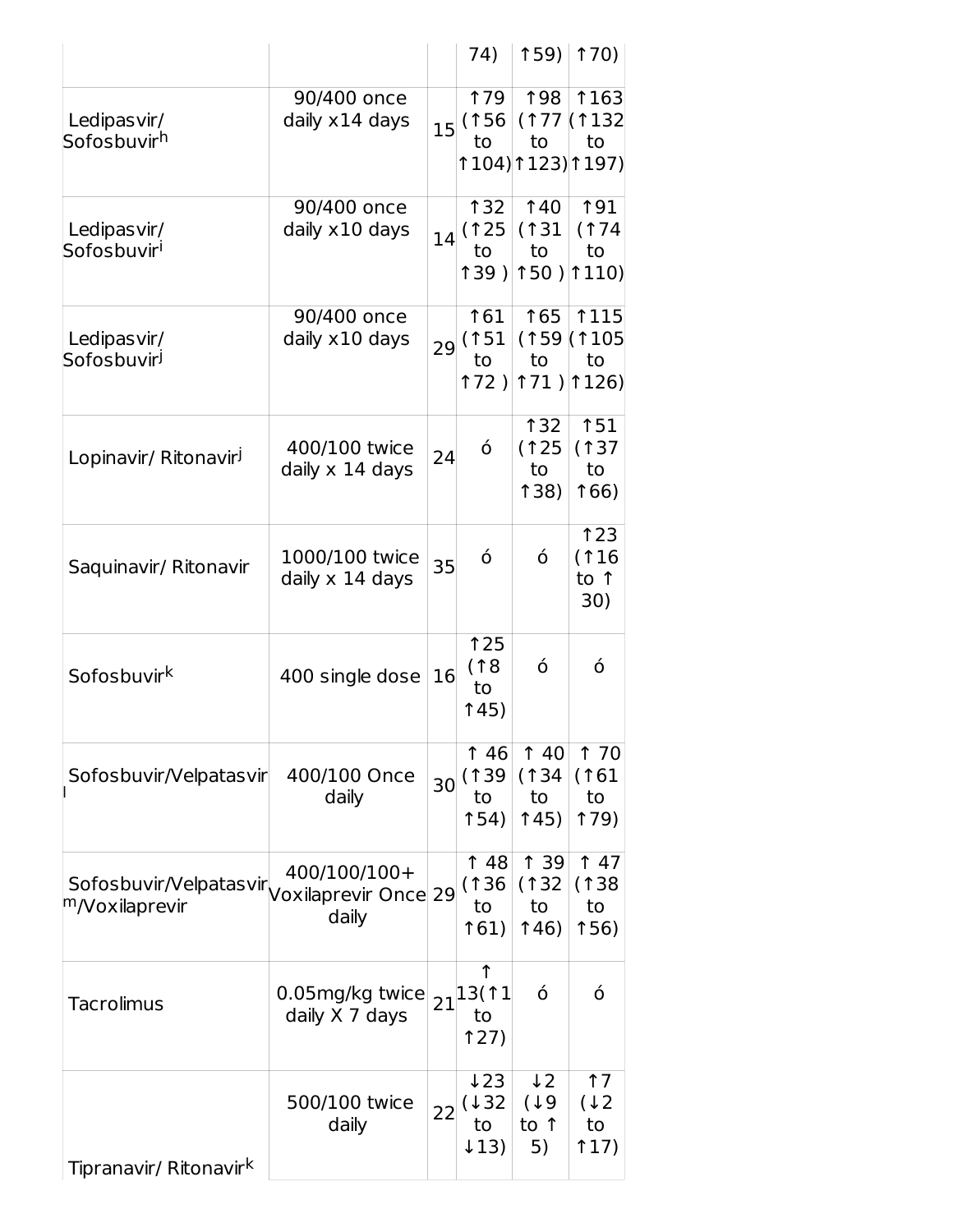| | | | 74) | ↑59) | ↑70) |
|---|---|---|---|---|---|
| Ledipasvir/ Sofosbuvir[h] | 90/400 once daily x14 days | 15 | ↑79 (↑56 to ↑104) | ↑98 (↑77 to ↑123) | ↑163 (↑132 to ↑197) |
| Ledipasvir/ Sofosbuvir[i] | 90/400 once daily x10 days | 14 | ↑32 (↑25 to ↑39 ) | ↑40 (↑31 to ↑50 ) | ↑91 (↑74 to ↑110) |
| Ledipasvir/ Sofosbuvir[j] | 90/400 once daily x10 days | 29 | ↑61 (↑51 to ↑72 ) | ↑65 (↑59 to ↑71 ) | ↑115 (↑105 to ↑126) |
| Lopinavir/ Ritonavir[j] | 400/100 twice daily x 14 days | 24 | ó | ↑32 (↑25 to ↑38) | ↑51 (↑37 to ↑66) |
| Saquinavir/ Ritonavir | 1000/100 twice daily x 14 days | 35 | ó | ó | ↑23 (↑16 to ↑ 30) |
| Sofosbuvir[k] | 400 single dose | 16 | ↑25 (↑8 to ↑45) | ó | ó |
| Sofosbuvir/Velpatasvir[l] | 400/100 Once daily | 30 | ↑ 46 (↑39 to ↑54) | ↑ 40 (↑34 to ↑45) | ↑ 70 (↑61 to ↑79) |
| Sofosbuvir/Velpatasvir[m]/Voxilaprevir | 400/100/100+ Voxilaprevir Once daily | 29 | ↑ 48 (↑36 to ↑61) | ↑ 39 (↑32 to ↑46) | ↑ 47 (↑38 to ↑56) |
| Tacrolimus | 0.05mg/kg twice daily X 7 days | 21 | ↑ 13(↑1 to ↑27) | ó | ó |
| Tipranavir/ Ritonavir[k] | 500/100 twice daily | 22 | ↓23 (↓32 to ↓13) | ↓2 (↓9 to ↑ 5) | ↑7 (↓2 to ↑17) |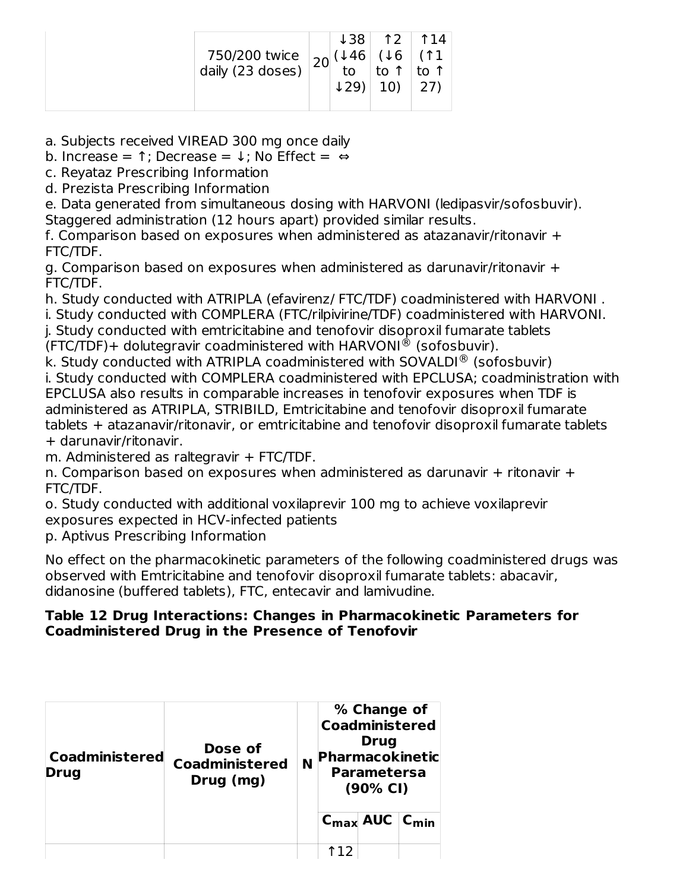| | 750/200 twice daily (23 doses) | 20 | ↓38 (↓46 to ↓29) | ↑2 (↓6 to ↑ 10) | ↑14 (↑1 to ↑ 27) |
|---|---|---|---|---|---|

a. Subjects received VIREAD 300 mg once daily
b. Increase = ↑; Decrease = ↓; No Effect = ⇔
c. Reyataz Prescribing Information
d. Prezista Prescribing Information
e. Data generated from simultaneous dosing with HARVONI (ledipasvir/sofosbuvir). Staggered administration (12 hours apart) provided similar results.
f. Comparison based on exposures when administered as atazanavir/ritonavir + FTC/TDF.
g. Comparison based on exposures when administered as darunavir/ritonavir + FTC/TDF.
h. Study conducted with ATRIPLA (efavirenz/ FTC/TDF) coadministered with HARVONI .
i. Study conducted with COMPLERA (FTC/rilpivirine/TDF) coadministered with HARVONI.
j. Study conducted with emtricitabine and tenofovir disoproxil fumarate tablets (FTC/TDF)+ dolutegravir coadministered with HARVONI® (sofosbuvir).
k. Study conducted with ATRIPLA coadministered with SOVALDI® (sofosbuvir)
i. Study conducted with COMPLERA coadministered with EPCLUSA; coadministration with EPCLUSA also results in comparable increases in tenofovir exposures when TDF is administered as ATRIPLA, STRIBILD, Emtricitabine and tenofovir disoproxil fumarate tablets + atazanavir/ritonavir, or emtricitabine and tenofovir disoproxil fumarate tablets + darunavir/ritonavir.
m. Administered as raltegravir + FTC/TDF.
n. Comparison based on exposures when administered as darunavir + ritonavir + FTC/TDF.
o. Study conducted with additional voxilaprevir 100 mg to achieve voxilaprevir exposures expected in HCV-infected patients
p. Aptivus Prescribing Information

No effect on the pharmacokinetic parameters of the following coadministered drugs was observed with Emtricitabine and tenofovir disoproxil fumarate tablets: abacavir, didanosine (buffered tablets), FTC, entecavir and lamivudine.

**Table 12 Drug Interactions: Changes in Pharmacokinetic Parameters for Coadministered Drug in the Presence of Tenofovir**

| Coadministered Drug | Dose of Coadministered Drug (mg) | N | % Change of Coadministered Drug Pharmacokinetic Parametersa (90% CI) | | |
|---|---|---|---|---|---|
| | | | $C_{max}$ | AUC | $C_{min}$ |
| | | | ↑12 | | |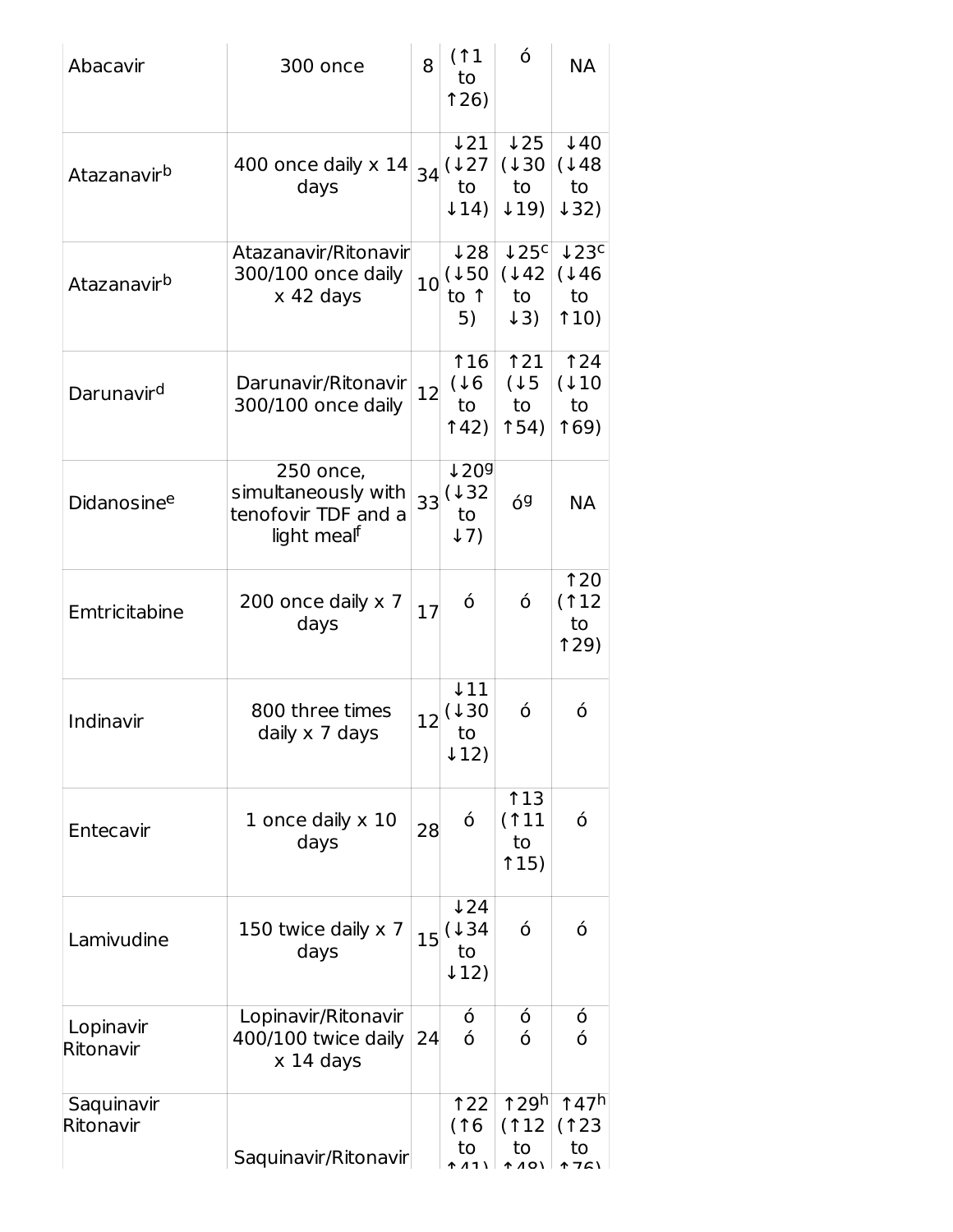| Abacavir | 300 once | 8 | (↑1 to ↑26) | ó | NA |
|---|---|---|---|---|---|
| Atazanavir[b] | 400 once daily x 14 days | 34 | ↓21 (↓27 to ↓14) | ↓25 (↓30 to ↓19) | ↓40 (↓48 to ↓32) |
| Atazanavir[b] | Atazanavir/Ritonavir 300/100 once daily x 42 days | 10 | ↓28 (↓50 to ↑ 5) | ↓25[c] (↓42 to ↓3) | ↓23[c] (↓46 to ↑10) |
| Darunavir[d] | Darunavir/Ritonavir 300/100 once daily | 12 | ↑16 (↓6 to ↑42) | ↑21 (↓5 to ↑54) | ↑24 (↓10 to ↑69) |
| Didanosine[e] | 250 once, simultaneously with tenofovir TDF and a light meal[f] | 33 | ↓20[g] (↓32 to ↓7) | ó[g] | NA |
| Emtricitabine | 200 once daily x 7 days | 17 | ó | ó | ↑20 (↑12 to ↑29) |
| Indinavir | 800 three times daily x 7 days | 12 | ↓11 (↓30 to ↓12) | ó | ó |
| Entecavir | 1 once daily x 10 days | 28 | ó | ↑13 (↑11 to ↑15) | ó |
| Lamivudine | 150 twice daily x 7 days | 15 | ↓24 (↓34 to ↓12) | ó | ó |
| Lopinavir Ritonavir | Lopinavir/Ritonavir 400/100 twice daily x 14 days | 24 | ó ó | ó ó | ó ó |
| Saquinavir Ritonavir | Saquinavir/Ritonavir | | ↑22 (↑6 to ↑41) | ↑29[h] (↑12 to ↑48) | ↑47[h] (↑23 to ↑76) |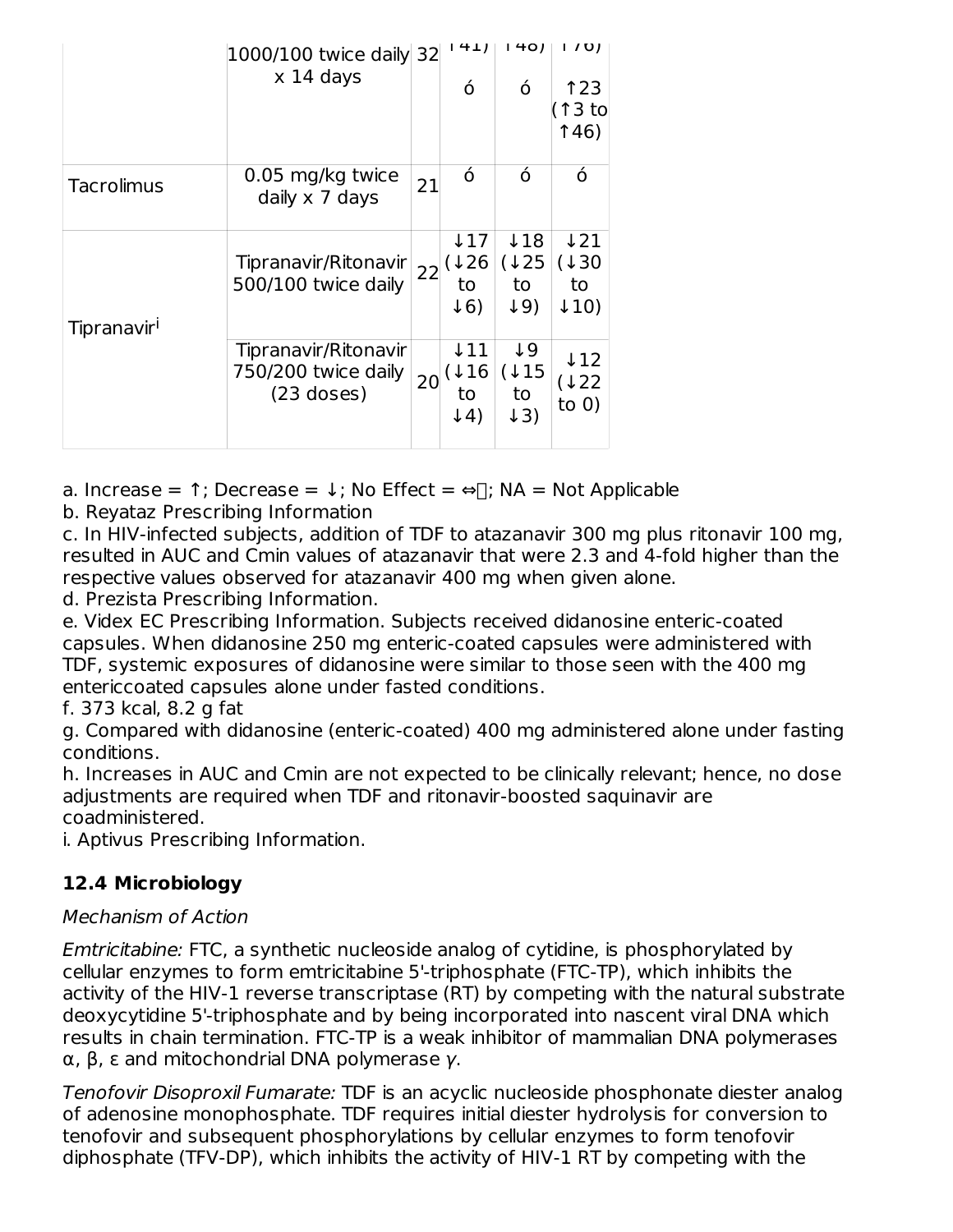| | | | | | |
|---|---|---|---|---|---|
| | 1000/100 twice daily x 14 days | 32 | ↑41)<br>ó | ↑48)<br>ó | ↑76)<br>↑23 (↑3 to ↑46) |
| Tacrolimus | 0.05 mg/kg twice daily x 7 days | 21 | ó | ó | ó |
| Tipranavir[i] | Tipranavir/Ritonavir 500/100 twice daily | 22 | ↓17 (↓26 to ↓6) | ↓18 (↓25 to ↓9) | ↓21 (↓30 to ↓10) |
| | Tipranavir/Ritonavir 750/200 twice daily (23 doses) | 20 | ↓11 (↓16 to ↓4) | ↓9 (↓15 to ↓3) | ↓12 (↓22 to 0) |

a. Increase = ↑; Decrease = ↓; No Effect = ⇔; NA = Not Applicable

b. Reyataz Prescribing Information

c. In HIV-infected subjects, addition of TDF to atazanavir 300 mg plus ritonavir 100 mg, resulted in AUC and Cmin values of atazanavir that were 2.3 and 4-fold higher than the respective values observed for atazanavir 400 mg when given alone.

d. Prezista Prescribing Information.

e. Videx EC Prescribing Information. Subjects received didanosine enteric-coated capsules. When didanosine 250 mg enteric-coated capsules were administered with TDF, systemic exposures of didanosine were similar to those seen with the 400 mg entericcoated capsules alone under fasted conditions.

f. 373 kcal, 8.2 g fat

g. Compared with didanosine (enteric-coated) 400 mg administered alone under fasting conditions.

h. Increases in AUC and Cmin are not expected to be clinically relevant; hence, no dose adjustments are required when TDF and ritonavir-boosted saquinavir are coadministered.

i. Aptivus Prescribing Information.

### 12.4 Microbiology

*Mechanism of Action*

*Emtricitabine:* FTC, a synthetic nucleoside analog of cytidine, is phosphorylated by cellular enzymes to form emtricitabine 5'-triphosphate (FTC-TP), which inhibits the activity of the HIV-1 reverse transcriptase (RT) by competing with the natural substrate deoxycytidine 5'-triphosphate and by being incorporated into nascent viral DNA which results in chain termination. FTC-TP is a weak inhibitor of mammalian DNA polymerases α, β, ε and mitochondrial DNA polymerase γ.

*Tenofovir Disoproxil Fumarate:* TDF is an acyclic nucleoside phosphonate diester analog of adenosine monophosphate. TDF requires initial diester hydrolysis for conversion to tenofovir and subsequent phosphorylations by cellular enzymes to form tenofovir diphosphate (TFV-DP), which inhibits the activity of HIV-1 RT by competing with the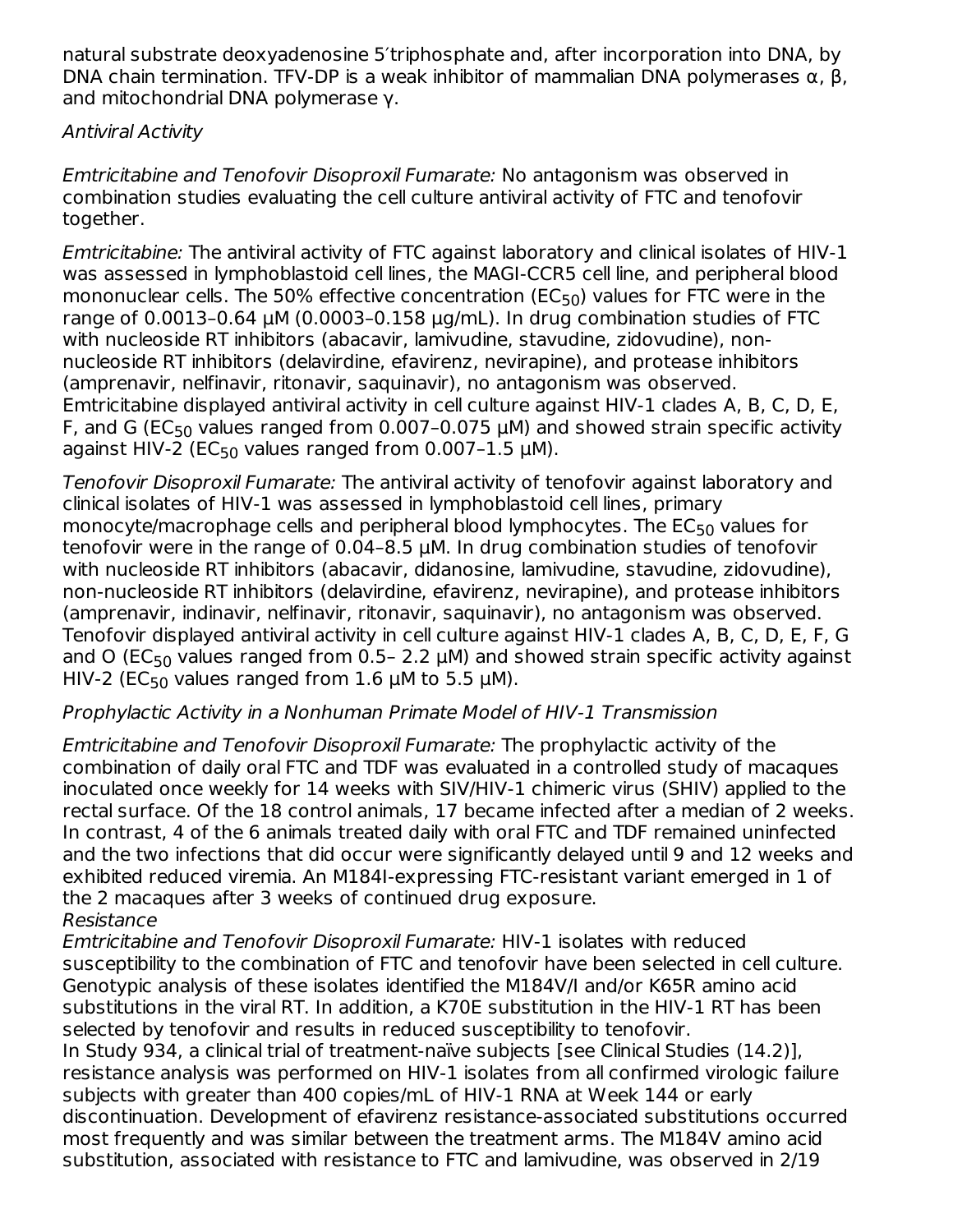natural substrate deoxyadenosine 5′triphosphate and, after incorporation into DNA, by DNA chain termination. TFV-DP is a weak inhibitor of mammalian DNA polymerases α, β, and mitochondrial DNA polymerase γ.

*Antiviral Activity*

*Emtricitabine and Tenofovir Disoproxil Fumarate:* No antagonism was observed in combination studies evaluating the cell culture antiviral activity of FTC and tenofovir together.

*Emtricitabine:* The antiviral activity of FTC against laboratory and clinical isolates of HIV-1 was assessed in lymphoblastoid cell lines, the MAGI-CCR5 cell line, and peripheral blood mononuclear cells. The 50% effective concentration ($EC_{50}$) values for FTC were in the range of 0.0013–0.64 µM (0.0003–0.158 µg/mL). In drug combination studies of FTC with nucleoside RT inhibitors (abacavir, lamivudine, stavudine, zidovudine), non-nucleoside RT inhibitors (delavirdine, efavirenz, nevirapine), and protease inhibitors (amprenavir, nelfinavir, ritonavir, saquinavir), no antagonism was observed. Emtricitabine displayed antiviral activity in cell culture against HIV-1 clades A, B, C, D, E, F, and G ($EC_{50}$ values ranged from 0.007–0.075 µM) and showed strain specific activity against HIV-2 ($EC_{50}$ values ranged from 0.007–1.5 µM).

*Tenofovir Disoproxil Fumarate:* The antiviral activity of tenofovir against laboratory and clinical isolates of HIV-1 was assessed in lymphoblastoid cell lines, primary monocyte/macrophage cells and peripheral blood lymphocytes. The $EC_{50}$ values for tenofovir were in the range of 0.04–8.5 µM. In drug combination studies of tenofovir with nucleoside RT inhibitors (abacavir, didanosine, lamivudine, stavudine, zidovudine), non-nucleoside RT inhibitors (delavirdine, efavirenz, nevirapine), and protease inhibitors (amprenavir, indinavir, nelfinavir, ritonavir, saquinavir), no antagonism was observed. Tenofovir displayed antiviral activity in cell culture against HIV-1 clades A, B, C, D, E, F, G and O ($EC_{50}$ values ranged from 0.5– 2.2 µM) and showed strain specific activity against HIV-2 ($EC_{50}$ values ranged from 1.6 µM to 5.5 µM).

*Prophylactic Activity in a Nonhuman Primate Model of HIV-1 Transmission*

*Emtricitabine and Tenofovir Disoproxil Fumarate:* The prophylactic activity of the combination of daily oral FTC and TDF was evaluated in a controlled study of macaques inoculated once weekly for 14 weeks with SIV/HIV-1 chimeric virus (SHIV) applied to the rectal surface. Of the 18 control animals, 17 became infected after a median of 2 weeks. In contrast, 4 of the 6 animals treated daily with oral FTC and TDF remained uninfected and the two infections that did occur were significantly delayed until 9 and 12 weeks and exhibited reduced viremia. An M184I-expressing FTC-resistant variant emerged in 1 of the 2 macaques after 3 weeks of continued drug exposure.

*Resistance*

*Emtricitabine and Tenofovir Disoproxil Fumarate:* HIV-1 isolates with reduced susceptibility to the combination of FTC and tenofovir have been selected in cell culture. Genotypic analysis of these isolates identified the M184V/I and/or K65R amino acid substitutions in the viral RT. In addition, a K70E substitution in the HIV-1 RT has been selected by tenofovir and results in reduced susceptibility to tenofovir.

In Study 934, a clinical trial of treatment-naïve subjects [see Clinical Studies (14.2)], resistance analysis was performed on HIV-1 isolates from all confirmed virologic failure subjects with greater than 400 copies/mL of HIV-1 RNA at Week 144 or early discontinuation. Development of efavirenz resistance-associated substitutions occurred most frequently and was similar between the treatment arms. The M184V amino acid substitution, associated with resistance to FTC and lamivudine, was observed in 2/19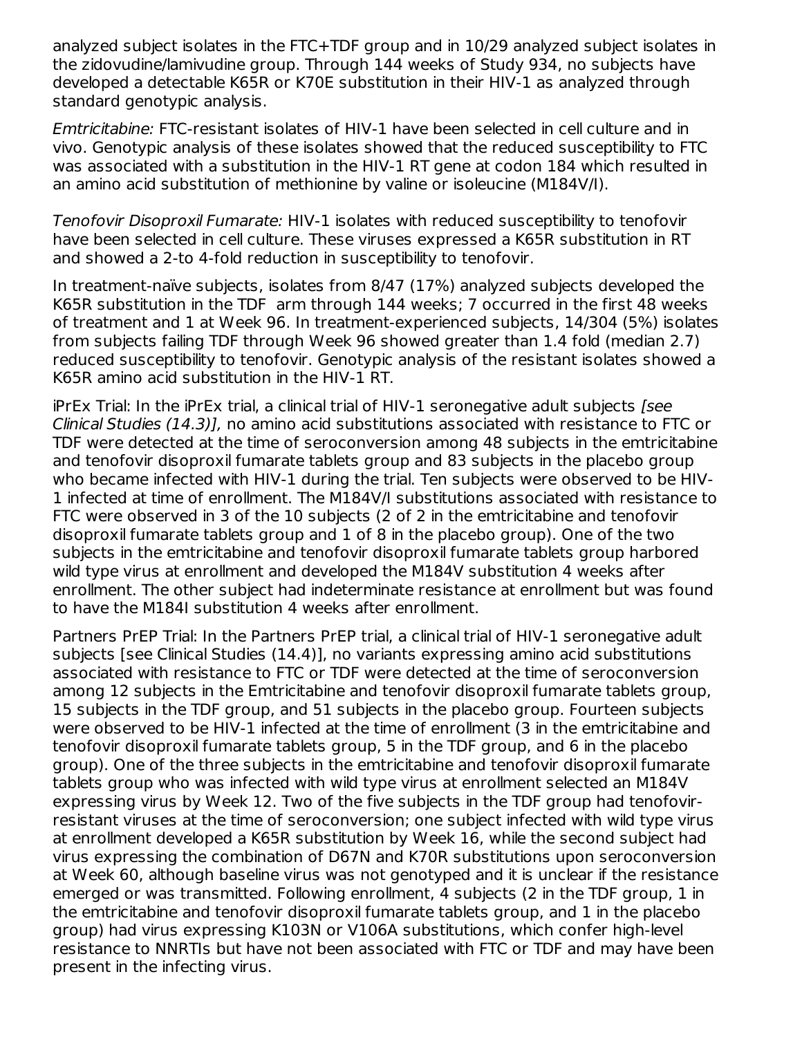analyzed subject isolates in the FTC+TDF group and in 10/29 analyzed subject isolates in the zidovudine/lamivudine group. Through 144 weeks of Study 934, no subjects have developed a detectable K65R or K70E substitution in their HIV-1 as analyzed through standard genotypic analysis.

*Emtricitabine:* FTC-resistant isolates of HIV-1 have been selected in cell culture and in vivo. Genotypic analysis of these isolates showed that the reduced susceptibility to FTC was associated with a substitution in the HIV-1 RT gene at codon 184 which resulted in an amino acid substitution of methionine by valine or isoleucine (M184V/I).

*Tenofovir Disoproxil Fumarate:* HIV-1 isolates with reduced susceptibility to tenofovir have been selected in cell culture. These viruses expressed a K65R substitution in RT and showed a 2-to 4-fold reduction in susceptibility to tenofovir.

In treatment-naïve subjects, isolates from 8/47 (17%) analyzed subjects developed the K65R substitution in the TDF arm through 144 weeks; 7 occurred in the first 48 weeks of treatment and 1 at Week 96. In treatment-experienced subjects, 14/304 (5%) isolates from subjects failing TDF through Week 96 showed greater than 1.4 fold (median 2.7) reduced susceptibility to tenofovir. Genotypic analysis of the resistant isolates showed a K65R amino acid substitution in the HIV-1 RT.

iPrEx Trial: In the iPrEx trial, a clinical trial of HIV-1 seronegative adult subjects *[see Clinical Studies (14.3)],* no amino acid substitutions associated with resistance to FTC or TDF were detected at the time of seroconversion among 48 subjects in the emtricitabine and tenofovir disoproxil fumarate tablets group and 83 subjects in the placebo group who became infected with HIV-1 during the trial. Ten subjects were observed to be HIV-1 infected at time of enrollment. The M184V/I substitutions associated with resistance to FTC were observed in 3 of the 10 subjects (2 of 2 in the emtricitabine and tenofovir disoproxil fumarate tablets group and 1 of 8 in the placebo group). One of the two subjects in the emtricitabine and tenofovir disoproxil fumarate tablets group harbored wild type virus at enrollment and developed the M184V substitution 4 weeks after enrollment. The other subject had indeterminate resistance at enrollment but was found to have the M184I substitution 4 weeks after enrollment.

Partners PrEP Trial: In the Partners PrEP trial, a clinical trial of HIV-1 seronegative adult subjects [see Clinical Studies (14.4)], no variants expressing amino acid substitutions associated with resistance to FTC or TDF were detected at the time of seroconversion among 12 subjects in the Emtricitabine and tenofovir disoproxil fumarate tablets group, 15 subjects in the TDF group, and 51 subjects in the placebo group. Fourteen subjects were observed to be HIV-1 infected at the time of enrollment (3 in the emtricitabine and tenofovir disoproxil fumarate tablets group, 5 in the TDF group, and 6 in the placebo group). One of the three subjects in the emtricitabine and tenofovir disoproxil fumarate tablets group who was infected with wild type virus at enrollment selected an M184V expressing virus by Week 12. Two of the five subjects in the TDF group had tenofovir-resistant viruses at the time of seroconversion; one subject infected with wild type virus at enrollment developed a K65R substitution by Week 16, while the second subject had virus expressing the combination of D67N and K70R substitutions upon seroconversion at Week 60, although baseline virus was not genotyped and it is unclear if the resistance emerged or was transmitted. Following enrollment, 4 subjects (2 in the TDF group, 1 in the emtricitabine and tenofovir disoproxil fumarate tablets group, and 1 in the placebo group) had virus expressing K103N or V106A substitutions, which confer high-level resistance to NNRTIs but have not been associated with FTC or TDF and may have been present in the infecting virus.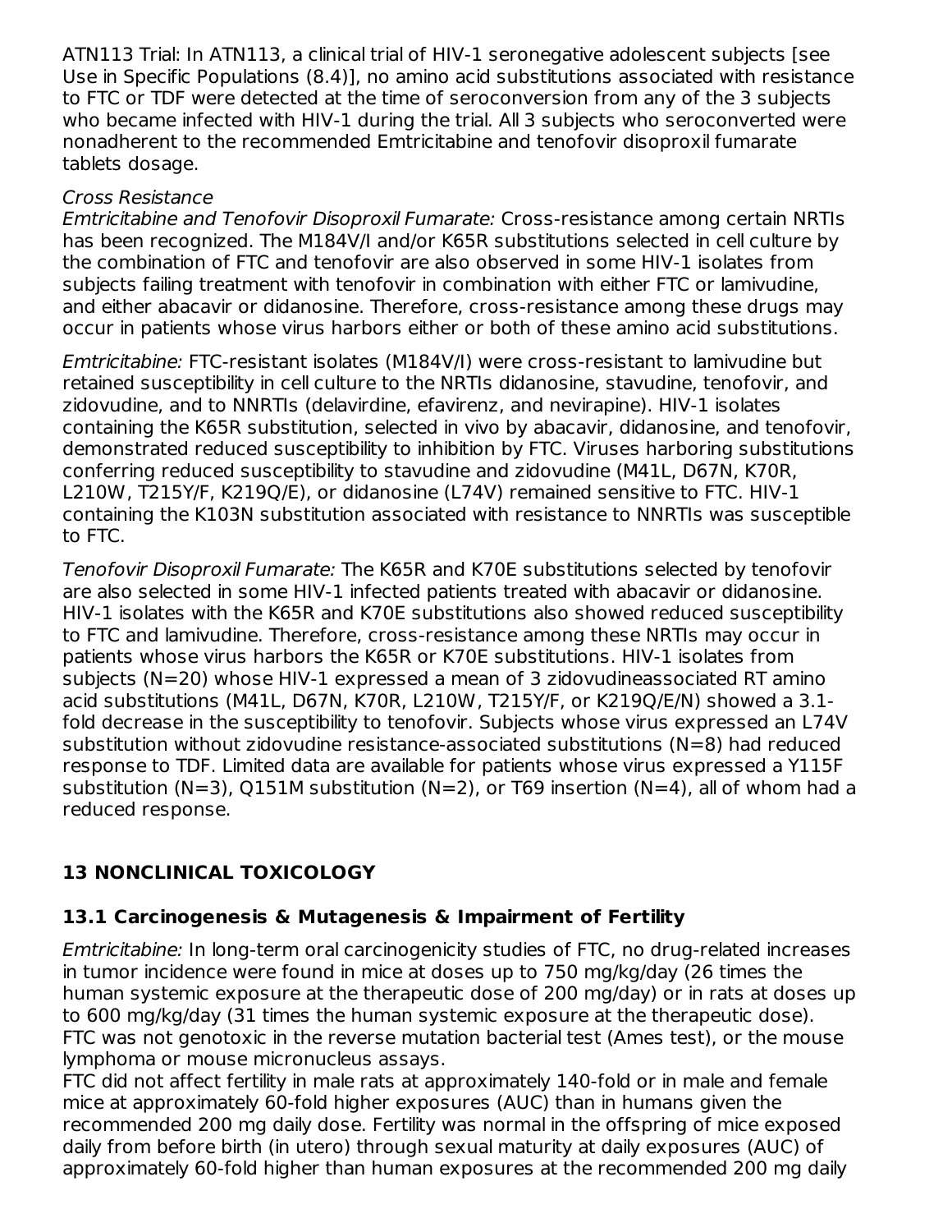ATN113 Trial: In ATN113, a clinical trial of HIV-1 seronegative adolescent subjects [see Use in Specific Populations (8.4)], no amino acid substitutions associated with resistance to FTC or TDF were detected at the time of seroconversion from any of the 3 subjects who became infected with HIV-1 during the trial. All 3 subjects who seroconverted were nonadherent to the recommended Emtricitabine and tenofovir disoproxil fumarate tablets dosage.

*Cross Resistance*

*Emtricitabine and Tenofovir Disoproxil Fumarate:* Cross-resistance among certain NRTIs has been recognized. The M184V/I and/or K65R substitutions selected in cell culture by the combination of FTC and tenofovir are also observed in some HIV-1 isolates from subjects failing treatment with tenofovir in combination with either FTC or lamivudine, and either abacavir or didanosine. Therefore, cross-resistance among these drugs may occur in patients whose virus harbors either or both of these amino acid substitutions.

*Emtricitabine:* FTC-resistant isolates (M184V/I) were cross-resistant to lamivudine but retained susceptibility in cell culture to the NRTIs didanosine, stavudine, tenofovir, and zidovudine, and to NNRTIs (delavirdine, efavirenz, and nevirapine). HIV-1 isolates containing the K65R substitution, selected in vivo by abacavir, didanosine, and tenofovir, demonstrated reduced susceptibility to inhibition by FTC. Viruses harboring substitutions conferring reduced susceptibility to stavudine and zidovudine (M41L, D67N, K70R, L210W, T215Y/F, K219Q/E), or didanosine (L74V) remained sensitive to FTC. HIV-1 containing the K103N substitution associated with resistance to NNRTIs was susceptible to FTC.

*Tenofovir Disoproxil Fumarate:* The K65R and K70E substitutions selected by tenofovir are also selected in some HIV-1 infected patients treated with abacavir or didanosine. HIV-1 isolates with the K65R and K70E substitutions also showed reduced susceptibility to FTC and lamivudine. Therefore, cross-resistance among these NRTIs may occur in patients whose virus harbors the K65R or K70E substitutions. HIV-1 isolates from subjects (N=20) whose HIV-1 expressed a mean of 3 zidovudineassociated RT amino acid substitutions (M41L, D67N, K70R, L210W, T215Y/F, or K219Q/E/N) showed a 3.1-fold decrease in the susceptibility to tenofovir. Subjects whose virus expressed an L74V substitution without zidovudine resistance-associated substitutions (N=8) had reduced response to TDF. Limited data are available for patients whose virus expressed a Y115F substitution (N=3), Q151M substitution (N=2), or T69 insertion (N=4), all of whom had a reduced response.

## 13 NONCLINICAL TOXICOLOGY

### 13.1 Carcinogenesis & Mutagenesis & Impairment of Fertility

*Emtricitabine:* In long-term oral carcinogenicity studies of FTC, no drug-related increases in tumor incidence were found in mice at doses up to 750 mg/kg/day (26 times the human systemic exposure at the therapeutic dose of 200 mg/day) or in rats at doses up to 600 mg/kg/day (31 times the human systemic exposure at the therapeutic dose). FTC was not genotoxic in the reverse mutation bacterial test (Ames test), or the mouse lymphoma or mouse micronucleus assays.

FTC did not affect fertility in male rats at approximately 140-fold or in male and female mice at approximately 60-fold higher exposures (AUC) than in humans given the recommended 200 mg daily dose. Fertility was normal in the offspring of mice exposed daily from before birth (in utero) through sexual maturity at daily exposures (AUC) of approximately 60-fold higher than human exposures at the recommended 200 mg daily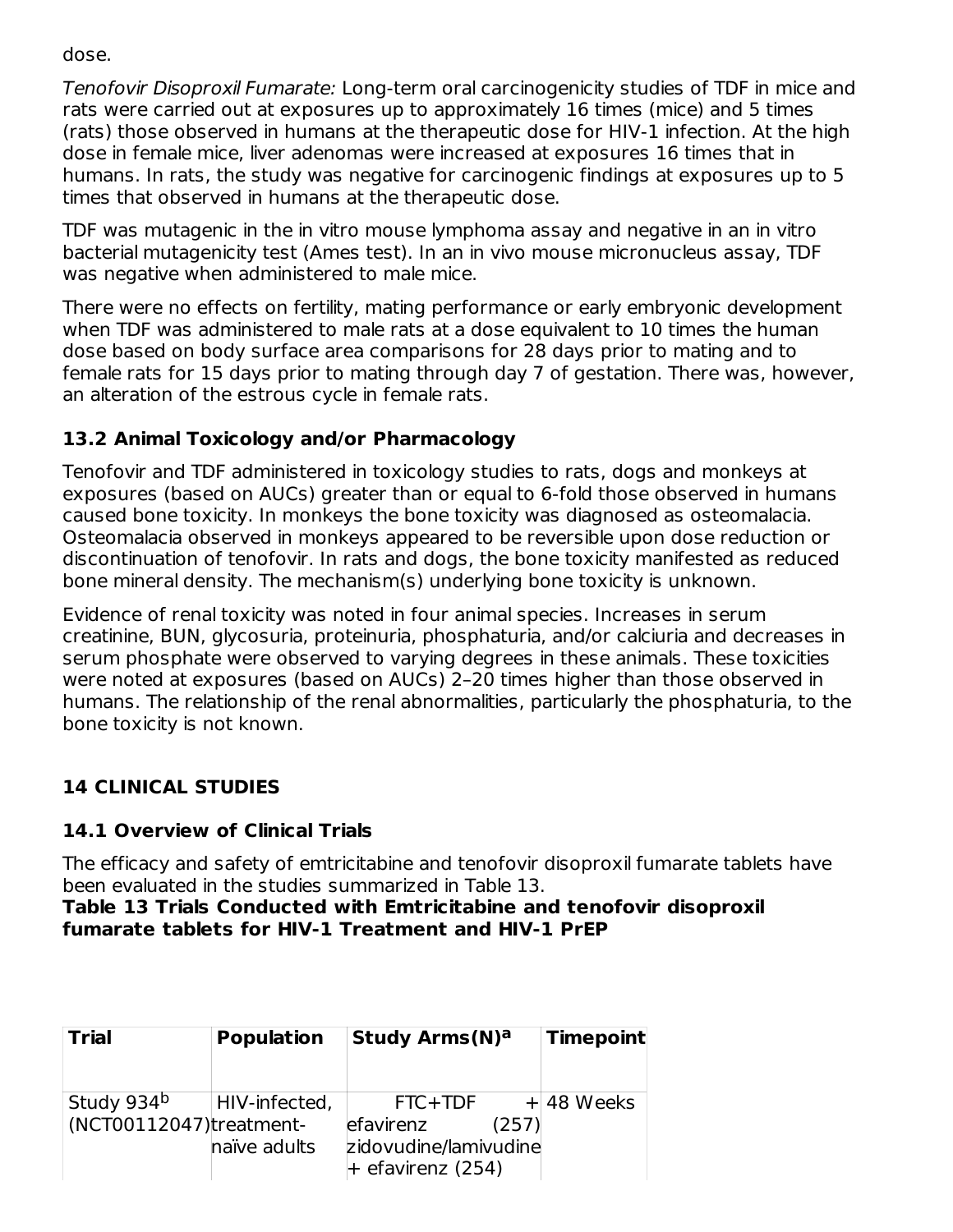dose.

*Tenofovir Disoproxil Fumarate:* Long-term oral carcinogenicity studies of TDF in mice and rats were carried out at exposures up to approximately 16 times (mice) and 5 times (rats) those observed in humans at the therapeutic dose for HIV-1 infection. At the high dose in female mice, liver adenomas were increased at exposures 16 times that in humans. In rats, the study was negative for carcinogenic findings at exposures up to 5 times that observed in humans at the therapeutic dose.

TDF was mutagenic in the in vitro mouse lymphoma assay and negative in an in vitro bacterial mutagenicity test (Ames test). In an in vivo mouse micronucleus assay, TDF was negative when administered to male mice.

There were no effects on fertility, mating performance or early embryonic development when TDF was administered to male rats at a dose equivalent to 10 times the human dose based on body surface area comparisons for 28 days prior to mating and to female rats for 15 days prior to mating through day 7 of gestation. There was, however, an alteration of the estrous cycle in female rats.

### 13.2 Animal Toxicology and/or Pharmacology

Tenofovir and TDF administered in toxicology studies to rats, dogs and monkeys at exposures (based on AUCs) greater than or equal to 6-fold those observed in humans caused bone toxicity. In monkeys the bone toxicity was diagnosed as osteomalacia. Osteomalacia observed in monkeys appeared to be reversible upon dose reduction or discontinuation of tenofovir. In rats and dogs, the bone toxicity manifested as reduced bone mineral density. The mechanism(s) underlying bone toxicity is unknown.

Evidence of renal toxicity was noted in four animal species. Increases in serum creatinine, BUN, glycosuria, proteinuria, phosphaturia, and/or calciuria and decreases in serum phosphate were observed to varying degrees in these animals. These toxicities were noted at exposures (based on AUCs) 2–20 times higher than those observed in humans. The relationship of the renal abnormalities, particularly the phosphaturia, to the bone toxicity is not known.

## 14 CLINICAL STUDIES

### 14.1 Overview of Clinical Trials

The efficacy and safety of emtricitabine and tenofovir disoproxil fumarate tablets have been evaluated in the studies summarized in Table 13.

**Table 13 Trials Conducted with Emtricitabine and tenofovir disoproxil fumarate tablets for HIV-1 Treatment and HIV-1 PrEP**

| Trial | Population | Study Arms(N)[a] | Timepoint |
|---|---|---|---|
| Study 934[b] (NCT00112047) | HIV-infected, treatment-naïve adults | FTC+TDF + efavirenz (257)<br>zidovudine/lamivudine + efavirenz (254) | 48 Weeks |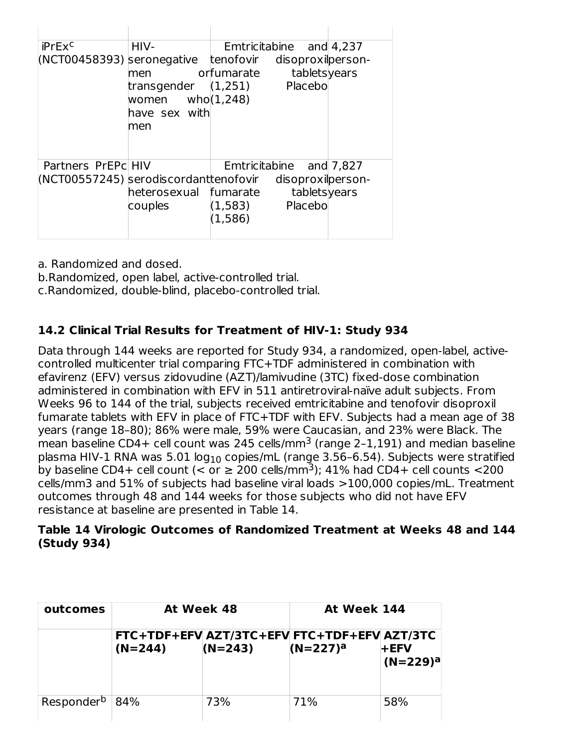| | | | |
|---|---|---|---|
| iPrEx[c] (NCT00458393) | HIV-seronegative men or transgender women who have sex with men | Emtricitabine and tenofovir disoproxil fumarate tablets (1,251) Placebo (1,248) | 4,237 person-years |
| Partners PrEP[c] (NCT00557245) | HIV serodiscordant heterosexual couples | Emtricitabine and tenofovir disoproxil fumarate tablets (1,583) Placebo (1,586) | 7,827 person-years |

a. Randomized and dosed.

b. Randomized, open label, active-controlled trial.

c. Randomized, double-blind, placebo-controlled trial.

### 14.2 Clinical Trial Results for Treatment of HIV-1: Study 934

Data through 144 weeks are reported for Study 934, a randomized, open-label, active-controlled multicenter trial comparing FTC+TDF administered in combination with efavirenz (EFV) versus zidovudine (AZT)/lamivudine (3TC) fixed-dose combination administered in combination with EFV in 511 antiretroviral-naïve adult subjects. From Weeks 96 to 144 of the trial, subjects received emtricitabine and tenofovir disoproxil fumarate tablets with EFV in place of FTC+TDF with EFV. Subjects had a mean age of 38 years (range 18–80); 86% were male, 59% were Caucasian, and 23% were Black. The mean baseline CD4+ cell count was 245 cells/mm$^3$ (range 2–1,191) and median baseline plasma HIV-1 RNA was 5.01 $\log_{10}$ copies/mL (range 3.56–6.54). Subjects were stratified by baseline CD4+ cell count (< or ≥ 200 cells/mm$^3$); 41% had CD4+ cell counts <200 cells/mm3 and 51% of subjects had baseline viral loads >100,000 copies/mL. Treatment outcomes through 48 and 144 weeks for those subjects who did not have EFV resistance at baseline are presented in Table 14.

**Table 14 Virologic Outcomes of Randomized Treatment at Weeks 48 and 144 (Study 934)**

| outcomes | At Week 48 | | At Week 144 | |
|---|---|---|---|---|
| | FTC+TDF+EFV (N=244) | AZT/3TC+EFV (N=243) | FTC+TDF+EFV (N=227)[a] | AZT/3TC +EFV (N=229)[a] |
| Responder[b] | 84% | 73% | 71% | 58% |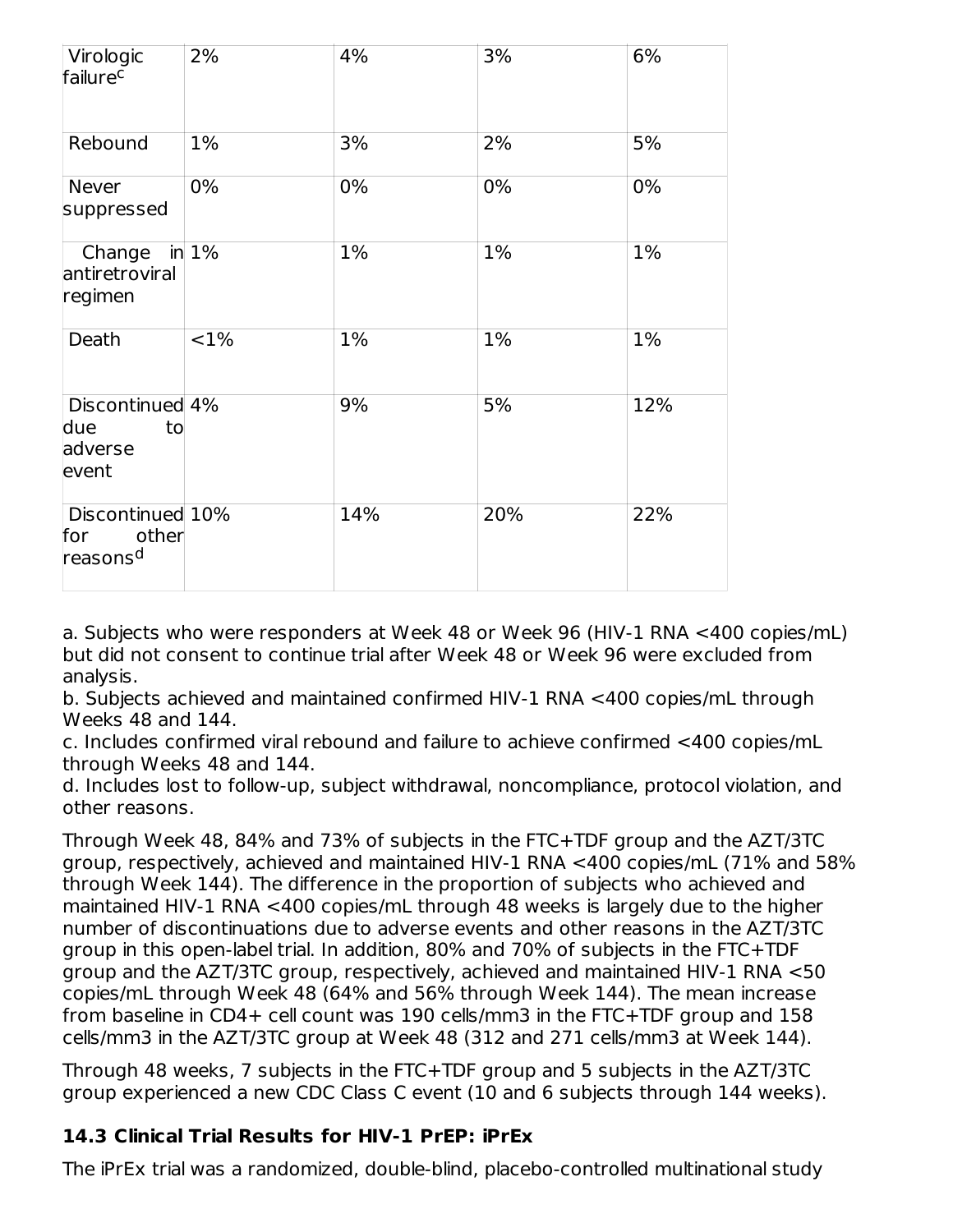| | | | | |
|---|---|---|---|---|
| Virologic failure[c] | 2% | 4% | 3% | 6% |
| Rebound | 1% | 3% | 2% | 5% |
| Never suppressed | 0% | 0% | 0% | 0% |
| Change in antiretroviral regimen | 1% | 1% | 1% | 1% |
| Death | <1% | 1% | 1% | 1% |
| Discontinued due to adverse event | 4% | 9% | 5% | 12% |
| Discontinued for other reasons[d] | 10% | 14% | 20% | 22% |

a. Subjects who were responders at Week 48 or Week 96 (HIV-1 RNA <400 copies/mL) but did not consent to continue trial after Week 48 or Week 96 were excluded from analysis.
b. Subjects achieved and maintained confirmed HIV-1 RNA <400 copies/mL through Weeks 48 and 144.
c. Includes confirmed viral rebound and failure to achieve confirmed <400 copies/mL through Weeks 48 and 144.
d. Includes lost to follow-up, subject withdrawal, noncompliance, protocol violation, and other reasons.

Through Week 48, 84% and 73% of subjects in the FTC+TDF group and the AZT/3TC group, respectively, achieved and maintained HIV-1 RNA <400 copies/mL (71% and 58% through Week 144). The difference in the proportion of subjects who achieved and maintained HIV-1 RNA <400 copies/mL through 48 weeks is largely due to the higher number of discontinuations due to adverse events and other reasons in the AZT/3TC group in this open-label trial. In addition, 80% and 70% of subjects in the FTC+TDF group and the AZT/3TC group, respectively, achieved and maintained HIV-1 RNA <50 copies/mL through Week 48 (64% and 56% through Week 144). The mean increase from baseline in CD4+ cell count was 190 cells/mm3 in the FTC+TDF group and 158 cells/mm3 in the AZT/3TC group at Week 48 (312 and 271 cells/mm3 at Week 144).

Through 48 weeks, 7 subjects in the FTC+TDF group and 5 subjects in the AZT/3TC group experienced a new CDC Class C event (10 and 6 subjects through 144 weeks).

## 14.3 Clinical Trial Results for HIV-1 PrEP: iPrEx

The iPrEx trial was a randomized, double-blind, placebo-controlled multinational study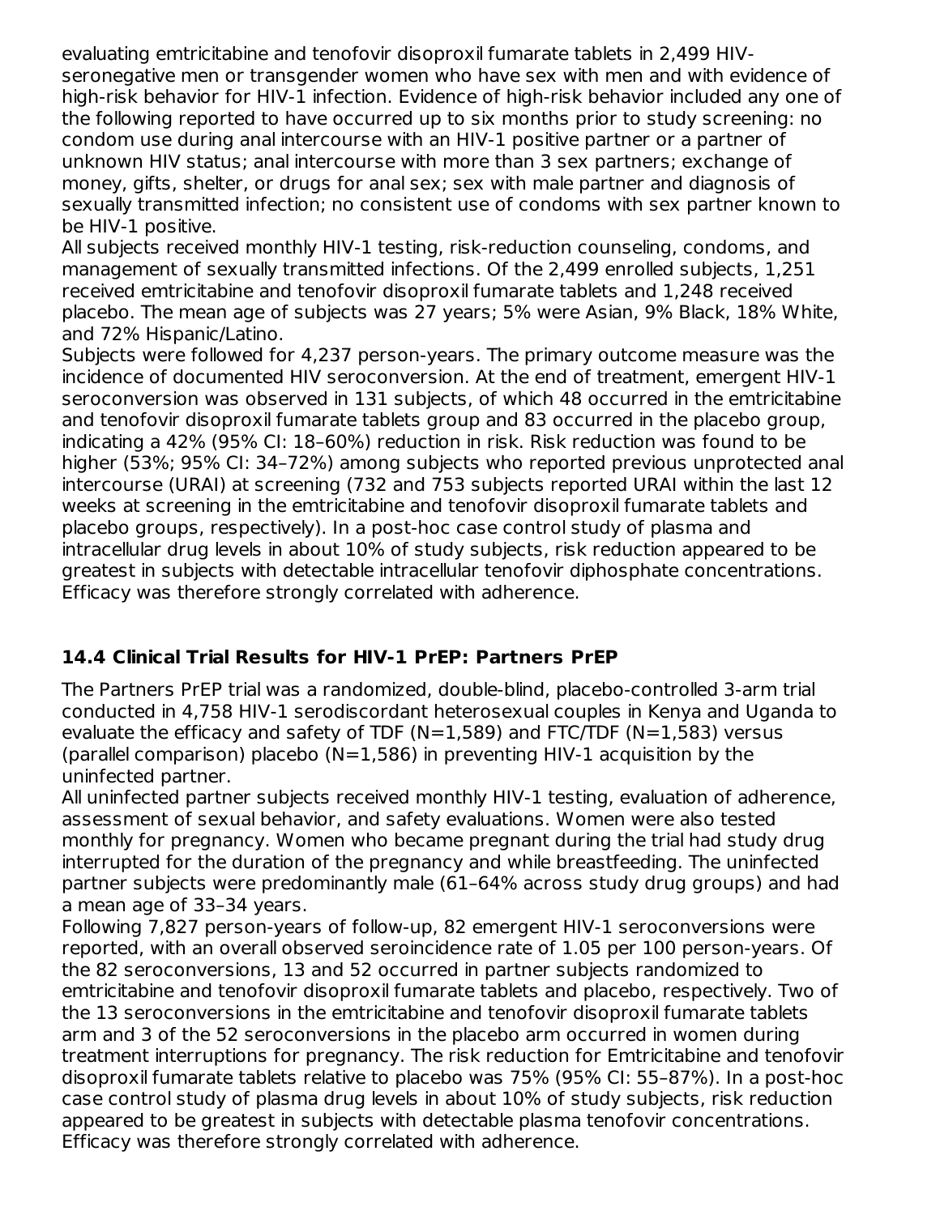evaluating emtricitabine and tenofovir disoproxil fumarate tablets in 2,499 HIV-seronegative men or transgender women who have sex with men and with evidence of high-risk behavior for HIV-1 infection. Evidence of high-risk behavior included any one of the following reported to have occurred up to six months prior to study screening: no condom use during anal intercourse with an HIV-1 positive partner or a partner of unknown HIV status; anal intercourse with more than 3 sex partners; exchange of money, gifts, shelter, or drugs for anal sex; sex with male partner and diagnosis of sexually transmitted infection; no consistent use of condoms with sex partner known to be HIV-1 positive.

All subjects received monthly HIV-1 testing, risk-reduction counseling, condoms, and management of sexually transmitted infections. Of the 2,499 enrolled subjects, 1,251 received emtricitabine and tenofovir disoproxil fumarate tablets and 1,248 received placebo. The mean age of subjects was 27 years; 5% were Asian, 9% Black, 18% White, and 72% Hispanic/Latino.

Subjects were followed for 4,237 person-years. The primary outcome measure was the incidence of documented HIV seroconversion. At the end of treatment, emergent HIV-1 seroconversion was observed in 131 subjects, of which 48 occurred in the emtricitabine and tenofovir disoproxil fumarate tablets group and 83 occurred in the placebo group, indicating a 42% (95% CI: 18–60%) reduction in risk. Risk reduction was found to be higher (53%; 95% CI: 34–72%) among subjects who reported previous unprotected anal intercourse (URAI) at screening (732 and 753 subjects reported URAI within the last 12 weeks at screening in the emtricitabine and tenofovir disoproxil fumarate tablets and placebo groups, respectively). In a post-hoc case control study of plasma and intracellular drug levels in about 10% of study subjects, risk reduction appeared to be greatest in subjects with detectable intracellular tenofovir diphosphate concentrations. Efficacy was therefore strongly correlated with adherence.

### 14.4 Clinical Trial Results for HIV-1 PrEP: Partners PrEP

The Partners PrEP trial was a randomized, double-blind, placebo-controlled 3-arm trial conducted in 4,758 HIV-1 serodiscordant heterosexual couples in Kenya and Uganda to evaluate the efficacy and safety of TDF (N=1,589) and FTC/TDF (N=1,583) versus (parallel comparison) placebo (N=1,586) in preventing HIV-1 acquisition by the uninfected partner.

All uninfected partner subjects received monthly HIV-1 testing, evaluation of adherence, assessment of sexual behavior, and safety evaluations. Women were also tested monthly for pregnancy. Women who became pregnant during the trial had study drug interrupted for the duration of the pregnancy and while breastfeeding. The uninfected partner subjects were predominantly male (61–64% across study drug groups) and had a mean age of 33–34 years.

Following 7,827 person-years of follow-up, 82 emergent HIV-1 seroconversions were reported, with an overall observed seroincidence rate of 1.05 per 100 person-years. Of the 82 seroconversions, 13 and 52 occurred in partner subjects randomized to emtricitabine and tenofovir disoproxil fumarate tablets and placebo, respectively. Two of the 13 seroconversions in the emtricitabine and tenofovir disoproxil fumarate tablets arm and 3 of the 52 seroconversions in the placebo arm occurred in women during treatment interruptions for pregnancy. The risk reduction for Emtricitabine and tenofovir disoproxil fumarate tablets relative to placebo was 75% (95% CI: 55–87%). In a post-hoc case control study of plasma drug levels in about 10% of study subjects, risk reduction appeared to be greatest in subjects with detectable plasma tenofovir concentrations. Efficacy was therefore strongly correlated with adherence.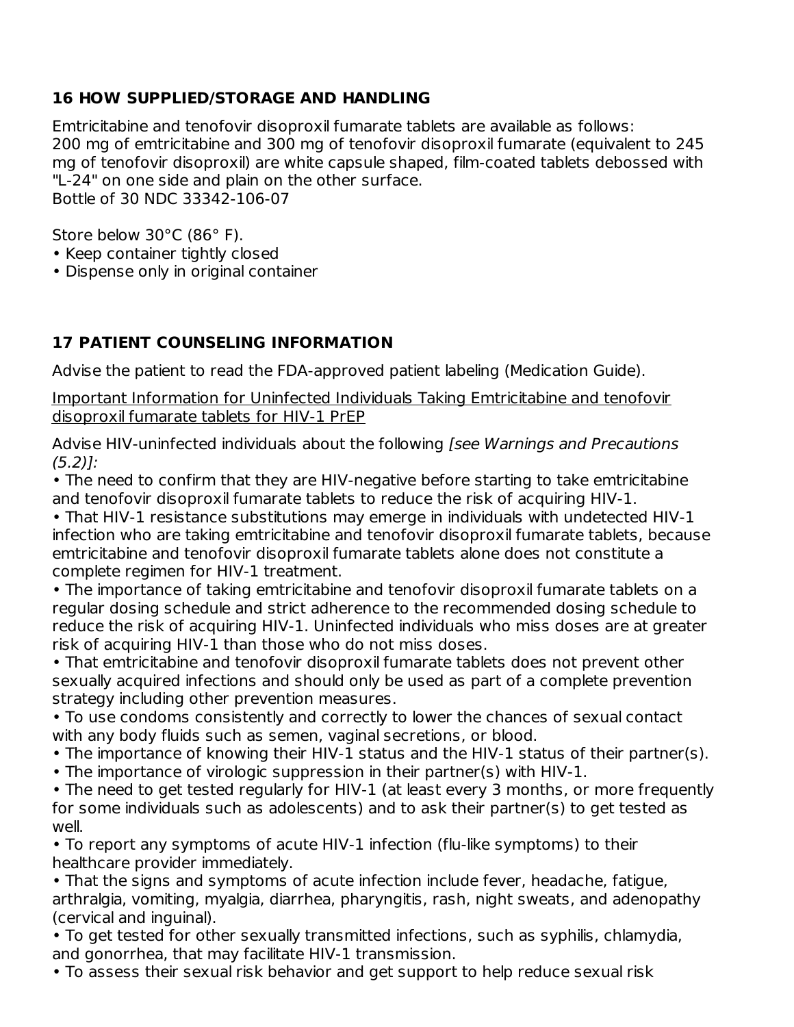## 16 HOW SUPPLIED/STORAGE AND HANDLING

Emtricitabine and tenofovir disoproxil fumarate tablets are available as follows:
200 mg of emtricitabine and 300 mg of tenofovir disoproxil fumarate (equivalent to 245 mg of tenofovir disoproxil) are white capsule shaped, film-coated tablets debossed with "L-24" on one side and plain on the other surface.
Bottle of 30 NDC 33342-106-07

Store below 30°C (86° F).
- Keep container tightly closed
- Dispense only in original container

## 17 PATIENT COUNSELING INFORMATION

Advise the patient to read the FDA-approved patient labeling (Medication Guide).

Important Information for Uninfected Individuals Taking Emtricitabine and tenofovir disoproxil fumarate tablets for HIV-1 PrEP

Advise HIV-uninfected individuals about the following *[see Warnings and Precautions (5.2)]:*

- The need to confirm that they are HIV-negative before starting to take emtricitabine and tenofovir disoproxil fumarate tablets to reduce the risk of acquiring HIV-1.
- That HIV-1 resistance substitutions may emerge in individuals with undetected HIV-1 infection who are taking emtricitabine and tenofovir disoproxil fumarate tablets, because emtricitabine and tenofovir disoproxil fumarate tablets alone does not constitute a complete regimen for HIV-1 treatment.
- The importance of taking emtricitabine and tenofovir disoproxil fumarate tablets on a regular dosing schedule and strict adherence to the recommended dosing schedule to reduce the risk of acquiring HIV-1. Uninfected individuals who miss doses are at greater risk of acquiring HIV-1 than those who do not miss doses.
- That emtricitabine and tenofovir disoproxil fumarate tablets does not prevent other sexually acquired infections and should only be used as part of a complete prevention strategy including other prevention measures.
- To use condoms consistently and correctly to lower the chances of sexual contact with any body fluids such as semen, vaginal secretions, or blood.
- The importance of knowing their HIV-1 status and the HIV-1 status of their partner(s).
- The importance of virologic suppression in their partner(s) with HIV-1.
- The need to get tested regularly for HIV-1 (at least every 3 months, or more frequently for some individuals such as adolescents) and to ask their partner(s) to get tested as well.
- To report any symptoms of acute HIV-1 infection (flu-like symptoms) to their healthcare provider immediately.
- That the signs and symptoms of acute infection include fever, headache, fatigue, arthralgia, vomiting, myalgia, diarrhea, pharyngitis, rash, night sweats, and adenopathy (cervical and inguinal).
- To get tested for other sexually transmitted infections, such as syphilis, chlamydia, and gonorrhea, that may facilitate HIV-1 transmission.
- To assess their sexual risk behavior and get support to help reduce sexual risk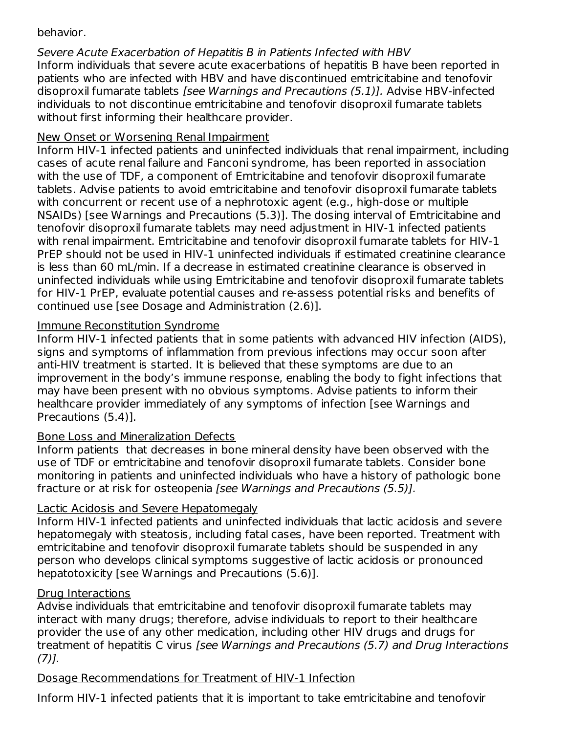behavior.

*Severe Acute Exacerbation of Hepatitis B in Patients Infected with HBV*
Inform individuals that severe acute exacerbations of hepatitis B have been reported in patients who are infected with HBV and have discontinued emtricitabine and tenofovir disoproxil fumarate tablets *[see Warnings and Precautions (5.1)].* Advise HBV-infected individuals to not discontinue emtricitabine and tenofovir disoproxil fumarate tablets without first informing their healthcare provider.

New Onset or Worsening Renal Impairment
Inform HIV-1 infected patients and uninfected individuals that renal impairment, including cases of acute renal failure and Fanconi syndrome, has been reported in association with the use of TDF, a component of Emtricitabine and tenofovir disoproxil fumarate tablets. Advise patients to avoid emtricitabine and tenofovir disoproxil fumarate tablets with concurrent or recent use of a nephrotoxic agent (e.g., high-dose or multiple NSAIDs) [see Warnings and Precautions (5.3)]. The dosing interval of Emtricitabine and tenofovir disoproxil fumarate tablets may need adjustment in HIV-1 infected patients with renal impairment. Emtricitabine and tenofovir disoproxil fumarate tablets for HIV-1 PrEP should not be used in HIV-1 uninfected individuals if estimated creatinine clearance is less than 60 mL/min. If a decrease in estimated creatinine clearance is observed in uninfected individuals while using Emtricitabine and tenofovir disoproxil fumarate tablets for HIV-1 PrEP, evaluate potential causes and re-assess potential risks and benefits of continued use [see Dosage and Administration (2.6)].

Immune Reconstitution Syndrome
Inform HIV-1 infected patients that in some patients with advanced HIV infection (AIDS), signs and symptoms of inflammation from previous infections may occur soon after anti-HIV treatment is started. It is believed that these symptoms are due to an improvement in the body's immune response, enabling the body to fight infections that may have been present with no obvious symptoms. Advise patients to inform their healthcare provider immediately of any symptoms of infection [see Warnings and Precautions (5.4)].

Bone Loss and Mineralization Defects
Inform patients that decreases in bone mineral density have been observed with the use of TDF or emtricitabine and tenofovir disoproxil fumarate tablets. Consider bone monitoring in patients and uninfected individuals who have a history of pathologic bone fracture or at risk for osteopenia *[see Warnings and Precautions (5.5)].*

Lactic Acidosis and Severe Hepatomegaly
Inform HIV-1 infected patients and uninfected individuals that lactic acidosis and severe hepatomegaly with steatosis, including fatal cases, have been reported. Treatment with emtricitabine and tenofovir disoproxil fumarate tablets should be suspended in any person who develops clinical symptoms suggestive of lactic acidosis or pronounced hepatotoxicity [see Warnings and Precautions (5.6)].

Drug Interactions
Advise individuals that emtricitabine and tenofovir disoproxil fumarate tablets may interact with many drugs; therefore, advise individuals to report to their healthcare provider the use of any other medication, including other HIV drugs and drugs for treatment of hepatitis C virus *[see Warnings and Precautions (5.7) and Drug Interactions (7)].*

Dosage Recommendations for Treatment of HIV-1 Infection

Inform HIV-1 infected patients that it is important to take emtricitabine and tenofovir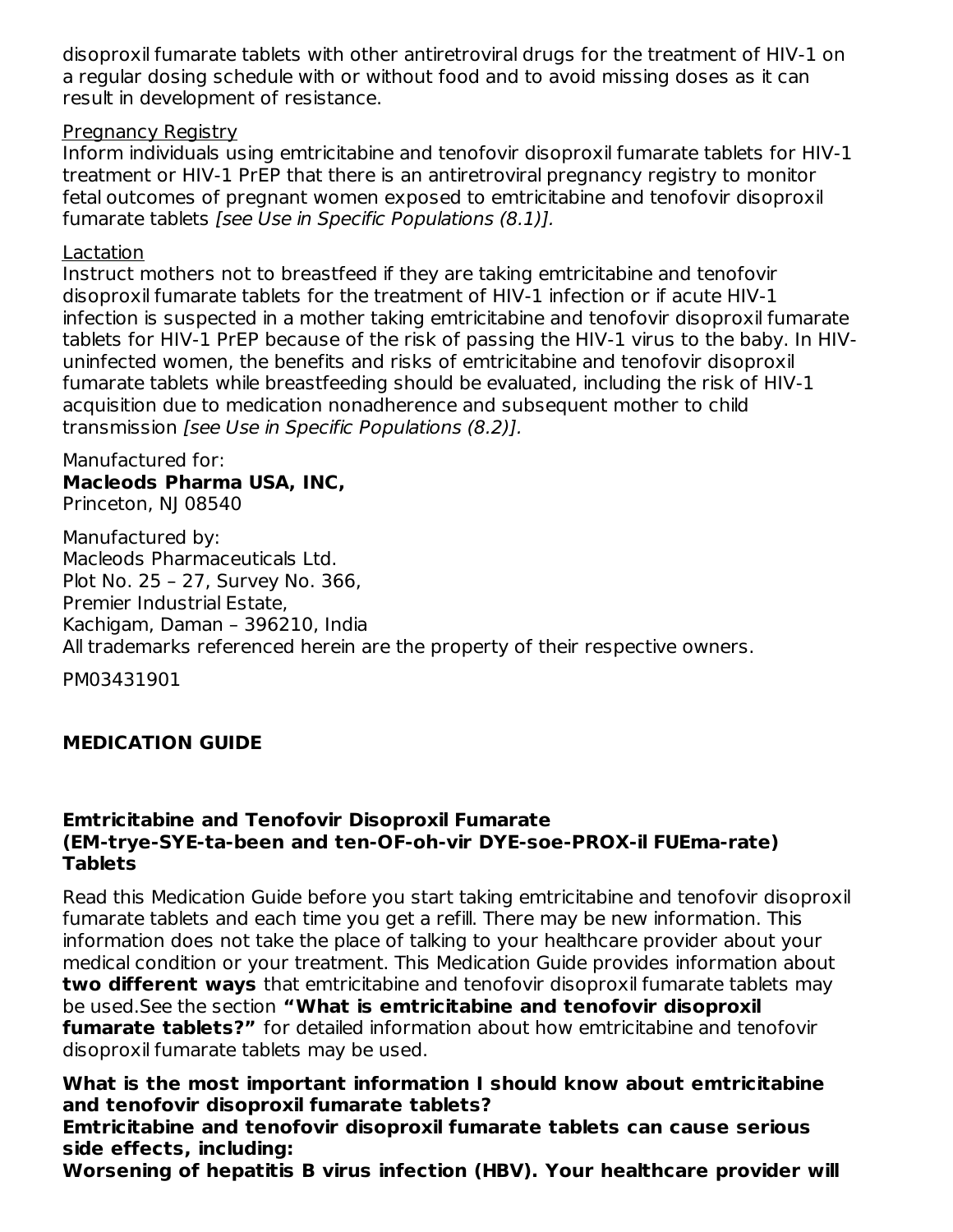disoproxil fumarate tablets with other antiretroviral drugs for the treatment of HIV-1 on a regular dosing schedule with or without food and to avoid missing doses as it can result in development of resistance.

Pregnancy Registry

Inform individuals using emtricitabine and tenofovir disoproxil fumarate tablets for HIV-1 treatment or HIV-1 PrEP that there is an antiretroviral pregnancy registry to monitor fetal outcomes of pregnant women exposed to emtricitabine and tenofovir disoproxil fumarate tablets *[see Use in Specific Populations (8.1)].*

Lactation

Instruct mothers not to breastfeed if they are taking emtricitabine and tenofovir disoproxil fumarate tablets for the treatment of HIV-1 infection or if acute HIV-1 infection is suspected in a mother taking emtricitabine and tenofovir disoproxil fumarate tablets for HIV-1 PrEP because of the risk of passing the HIV-1 virus to the baby. In HIV-uninfected women, the benefits and risks of emtricitabine and tenofovir disoproxil fumarate tablets while breastfeeding should be evaluated, including the risk of HIV-1 acquisition due to medication nonadherence and subsequent mother to child transmission *[see Use in Specific Populations (8.2)].*

Manufactured for:
**Macleods Pharma USA, INC,**
Princeton, NJ 08540

Manufactured by:
Macleods Pharmaceuticals Ltd.
Plot No. 25 – 27, Survey No. 366,
Premier Industrial Estate,
Kachigam, Daman – 396210, India
All trademarks referenced herein are the property of their respective owners.

PM03431901

## MEDICATION GUIDE

**Emtricitabine and Tenofovir Disoproxil Fumarate (EM-trye-SYE-ta-been and ten-OF-oh-vir DYE-soe-PROX-il FUEma-rate) Tablets**

Read this Medication Guide before you start taking emtricitabine and tenofovir disoproxil fumarate tablets and each time you get a refill. There may be new information. This information does not take the place of talking to your healthcare provider about your medical condition or your treatment. This Medication Guide provides information about **two different ways** that emtricitabine and tenofovir disoproxil fumarate tablets may be used.See the section **"What is emtricitabine and tenofovir disoproxil fumarate tablets?"** for detailed information about how emtricitabine and tenofovir disoproxil fumarate tablets may be used.

**What is the most important information I should know about emtricitabine and tenofovir disoproxil fumarate tablets?**

**Emtricitabine and tenofovir disoproxil fumarate tablets can cause serious side effects, including:**

**Worsening of hepatitis B virus infection (HBV). Your healthcare provider will**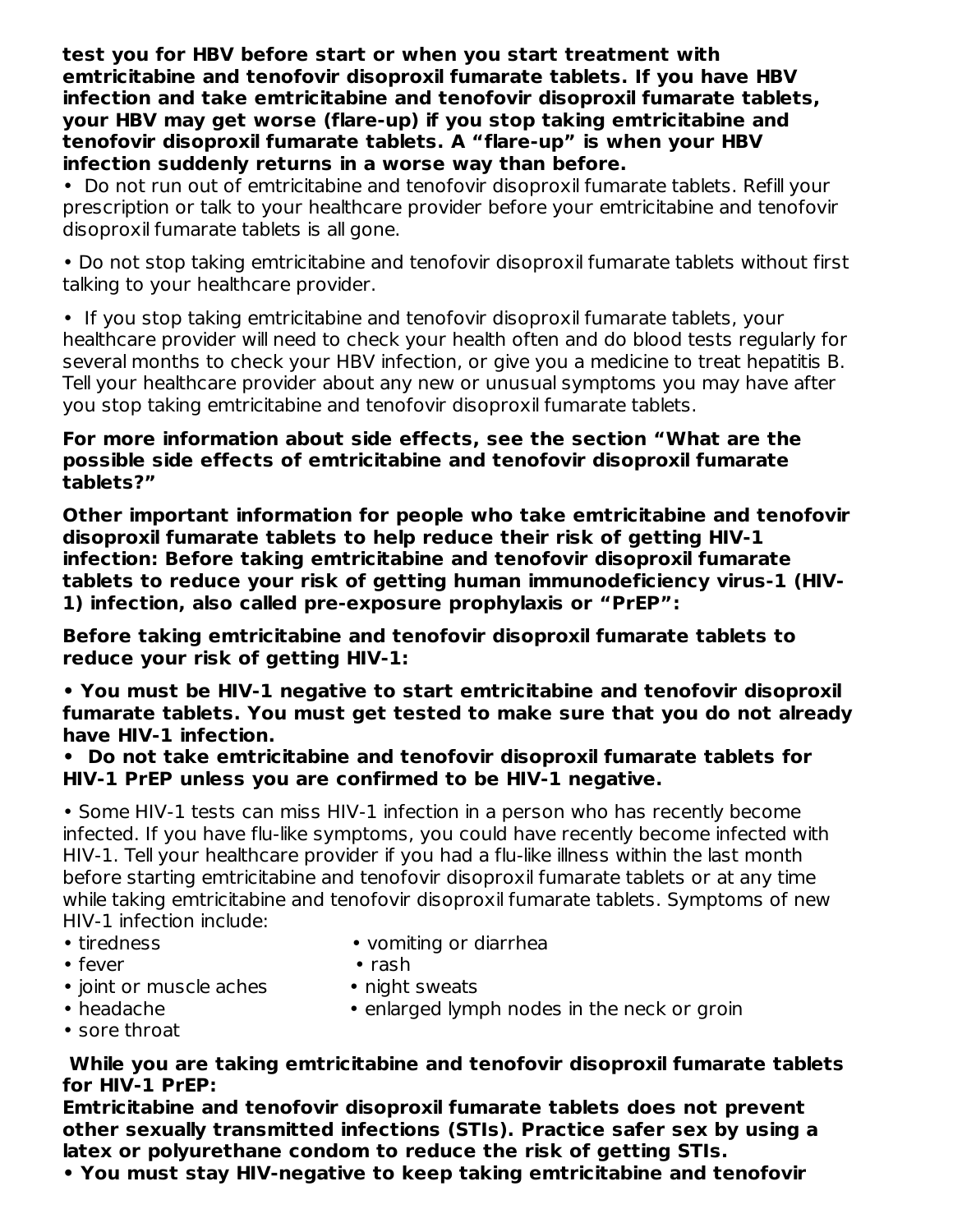**test you for HBV before start or when you start treatment with emtricitabine and tenofovir disoproxil fumarate tablets. If you have HBV infection and take emtricitabine and tenofovir disoproxil fumarate tablets, your HBV may get worse (flare-up) if you stop taking emtricitabine and tenofovir disoproxil fumarate tablets. A "flare-up" is when your HBV infection suddenly returns in a worse way than before.**

- Do not run out of emtricitabine and tenofovir disoproxil fumarate tablets. Refill your prescription or talk to your healthcare provider before your emtricitabine and tenofovir disoproxil fumarate tablets is all gone.

- Do not stop taking emtricitabine and tenofovir disoproxil fumarate tablets without first talking to your healthcare provider.

- If you stop taking emtricitabine and tenofovir disoproxil fumarate tablets, your healthcare provider will need to check your health often and do blood tests regularly for several months to check your HBV infection, or give you a medicine to treat hepatitis B. Tell your healthcare provider about any new or unusual symptoms you may have after you stop taking emtricitabine and tenofovir disoproxil fumarate tablets.

**For more information about side effects, see the section "What are the possible side effects of emtricitabine and tenofovir disoproxil fumarate tablets?"**

**Other important information for people who take emtricitabine and tenofovir disoproxil fumarate tablets to help reduce their risk of getting HIV-1 infection: Before taking emtricitabine and tenofovir disoproxil fumarate tablets to reduce your risk of getting human immunodeficiency virus-1 (HIV-1) infection, also called pre-exposure prophylaxis or "PrEP":**

**Before taking emtricitabine and tenofovir disoproxil fumarate tablets to reduce your risk of getting HIV-1:**

- **You must be HIV-1 negative to start emtricitabine and tenofovir disoproxil fumarate tablets. You must get tested to make sure that you do not already have HIV-1 infection.**
- **Do not take emtricitabine and tenofovir disoproxil fumarate tablets for HIV-1 PrEP unless you are confirmed to be HIV-1 negative.**

- Some HIV-1 tests can miss HIV-1 infection in a person who has recently become infected. If you have flu-like symptoms, you could have recently become infected with HIV-1. Tell your healthcare provider if you had a flu-like illness within the last month before starting emtricitabine and tenofovir disoproxil fumarate tablets or at any time while taking emtricitabine and tenofovir disoproxil fumarate tablets. Symptoms of new HIV-1 infection include:
  - tiredness
  - fever
  - joint or muscle aches
  - headache
  - sore throat
  - vomiting or diarrhea
  - rash
  - night sweats
  - enlarged lymph nodes in the neck or groin

**While you are taking emtricitabine and tenofovir disoproxil fumarate tablets for HIV-1 PrEP:**

**Emtricitabine and tenofovir disoproxil fumarate tablets does not prevent other sexually transmitted infections (STIs). Practice safer sex by using a latex or polyurethane condom to reduce the risk of getting STIs.**

- **You must stay HIV-negative to keep taking emtricitabine and tenofovir**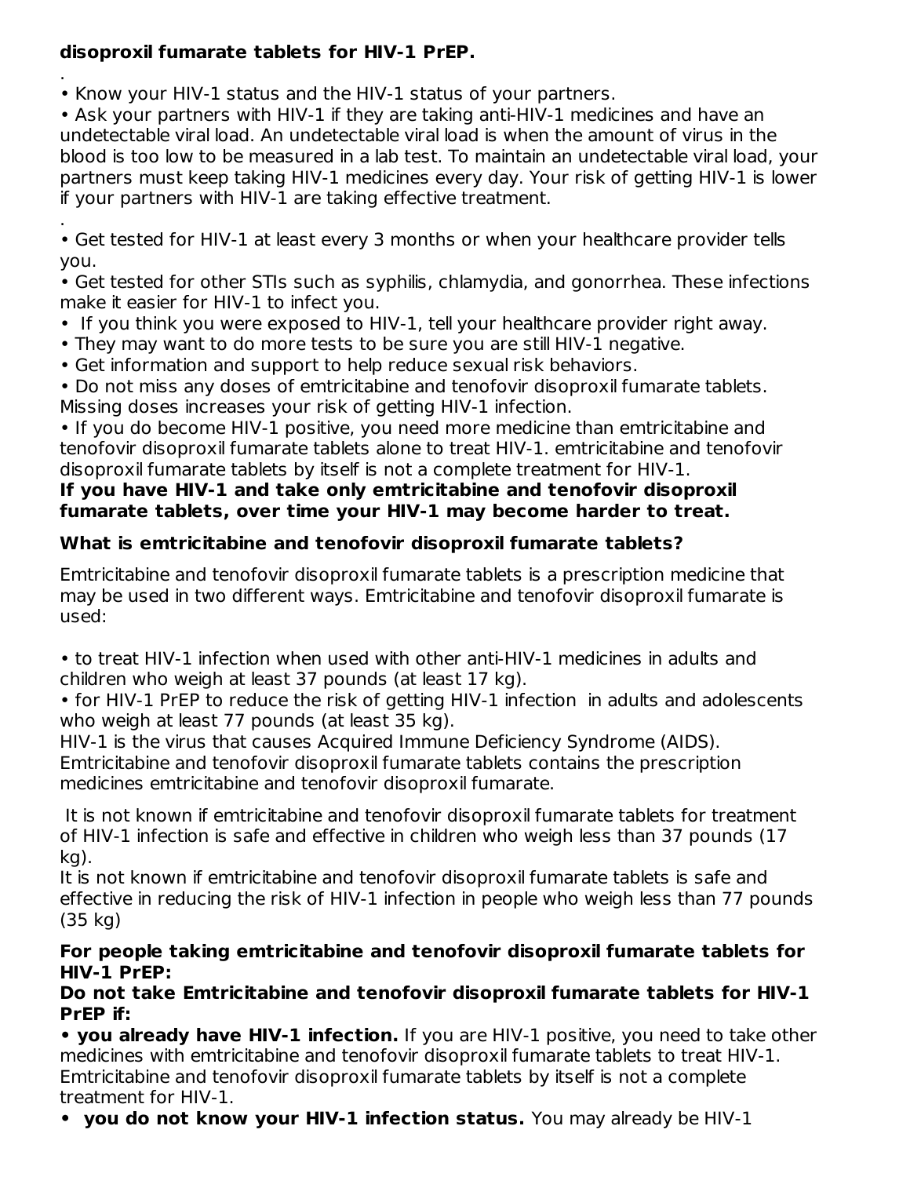**disoproxil fumarate tablets for HIV-1 PrEP.**

.

- Know your HIV-1 status and the HIV-1 status of your partners.
- Ask your partners with HIV-1 if they are taking anti-HIV-1 medicines and have an undetectable viral load. An undetectable viral load is when the amount of virus in the blood is too low to be measured in a lab test. To maintain an undetectable viral load, your partners must keep taking HIV-1 medicines every day. Your risk of getting HIV-1 is lower if your partners with HIV-1 are taking effective treatment.

.

- Get tested for HIV-1 at least every 3 months or when your healthcare provider tells you.
- Get tested for other STIs such as syphilis, chlamydia, and gonorrhea. These infections make it easier for HIV-1 to infect you.
- If you think you were exposed to HIV-1, tell your healthcare provider right away.
- They may want to do more tests to be sure you are still HIV-1 negative.
- Get information and support to help reduce sexual risk behaviors.
- Do not miss any doses of emtricitabine and tenofovir disoproxil fumarate tablets. Missing doses increases your risk of getting HIV-1 infection.
- If you do become HIV-1 positive, you need more medicine than emtricitabine and tenofovir disoproxil fumarate tablets alone to treat HIV-1. emtricitabine and tenofovir disoproxil fumarate tablets by itself is not a complete treatment for HIV-1.

**If you have HIV-1 and take only emtricitabine and tenofovir disoproxil fumarate tablets, over time your HIV-1 may become harder to treat.**

**What is emtricitabine and tenofovir disoproxil fumarate tablets?**

Emtricitabine and tenofovir disoproxil fumarate tablets is a prescription medicine that may be used in two different ways. Emtricitabine and tenofovir disoproxil fumarate is used:

- to treat HIV-1 infection when used with other anti-HIV-1 medicines in adults and children who weigh at least 37 pounds (at least 17 kg).
- for HIV-1 PrEP to reduce the risk of getting HIV-1 infection in adults and adolescents who weigh at least 77 pounds (at least 35 kg).

HIV-1 is the virus that causes Acquired Immune Deficiency Syndrome (AIDS). Emtricitabine and tenofovir disoproxil fumarate tablets contains the prescription medicines emtricitabine and tenofovir disoproxil fumarate.

It is not known if emtricitabine and tenofovir disoproxil fumarate tablets for treatment of HIV-1 infection is safe and effective in children who weigh less than 37 pounds (17 kg).

It is not known if emtricitabine and tenofovir disoproxil fumarate tablets is safe and effective in reducing the risk of HIV-1 infection in people who weigh less than 77 pounds (35 kg)

**For people taking emtricitabine and tenofovir disoproxil fumarate tablets for HIV-1 PrEP:**

**Do not take Emtricitabine and tenofovir disoproxil fumarate tablets for HIV-1 PrEP if:**

- **you already have HIV-1 infection.** If you are HIV-1 positive, you need to take other medicines with emtricitabine and tenofovir disoproxil fumarate tablets to treat HIV-1. Emtricitabine and tenofovir disoproxil fumarate tablets by itself is not a complete treatment for HIV-1.
- **you do not know your HIV-1 infection status.** You may already be HIV-1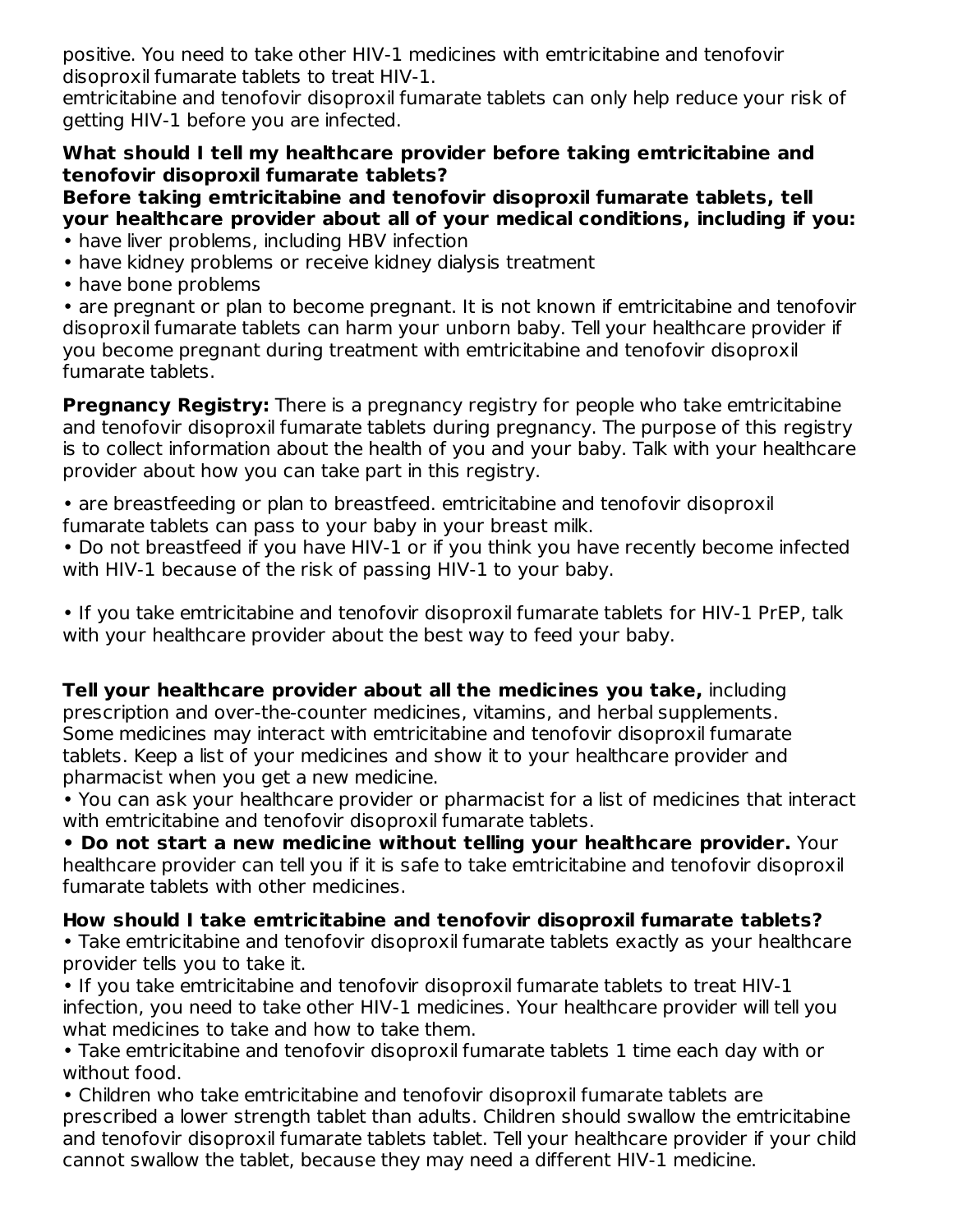positive. You need to take other HIV-1 medicines with emtricitabine and tenofovir disoproxil fumarate tablets to treat HIV-1.
emtricitabine and tenofovir disoproxil fumarate tablets can only help reduce your risk of getting HIV-1 before you are infected.

**What should I tell my healthcare provider before taking emtricitabine and tenofovir disoproxil fumarate tablets?**

**Before taking emtricitabine and tenofovir disoproxil fumarate tablets, tell your healthcare provider about all of your medical conditions, including if you:**

- have liver problems, including HBV infection
- have kidney problems or receive kidney dialysis treatment
- have bone problems
- are pregnant or plan to become pregnant. It is not known if emtricitabine and tenofovir disoproxil fumarate tablets can harm your unborn baby. Tell your healthcare provider if you become pregnant during treatment with emtricitabine and tenofovir disoproxil fumarate tablets.

**Pregnancy Registry:** There is a pregnancy registry for people who take emtricitabine and tenofovir disoproxil fumarate tablets during pregnancy. The purpose of this registry is to collect information about the health of you and your baby. Talk with your healthcare provider about how you can take part in this registry.

- are breastfeeding or plan to breastfeed. emtricitabine and tenofovir disoproxil fumarate tablets can pass to your baby in your breast milk.
- Do not breastfeed if you have HIV-1 or if you think you have recently become infected with HIV-1 because of the risk of passing HIV-1 to your baby.

- If you take emtricitabine and tenofovir disoproxil fumarate tablets for HIV-1 PrEP, talk with your healthcare provider about the best way to feed your baby.

**Tell your healthcare provider about all the medicines you take,** including prescription and over-the-counter medicines, vitamins, and herbal supplements. Some medicines may interact with emtricitabine and tenofovir disoproxil fumarate tablets. Keep a list of your medicines and show it to your healthcare provider and pharmacist when you get a new medicine.

- You can ask your healthcare provider or pharmacist for a list of medicines that interact with emtricitabine and tenofovir disoproxil fumarate tablets.
- **Do not start a new medicine without telling your healthcare provider.** Your healthcare provider can tell you if it is safe to take emtricitabine and tenofovir disoproxil fumarate tablets with other medicines.

**How should I take emtricitabine and tenofovir disoproxil fumarate tablets?**

- Take emtricitabine and tenofovir disoproxil fumarate tablets exactly as your healthcare provider tells you to take it.
- If you take emtricitabine and tenofovir disoproxil fumarate tablets to treat HIV-1 infection, you need to take other HIV-1 medicines. Your healthcare provider will tell you what medicines to take and how to take them.
- Take emtricitabine and tenofovir disoproxil fumarate tablets 1 time each day with or without food.
- Children who take emtricitabine and tenofovir disoproxil fumarate tablets are prescribed a lower strength tablet than adults. Children should swallow the emtricitabine and tenofovir disoproxil fumarate tablets tablet. Tell your healthcare provider if your child cannot swallow the tablet, because they may need a different HIV-1 medicine.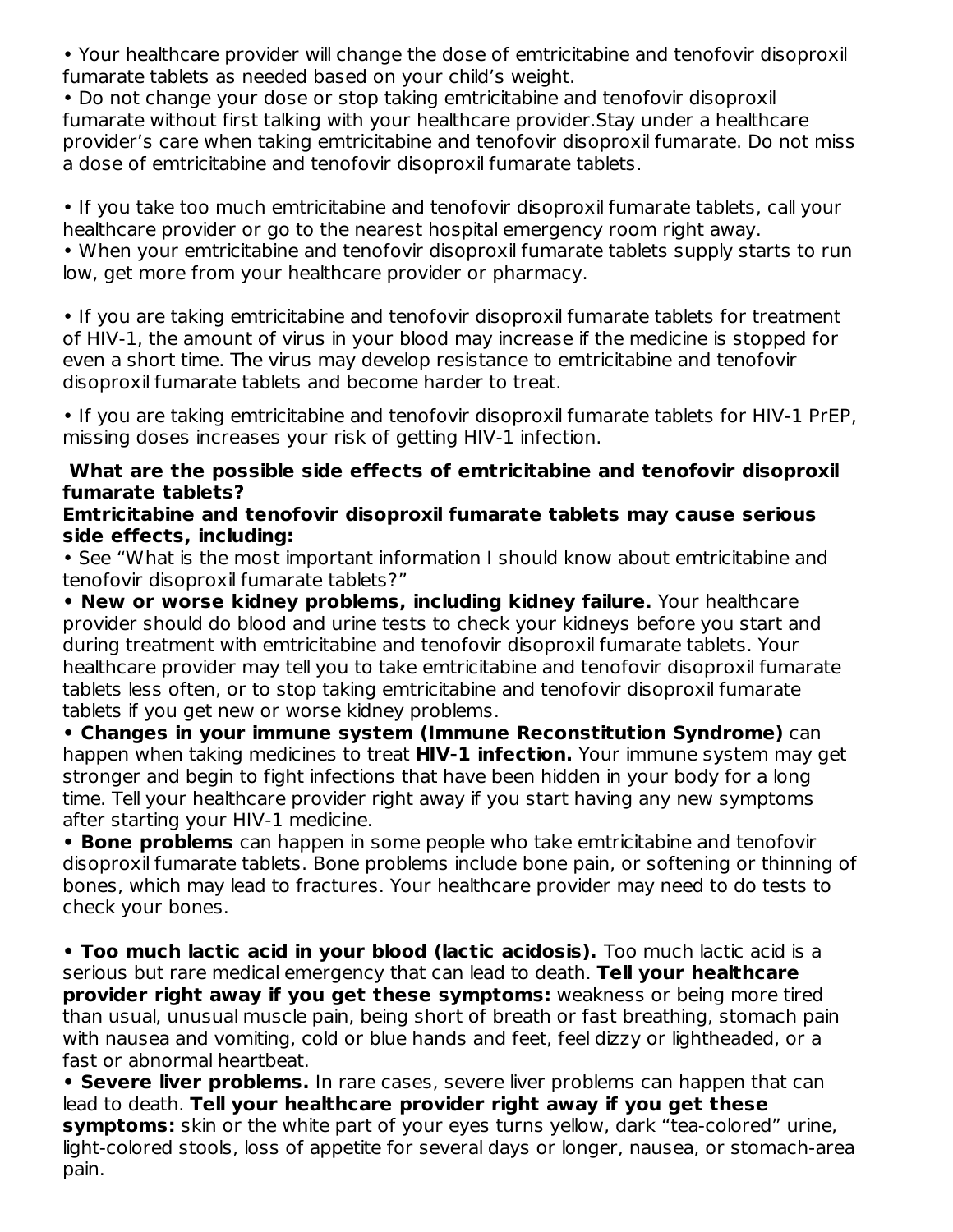- Your healthcare provider will change the dose of emtricitabine and tenofovir disoproxil fumarate tablets as needed based on your child's weight.
- Do not change your dose or stop taking emtricitabine and tenofovir disoproxil fumarate without first talking with your healthcare provider.Stay under a healthcare provider's care when taking emtricitabine and tenofovir disoproxil fumarate. Do not miss a dose of emtricitabine and tenofovir disoproxil fumarate tablets.

- If you take too much emtricitabine and tenofovir disoproxil fumarate tablets, call your healthcare provider or go to the nearest hospital emergency room right away.
- When your emtricitabine and tenofovir disoproxil fumarate tablets supply starts to run low, get more from your healthcare provider or pharmacy.

- If you are taking emtricitabine and tenofovir disoproxil fumarate tablets for treatment of HIV-1, the amount of virus in your blood may increase if the medicine is stopped for even a short time. The virus may develop resistance to emtricitabine and tenofovir disoproxil fumarate tablets and become harder to treat.

- If you are taking emtricitabine and tenofovir disoproxil fumarate tablets for HIV-1 PrEP, missing doses increases your risk of getting HIV-1 infection.

**What are the possible side effects of emtricitabine and tenofovir disoproxil fumarate tablets?**

**Emtricitabine and tenofovir disoproxil fumarate tablets may cause serious side effects, including:**

- See "What is the most important information I should know about emtricitabine and tenofovir disoproxil fumarate tablets?"
- **New or worse kidney problems, including kidney failure.** Your healthcare provider should do blood and urine tests to check your kidneys before you start and during treatment with emtricitabine and tenofovir disoproxil fumarate tablets. Your healthcare provider may tell you to take emtricitabine and tenofovir disoproxil fumarate tablets less often, or to stop taking emtricitabine and tenofovir disoproxil fumarate tablets if you get new or worse kidney problems.
- **Changes in your immune system (Immune Reconstitution Syndrome)** can happen when taking medicines to treat **HIV-1 infection.** Your immune system may get stronger and begin to fight infections that have been hidden in your body for a long time. Tell your healthcare provider right away if you start having any new symptoms after starting your HIV-1 medicine.
- **Bone problems** can happen in some people who take emtricitabine and tenofovir disoproxil fumarate tablets. Bone problems include bone pain, or softening or thinning of bones, which may lead to fractures. Your healthcare provider may need to do tests to check your bones.

- **Too much lactic acid in your blood (lactic acidosis).** Too much lactic acid is a serious but rare medical emergency that can lead to death. **Tell your healthcare provider right away if you get these symptoms:** weakness or being more tired than usual, unusual muscle pain, being short of breath or fast breathing, stomach pain with nausea and vomiting, cold or blue hands and feet, feel dizzy or lightheaded, or a fast or abnormal heartbeat.
- **Severe liver problems.** In rare cases, severe liver problems can happen that can lead to death. **Tell your healthcare provider right away if you get these symptoms:** skin or the white part of your eyes turns yellow, dark "tea-colored" urine, light-colored stools, loss of appetite for several days or longer, nausea, or stomach-area pain.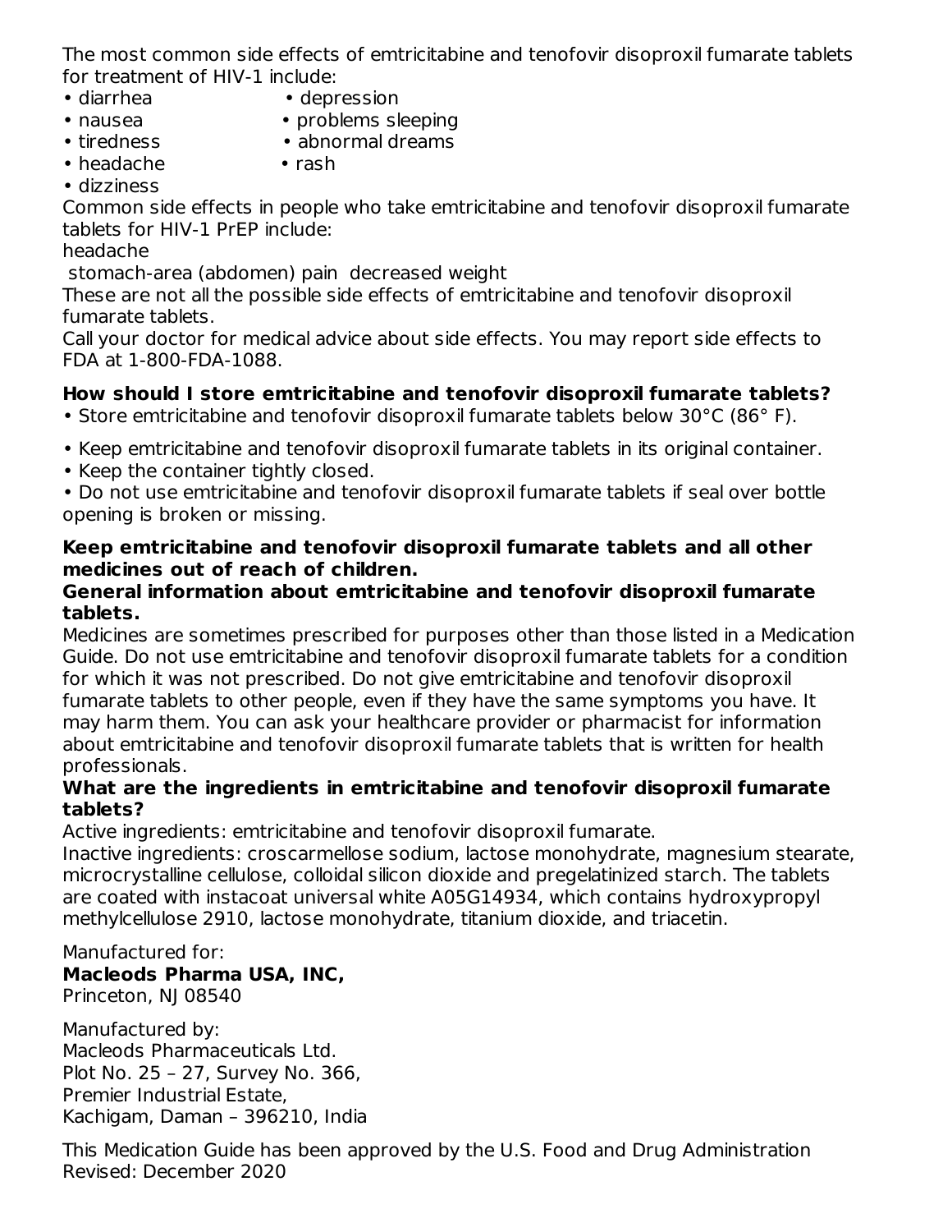The most common side effects of emtricitabine and tenofovir disoproxil fumarate tablets for treatment of HIV-1 include:

- diarrhea
- nausea
- tiredness
- headache
- dizziness
- depression
- problems sleeping
- abnormal dreams
- rash

Common side effects in people who take emtricitabine and tenofovir disoproxil fumarate tablets for HIV-1 PrEP include:

headache

stomach-area (abdomen) pain decreased weight

These are not all the possible side effects of emtricitabine and tenofovir disoproxil fumarate tablets.

Call your doctor for medical advice about side effects. You may report side effects to FDA at 1-800-FDA-1088.

**How should I store emtricitabine and tenofovir disoproxil fumarate tablets?**

- Store emtricitabine and tenofovir disoproxil fumarate tablets below 30°C (86° F).
- Keep emtricitabine and tenofovir disoproxil fumarate tablets in its original container.
- Keep the container tightly closed.
- Do not use emtricitabine and tenofovir disoproxil fumarate tablets if seal over bottle opening is broken or missing.

**Keep emtricitabine and tenofovir disoproxil fumarate tablets and all other medicines out of reach of children.**

**General information about emtricitabine and tenofovir disoproxil fumarate tablets.**

Medicines are sometimes prescribed for purposes other than those listed in a Medication Guide. Do not use emtricitabine and tenofovir disoproxil fumarate tablets for a condition for which it was not prescribed. Do not give emtricitabine and tenofovir disoproxil fumarate tablets to other people, even if they have the same symptoms you have. It may harm them. You can ask your healthcare provider or pharmacist for information about emtricitabine and tenofovir disoproxil fumarate tablets that is written for health professionals.

**What are the ingredients in emtricitabine and tenofovir disoproxil fumarate tablets?**

Active ingredients: emtricitabine and tenofovir disoproxil fumarate.

Inactive ingredients: croscarmellose sodium, lactose monohydrate, magnesium stearate, microcrystalline cellulose, colloidal silicon dioxide and pregelatinized starch. The tablets are coated with instacoat universal white A05G14934, which contains hydroxypropyl methylcellulose 2910, lactose monohydrate, titanium dioxide, and triacetin.

Manufactured for:
**Macleods Pharma USA, INC,**
Princeton, NJ 08540

Manufactured by:
Macleods Pharmaceuticals Ltd.
Plot No. 25 – 27, Survey No. 366,
Premier Industrial Estate,
Kachigam, Daman – 396210, India

This Medication Guide has been approved by the U.S. Food and Drug Administration
Revised: December 2020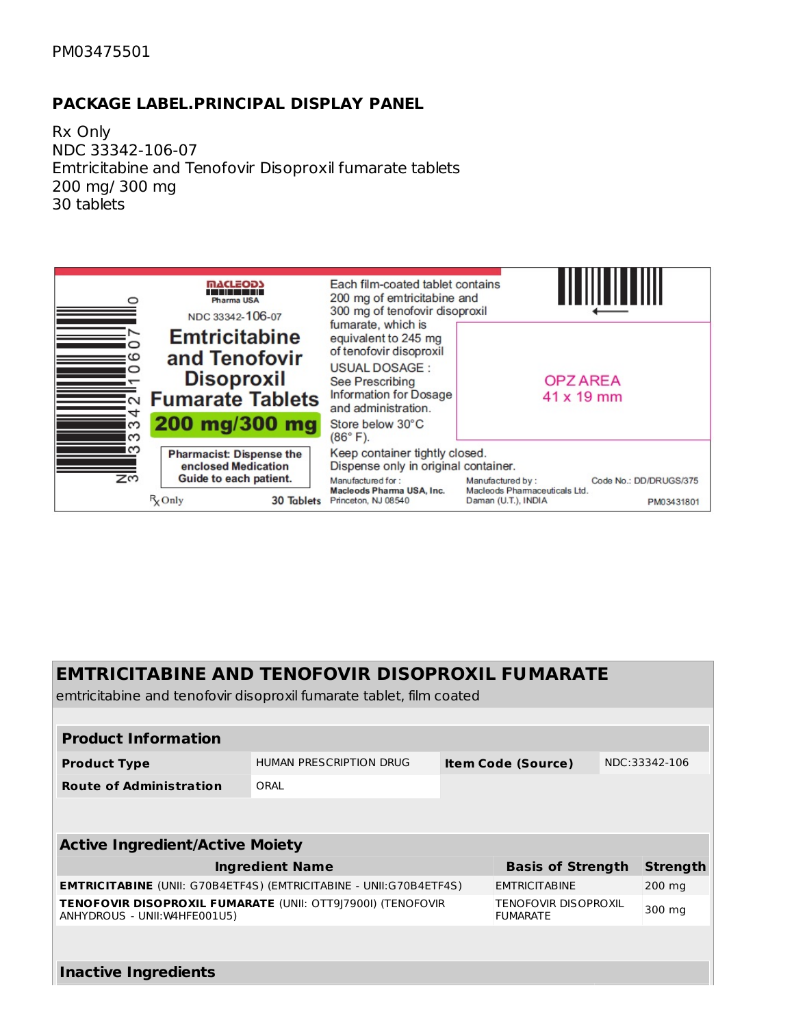PM03475501

## PACKAGE LABEL.PRINCIPAL DISPLAY PANEL

Rx Only
NDC 33342-106-07
Emtricitabine and Tenofovir Disoproxil fumarate tablets
200 mg/ 300 mg
30 tablets

MACLEODS Pharma USA

NDC 33342-106-07

**Emtricitabine and Tenofovir Disoproxil Fumarate Tablets**

**200 mg/300 mg**

**Pharmacist: Dispense the enclosed Medication Guide to each patient.**

Rx Only 30 Tablets

Each film-coated tablet contains 200 mg of emtricitabine and 300 mg of tenofovir disoproxil fumarate, which is equivalent to 245 mg of tenofovir disoproxil

USUAL DOSAGE : See Prescribing Information for Dosage and administration.

Store below 30°C (86° F).

Keep container tightly closed.
Dispense only in original container.

OPZ AREA
41 x 19 mm

Manufactured for :
**Macleods Pharma USA, Inc.**
Princeton, NJ 08540

Manufactured by :
Macleods Pharmaceuticals Ltd.
Daman (U.T.), INDIA

Code No.: DD/DRUGS/375

PM03431801

N 3 33342 10607 0

## EMTRICITABINE AND TENOFOVIR DISOPROXIL FUMARATE

emtricitabine and tenofovir disoproxil fumarate tablet, film coated

| **Product Information** | | | |
|---|---|---|---|
| **Product Type** | HUMAN PRESCRIPTION DRUG | **Item Code (Source)** | NDC:33342-106 |
| **Route of Administration** | ORAL | | |

| **Active Ingredient/Active Moiety** | | |
|---|---|---|
| **Ingredient Name** | **Basis of Strength** | **Strength** |
| **EMTRICITABINE** (UNII: G70B4ETF4S) (EMTRICITABINE - UNII:G70B4ETF4S) | EMTRICITABINE | 200 mg |
| **TENOFOVIR DISOPROXIL FUMARATE** (UNII: OTT9J7900I) (TENOFOVIR ANHYDROUS - UNII:W4HFE001U5) | TENOFOVIR DISOPROXIL FUMARATE | 300 mg |

| **Inactive Ingredients** |
|---|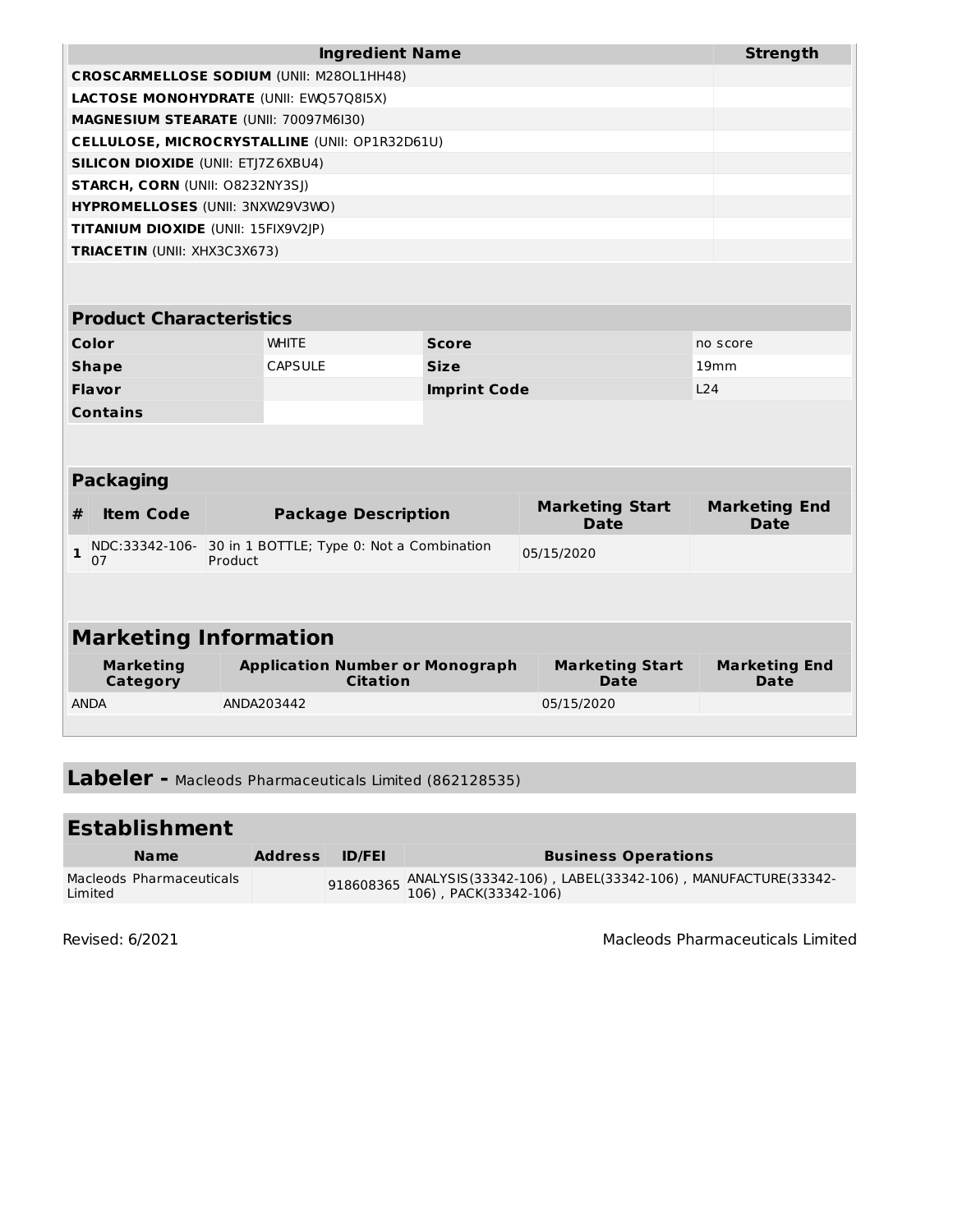| Ingredient Name | Strength |
|---|---|
| **CROSCARMELLOSE SODIUM** (UNII: M28OL1HH48) | |
| **LACTOSE MONOHYDRATE** (UNII: EWQ57Q8I5X) | |
| **MAGNESIUM STEARATE** (UNII: 70097M6I30) | |
| **CELLULOSE, MICROCRYSTALLINE** (UNII: OP1R32D61U) | |
| **SILICON DIOXIDE** (UNII: ETJ7Z6XBU4) | |
| **STARCH, CORN** (UNII: O8232NY3SJ) | |
| **HYPROMELLOSES** (UNII: 3NXW29V3WO) | |
| **TITANIUM DIOXIDE** (UNII: 15FIX9V2JP) | |
| **TRIACETIN** (UNII: XHX3C3X673) | |

## Product Characteristics

| | | | |
|---|---|---|---|
| **Color** | WHITE | **Score** | no score |
| **Shape** | CAPSULE | **Size** | 19mm |
| **Flavor** | | **Imprint Code** | L24 |
| **Contains** | | | |

## Packaging

| # | Item Code | Package Description | Marketing Start Date | Marketing End Date |
|---|---|---|---|---|
| 1 | NDC:33342-106-07 | 30 in 1 BOTTLE; Type 0: Not a Combination Product | 05/15/2020 | |

## Marketing Information

| Marketing Category | Application Number or Monograph Citation | Marketing Start Date | Marketing End Date |
|---|---|---|---|
| ANDA | ANDA203442 | 05/15/2020 | |

## Labeler - Macleods Pharmaceuticals Limited (862128535)

## Establishment

| Name | Address | ID/FEI | Business Operations |
|---|---|---|---|
| Macleods Pharmaceuticals Limited | | 918608365 | ANALYSIS(33342-106) , LABEL(33342-106) , MANUFACTURE(33342-106) , PACK(33342-106) |

Revised: 6/2021

Macleods Pharmaceuticals Limited